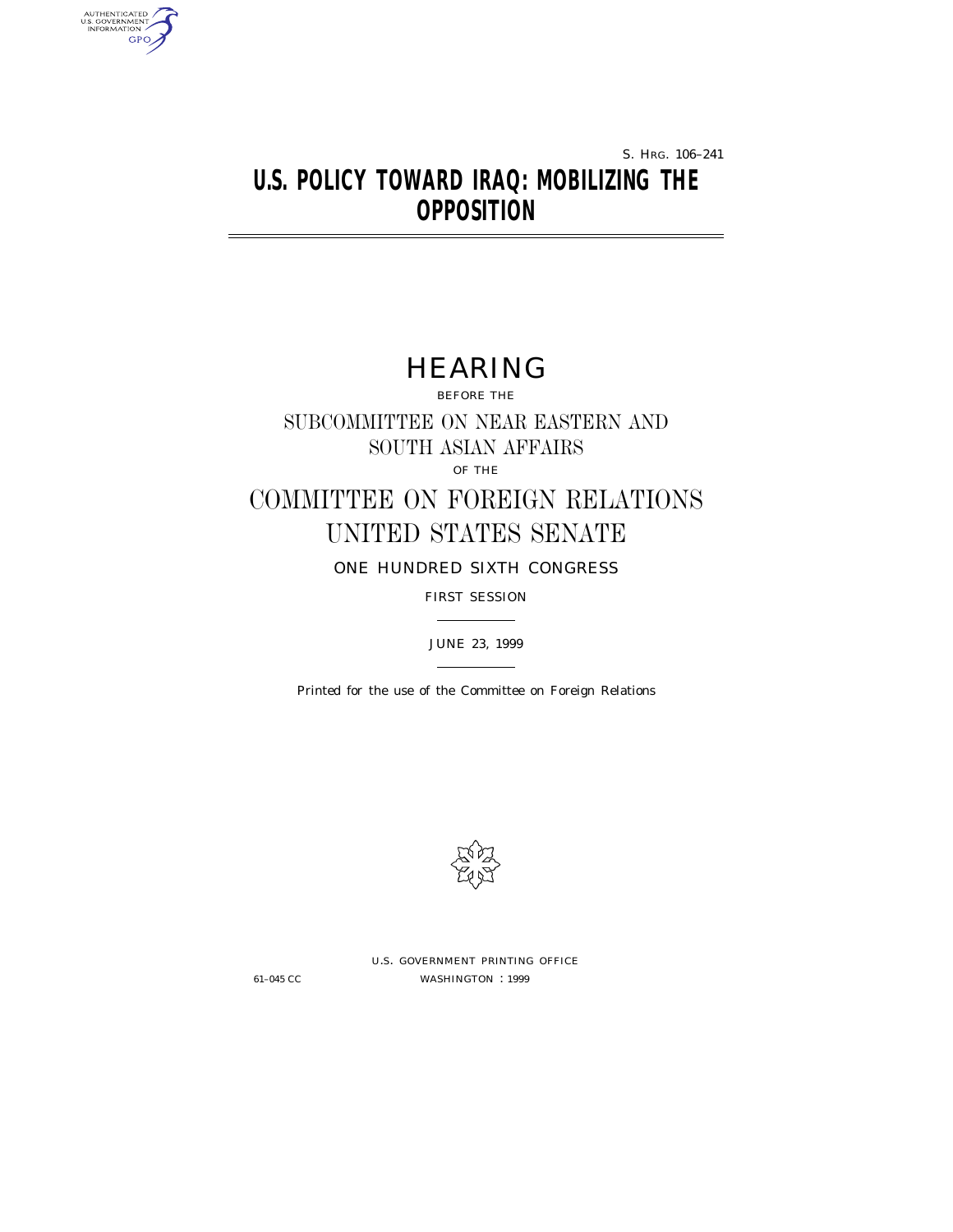S. HRG. 106–241

# U.S. POLICY TOWARD IRAQ: MOBILIZING THE OPPOSITION

## HEARING

BEFORE THE

SUBCOMMITTEE ON NEAR EASTERN AND SOUTH ASIAN AFFAIRS

OF THE

COMMITTEE ON FOREIGN RELATIONS UNITED STATES SENATE

ONE HUNDRED SIXTH CONGRESS

FIRST SESSION

JUNE 23, 1999

Printed for the use of the Committee on Foreign Relations

U.S. GOVERNMENT PRINTING OFFICE

61–045 CC WASHINGTON : 1999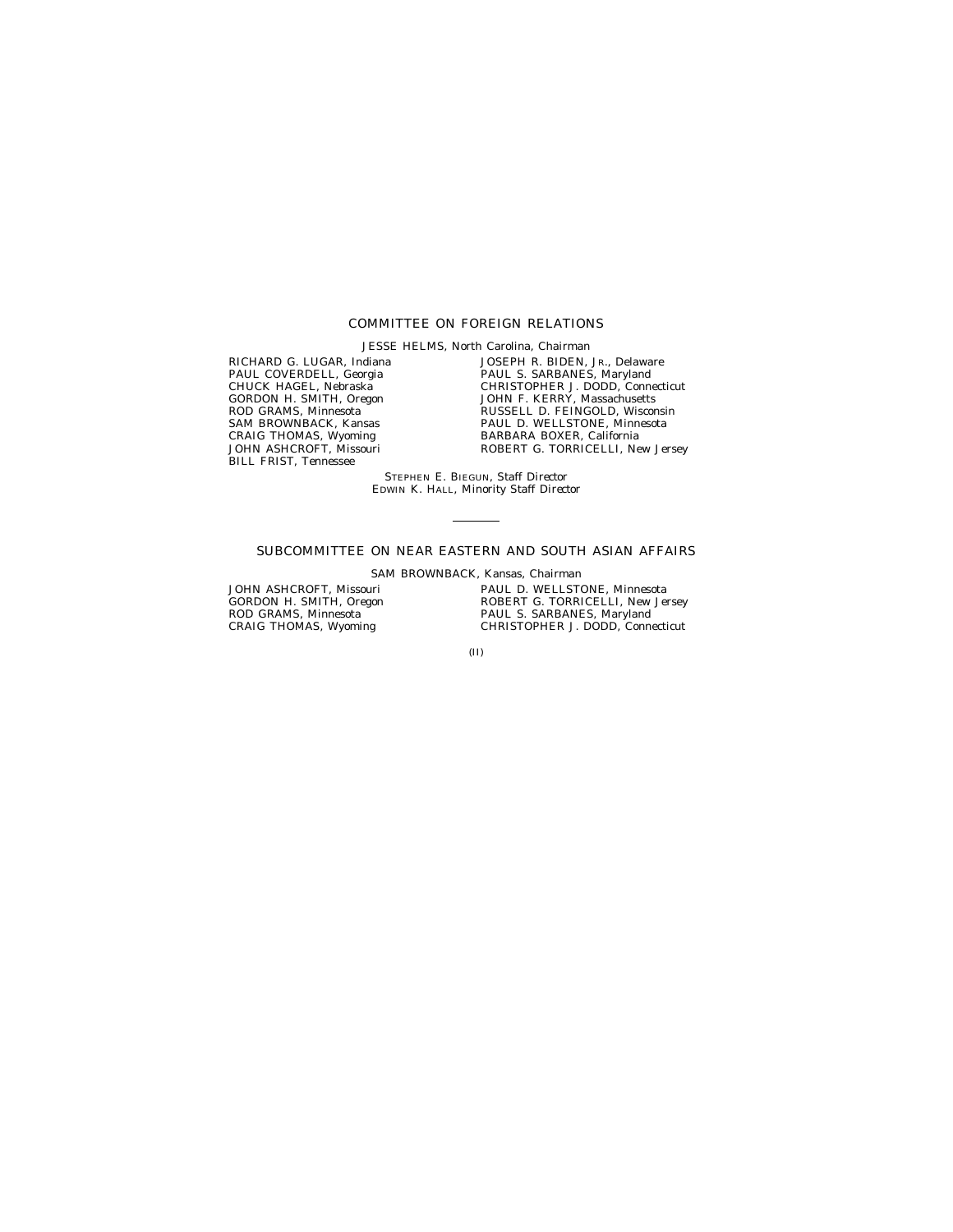## COMMITTEE ON FOREIGN RELATIONS

JESSE HELMS, North Carolina, *Chairman*

RICHARD G. LUGAR, Indiana
PAUL COVERDELL, Georgia
CHUCK HAGEL, Nebraska
GORDON H. SMITH, Oregon
ROD GRAMS, Minnesota
SAM BROWNBACK, Kansas
CRAIG THOMAS, Wyoming
JOHN ASHCROFT, Missouri
BILL FRIST, Tennessee

JOSEPH R. BIDEN, JR., Delaware
PAUL S. SARBANES, Maryland
CHRISTOPHER J. DODD, Connecticut
JOHN F. KERRY, Massachusetts
RUSSELL D. FEINGOLD, Wisconsin
PAUL D. WELLSTONE, Minnesota
BARBARA BOXER, California
ROBERT G. TORRICELLI, New Jersey

STEPHEN E. BIEGUN, *Staff Director*
EDWIN K. HALL, *Minority Staff Director*

---

## SUBCOMMITTEE ON NEAR EASTERN AND SOUTH ASIAN AFFAIRS

SAM BROWNBACK, Kansas, *Chairman*

JOHN ASHCROFT, Missouri
GORDON H. SMITH, Oregon
ROD GRAMS, Minnesota
CRAIG THOMAS, Wyoming

PAUL D. WELLSTONE, Minnesota
ROBERT G. TORRICELLI, New Jersey
PAUL S. SARBANES, Maryland
CHRISTOPHER J. DODD, Connecticut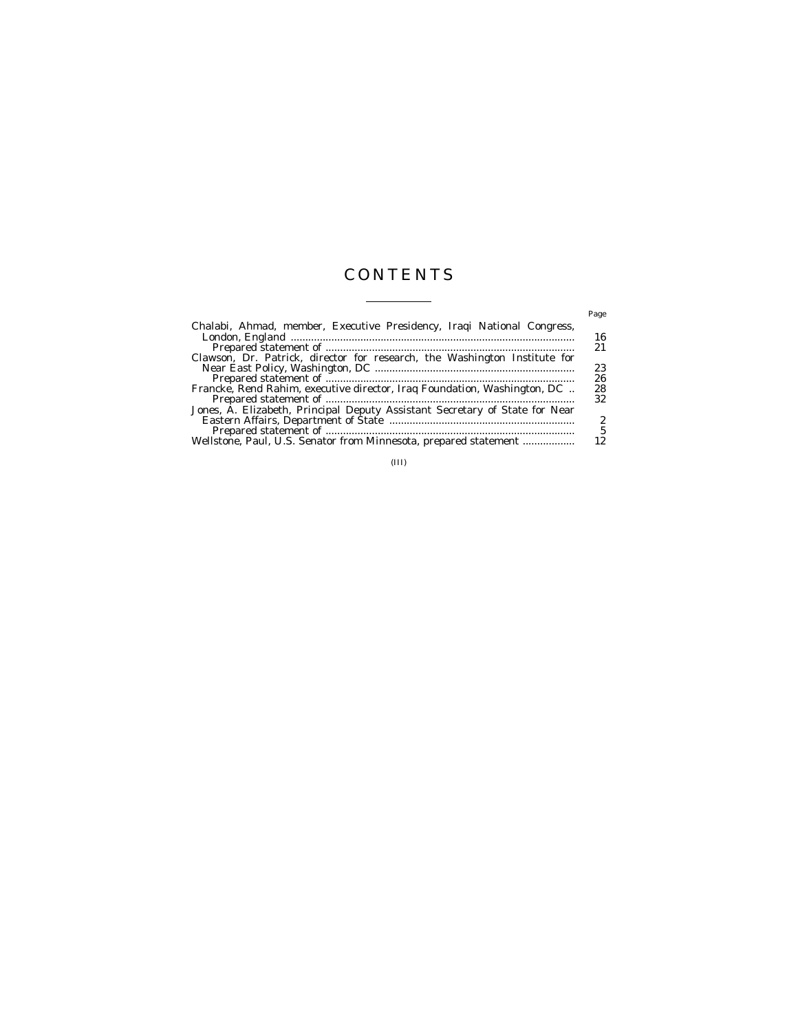# CONTENTS

| | Page |
|---|---|
| Chalabi, Ahmad, member, Executive Presidency, Iraqi National Congress, London, England | 16 |
| Prepared statement of | 21 |
| Clawson, Dr. Patrick, director for research, the Washington Institute for Near East Policy, Washington, DC | 23 |
| Prepared statement of | 26 |
| Francke, Rend Rahim, executive director, Iraq Foundation, Washington, DC | 28 |
| Prepared statement of | 32 |
| Jones, A. Elizabeth, Principal Deputy Assistant Secretary of State for Near Eastern Affairs, Department of State | 2 |
| Prepared statement of | 5 |
| Wellstone, Paul, U.S. Senator from Minnesota, prepared statement | 12 |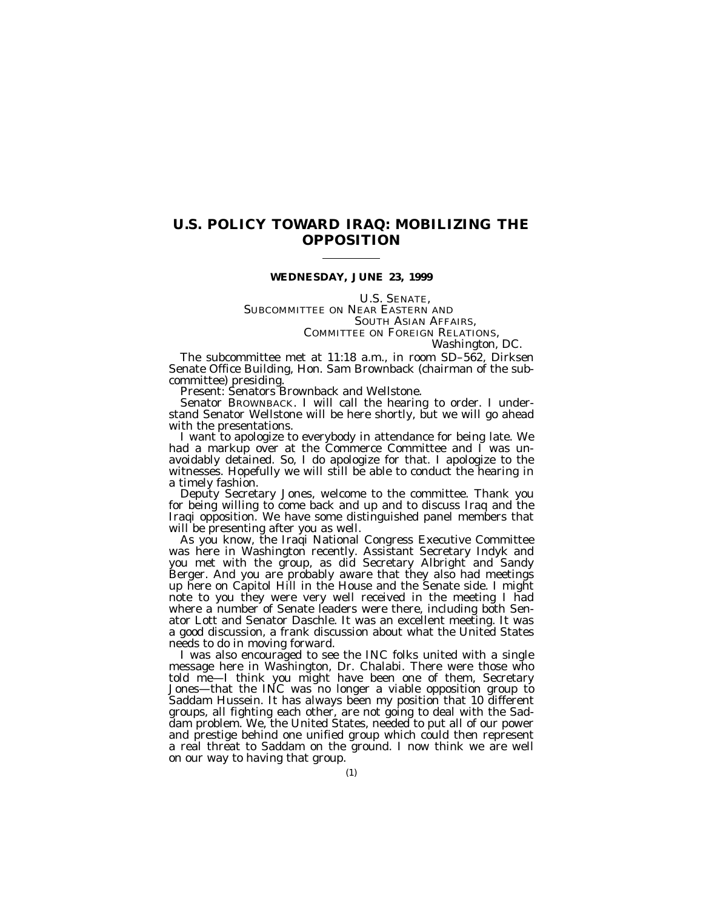# U.S. POLICY TOWARD IRAQ: MOBILIZING THE OPPOSITION

**WEDNESDAY, JUNE 23, 1999**

U.S. SENATE,
SUBCOMMITTEE ON NEAR EASTERN AND SOUTH ASIAN AFFAIRS,
COMMITTEE ON FOREIGN RELATIONS,
*Washington, DC.*

The subcommittee met at 11:18 a.m., in room SD–562, Dirksen Senate Office Building, Hon. Sam Brownback (chairman of the subcommittee) presiding.

Present: Senators Brownback and Wellstone.

Senator BROWNBACK. I will call the hearing to order. I understand Senator Wellstone will be here shortly, but we will go ahead with the presentations.

I want to apologize to everybody in attendance for being late. We had a markup over at the Commerce Committee and I was unavoidably detained. So, I do apologize for that. I apologize to the witnesses. Hopefully we will still be able to conduct the hearing in a timely fashion.

Deputy Secretary Jones, welcome to the committee. Thank you for being willing to come back and up and to discuss Iraq and the Iraqi opposition. We have some distinguished panel members that will be presenting after you as well.

As you know, the Iraqi National Congress Executive Committee was here in Washington recently. Assistant Secretary Indyk and you met with the group, as did Secretary Albright and Sandy Berger. And you are probably aware that they also had meetings up here on Capitol Hill in the House and the Senate side. I might note to you they were very well received in the meeting I had where a number of Senate leaders were there, including both Senator Lott and Senator Daschle. It was an excellent meeting. It was a good discussion, a frank discussion about what the United States needs to do in moving forward.

I was also encouraged to see the INC folks united with a single message here in Washington, Dr. Chalabi. There were those who told me—I think you might have been one of them, Secretary Jones—that the INC was no longer a viable opposition group to Saddam Hussein. It has always been my position that 10 different groups, all fighting each other, are not going to deal with the Saddam problem. We, the United States, needed to put all of our power and prestige behind one unified group which could then represent a real threat to Saddam on the ground. I now think we are well on our way to having that group.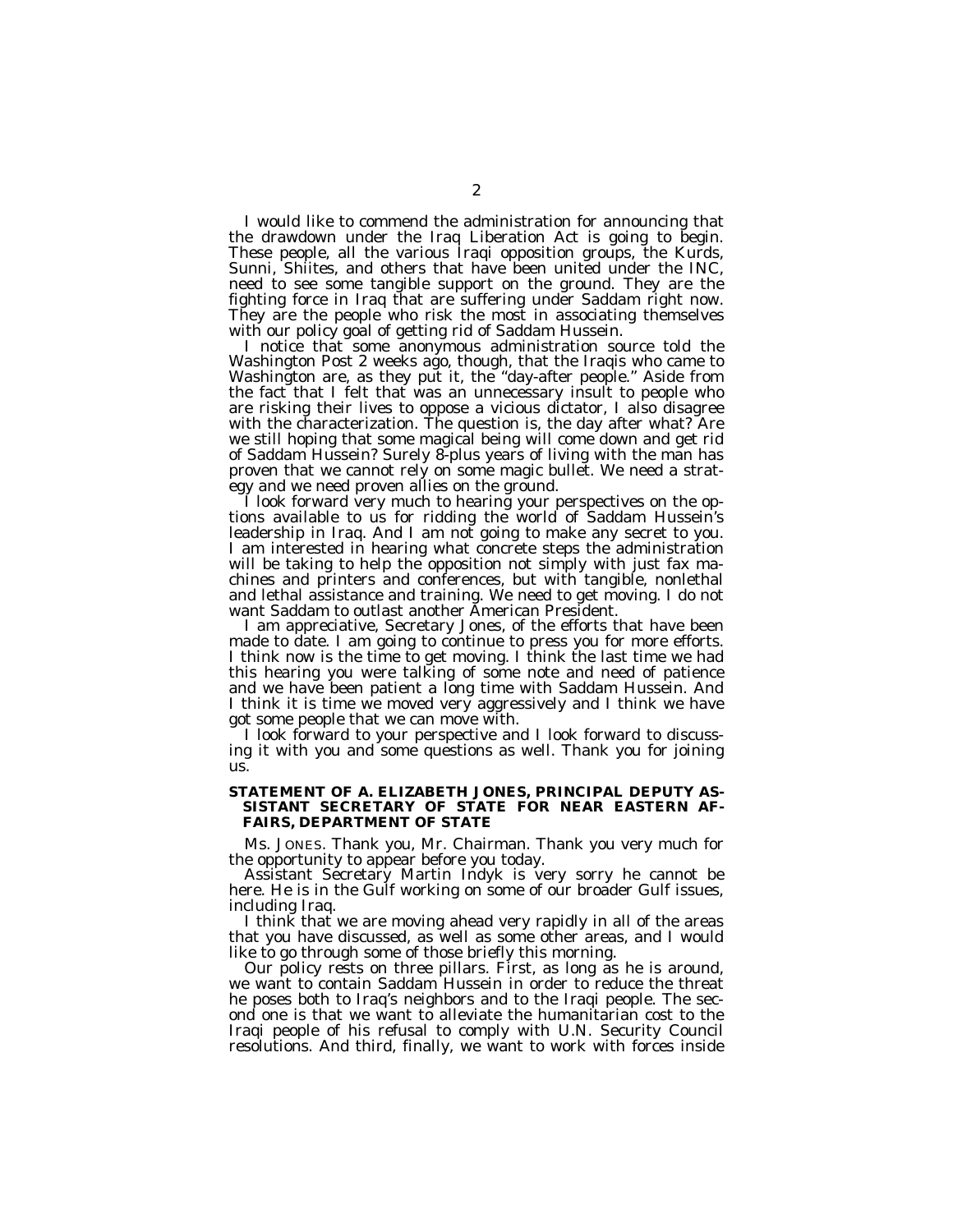I would like to commend the administration for announcing that the drawdown under the Iraq Liberation Act is going to begin. These people, all the various Iraqi opposition groups, the Kurds, Sunni, Shiites, and others that have been united under the INC, need to see some tangible support on the ground. They are the fighting force in Iraq that are suffering under Saddam right now. They are the people who risk the most in associating themselves with our policy goal of getting rid of Saddam Hussein.

I notice that some anonymous administration source told the Washington Post 2 weeks ago, though, that the Iraqis who came to Washington are, as they put it, the "day-after people." Aside from the fact that I felt that was an unnecessary insult to people who are risking their lives to oppose a vicious dictator, I also disagree with the characterization. The question is, the day after what? Are we still hoping that some magical being will come down and get rid of Saddam Hussein? Surely 8-plus years of living with the man has proven that we cannot rely on some magic bullet. We need a strategy and we need proven allies on the ground.

I look forward very much to hearing your perspectives on the options available to us for ridding the world of Saddam Hussein's leadership in Iraq. And I am not going to make any secret to you. I am interested in hearing what concrete steps the administration will be taking to help the opposition not simply with just fax machines and printers and conferences, but with tangible, nonlethal and lethal assistance and training. We need to get moving. I do not want Saddam to outlast another American President.

I am appreciative, Secretary Jones, of the efforts that have been made to date. I am going to continue to press you for more efforts. I think now is the time to get moving. I think the last time we had this hearing you were talking of some note and need of patience and we have been patient a long time with Saddam Hussein. And I think it is time we moved very aggressively and I think we have got some people that we can move with.

I look forward to your perspective and I look forward to discussing it with you and some questions as well. Thank you for joining us.

## STATEMENT OF A. ELIZABETH JONES, PRINCIPAL DEPUTY ASSISTANT SECRETARY OF STATE FOR NEAR EASTERN AFFAIRS, DEPARTMENT OF STATE

Ms. JONES. Thank you, Mr. Chairman. Thank you very much for the opportunity to appear before you today.

Assistant Secretary Martin Indyk is very sorry he cannot be here. He is in the Gulf working on some of our broader Gulf issues, including Iraq.

I think that we are moving ahead very rapidly in all of the areas that you have discussed, as well as some other areas, and I would like to go through some of those briefly this morning.

Our policy rests on three pillars. First, as long as he is around, we want to contain Saddam Hussein in order to reduce the threat he poses both to Iraq's neighbors and to the Iraqi people. The second one is that we want to alleviate the humanitarian cost to the Iraqi people of his refusal to comply with U.N. Security Council resolutions. And third, finally, we want to work with forces inside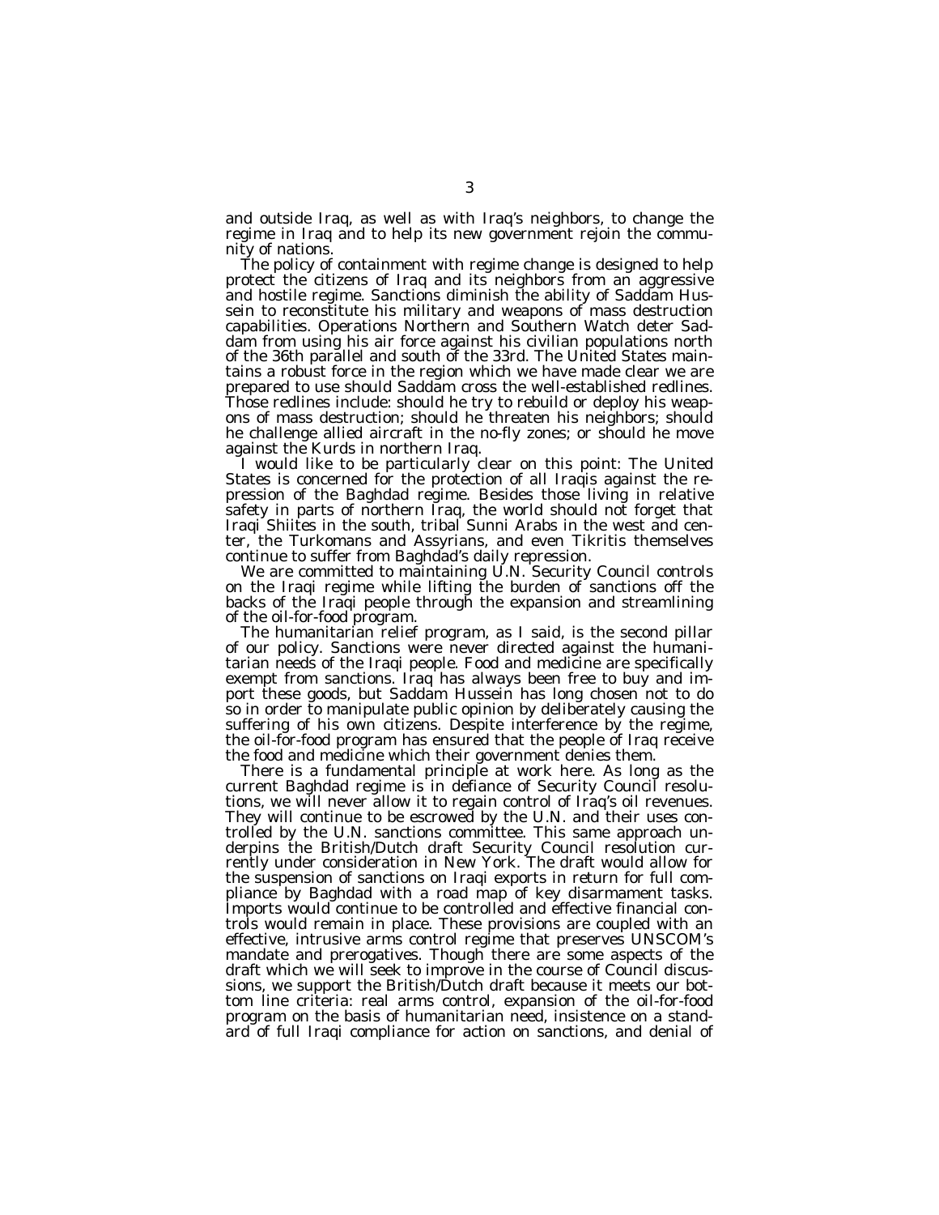and outside Iraq, as well as with Iraq's neighbors, to change the regime in Iraq and to help its new government rejoin the community of nations.

The policy of containment with regime change is designed to help protect the citizens of Iraq and its neighbors from an aggressive and hostile regime. Sanctions diminish the ability of Saddam Hussein to reconstitute his military and weapons of mass destruction capabilities. Operations Northern and Southern Watch deter Saddam from using his air force against his civilian populations north of the 36th parallel and south of the 33rd. The United States maintains a robust force in the region which we have made clear we are prepared to use should Saddam cross the well-established redlines. Those redlines include: should he try to rebuild or deploy his weapons of mass destruction; should he threaten his neighbors; should he challenge allied aircraft in the no-fly zones; or should he move against the Kurds in northern Iraq.

I would like to be particularly clear on this point: The United States is concerned for the protection of all Iraqis against the repression of the Baghdad regime. Besides those living in relative safety in parts of northern Iraq, the world should not forget that Iraqi Shiites in the south, tribal Sunni Arabs in the west and center, the Turkomans and Assyrians, and even Tikritis themselves continue to suffer from Baghdad's daily repression.

We are committed to maintaining U.N. Security Council controls on the Iraqi regime while lifting the burden of sanctions off the backs of the Iraqi people through the expansion and streamlining of the oil-for-food program.

The humanitarian relief program, as I said, is the second pillar of our policy. Sanctions were never directed against the humanitarian needs of the Iraqi people. Food and medicine are specifically exempt from sanctions. Iraq has always been free to buy and import these goods, but Saddam Hussein has long chosen not to do so in order to manipulate public opinion by deliberately causing the suffering of his own citizens. Despite interference by the regime, the oil-for-food program has ensured that the people of Iraq receive the food and medicine which their government denies them.

There is a fundamental principle at work here. As long as the current Baghdad regime is in defiance of Security Council resolutions, we will never allow it to regain control of Iraq's oil revenues. They will continue to be escrowed by the U.N. and their uses controlled by the U.N. sanctions committee. This same approach underpins the British/Dutch draft Security Council resolution currently under consideration in New York. The draft would allow for the suspension of sanctions on Iraqi exports in return for full compliance by Baghdad with a road map of key disarmament tasks. Imports would continue to be controlled and effective financial controls would remain in place. These provisions are coupled with an effective, intrusive arms control regime that preserves UNSCOM's mandate and prerogatives. Though there are some aspects of the draft which we will seek to improve in the course of Council discussions, we support the British/Dutch draft because it meets our bottom line criteria: real arms control, expansion of the oil-for-food program on the basis of humanitarian need, insistence on a standard of full Iraqi compliance for action on sanctions, and denial of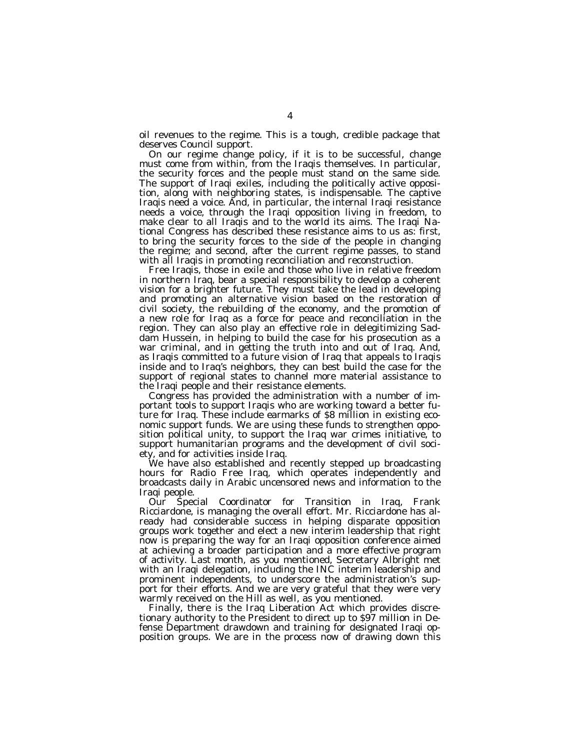oil revenues to the regime. This is a tough, credible package that deserves Council support.

On our regime change policy, if it is to be successful, change must come from within, from the Iraqis themselves. In particular, the security forces and the people must stand on the same side. The support of Iraqi exiles, including the politically active opposition, along with neighboring states, is indispensable. The captive Iraqis need a voice. And, in particular, the internal Iraqi resistance needs a voice, through the Iraqi opposition living in freedom, to make clear to all Iraqis and to the world its aims. The Iraqi National Congress has described these resistance aims to us as: first, to bring the security forces to the side of the people in changing the regime; and second, after the current regime passes, to stand with all Iraqis in promoting reconciliation and reconstruction.

Free Iraqis, those in exile and those who live in relative freedom in northern Iraq, bear a special responsibility to develop a coherent vision for a brighter future. They must take the lead in developing and promoting an alternative vision based on the restoration of civil society, the rebuilding of the economy, and the promotion of a new role for Iraq as a force for peace and reconciliation in the region. They can also play an effective role in delegitimizing Saddam Hussein, in helping to build the case for his prosecution as a war criminal, and in getting the truth into and out of Iraq. And, as Iraqis committed to a future vision of Iraq that appeals to Iraqis inside and to Iraq's neighbors, they can best build the case for the support of regional states to channel more material assistance to the Iraqi people and their resistance elements.

Congress has provided the administration with a number of important tools to support Iraqis who are working toward a better future for Iraq. These include earmarks of $8 million in existing economic support funds. We are using these funds to strengthen opposition political unity, to support the Iraq war crimes initiative, to support humanitarian programs and the development of civil society, and for activities inside Iraq.

We have also established and recently stepped up broadcasting hours for Radio Free Iraq, which operates independently and broadcasts daily in Arabic uncensored news and information to the Iraqi people.

Our Special Coordinator for Transition in Iraq, Frank Ricciardone, is managing the overall effort. Mr. Ricciardone has already had considerable success in helping disparate opposition groups work together and elect a new interim leadership that right now is preparing the way for an Iraqi opposition conference aimed at achieving a broader participation and a more effective program of activity. Last month, as you mentioned, Secretary Albright met with an Iraqi delegation, including the INC interim leadership and prominent independents, to underscore the administration's support for their efforts. And we are very grateful that they were very warmly received on the Hill as well, as you mentioned.

Finally, there is the Iraq Liberation Act which provides discretionary authority to the President to direct up to $97 million in Defense Department drawdown and training for designated Iraqi opposition groups. We are in the process now of drawing down this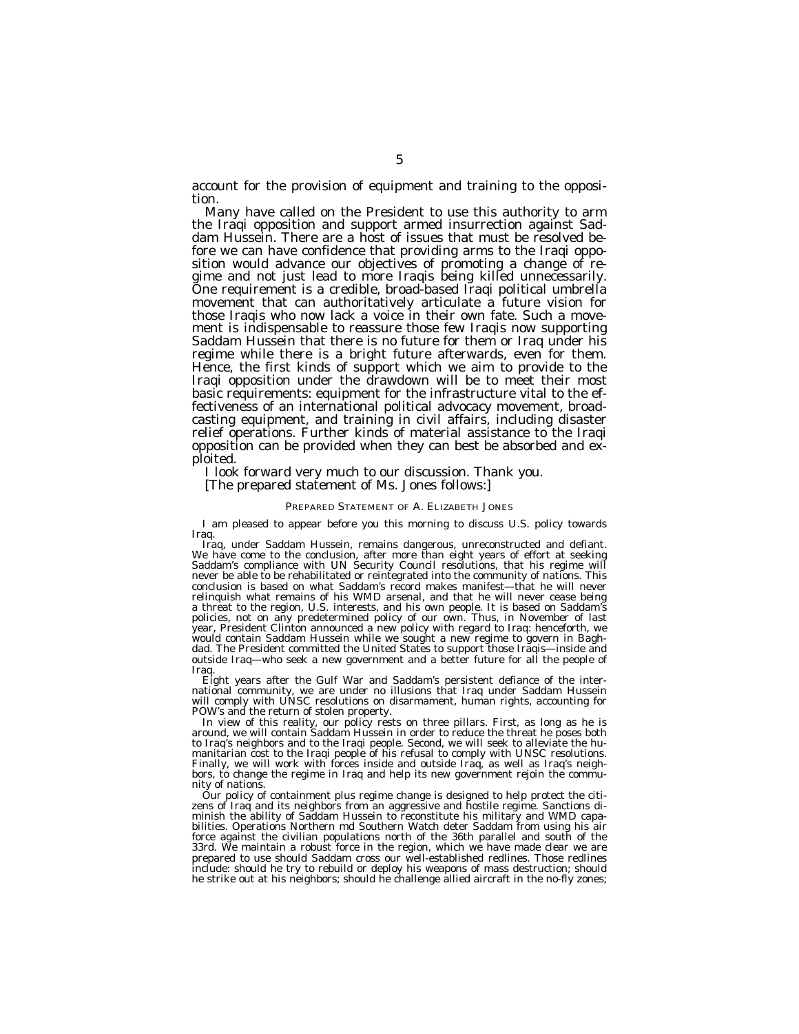account for the provision of equipment and training to the opposition.

Many have called on the President to use this authority to arm the Iraqi opposition and support armed insurrection against Saddam Hussein. There are a host of issues that must be resolved before we can have confidence that providing arms to the Iraqi opposition would advance our objectives of promoting a change of regime and not just lead to more Iraqis being killed unnecessarily. One requirement is a credible, broad-based Iraqi political umbrella movement that can authoritatively articulate a future vision for those Iraqis who now lack a voice in their own fate. Such a movement is indispensable to reassure those few Iraqis now supporting Saddam Hussein that there is no future for them or Iraq under his regime while there is a bright future afterwards, even for them. Hence, the first kinds of support which we aim to provide to the Iraqi opposition under the drawdown will be to meet their most basic requirements: equipment for the infrastructure vital to the effectiveness of an international political advocacy movement, broadcasting equipment, and training in civil affairs, including disaster relief operations. Further kinds of material assistance to the Iraqi opposition can be provided when they can best be absorbed and exploited.

I look forward very much to our discussion. Thank you.

[The prepared statement of Ms. Jones follows:]

PREPARED STATEMENT OF A. ELIZABETH JONES

I am pleased to appear before you this morning to discuss U.S. policy towards Iraq.

Iraq, under Saddam Hussein, remains dangerous, unreconstructed and defiant. We have come to the conclusion, after more than eight years of effort at seeking Saddam's compliance with UN Security Council resolutions, that his regime will never be able to be rehabilitated or reintegrated into the community of nations. This conclusion is based on what Saddam's record makes manifest—that he will never relinquish what remains of his WMD arsenal, and that he will never cease being a threat to the region, U.S. interests, and his own people. It is based on Saddam's policies, not on any predetermined policy of our own. Thus, in November of last year, President Clinton announced a new policy with regard to Iraq: henceforth, we would contain Saddam Hussein while we sought a new regime to govern in Baghdad. The President committed the United States to support those Iraqis—inside and outside Iraq—who seek a new government and a better future for all the people of Iraq.

Eight years after the Gulf War and Saddam's persistent defiance of the international community, we are under no illusions that Iraq under Saddam Hussein will comply with UNSC resolutions on disarmament, human rights, accounting for POW's and the return of stolen property.

In view of this reality, our policy rests on three pillars. First, as long as he is around, we will contain Saddam Hussein in order to reduce the threat he poses both to Iraq's neighbors and to the Iraqi people. Second, we will seek to alleviate the humanitarian cost to the Iraqi people of his refusal to comply with UNSC resolutions. Finally, we will work with forces inside and outside Iraq, as well as Iraq's neighbors, to change the regime in Iraq and help its new government rejoin the community of nations.

Our policy of containment plus regime change is designed to help protect the citizens of Iraq and its neighbors from an aggressive and hostile regime. Sanctions diminish the ability of Saddam Hussein to reconstitute his military and WMD capabilities. Operations Northern md Southern Watch deter Saddam from using his air force against the civilian populations north of the 36th parallel and south of the 33rd. We maintain a robust force in the region, which we have made clear we are prepared to use should Saddam cross our well-established redlines. Those redlines include: should he try to rebuild or deploy his weapons of mass destruction; should he strike out at his neighbors; should he challenge allied aircraft in the no-fly zones;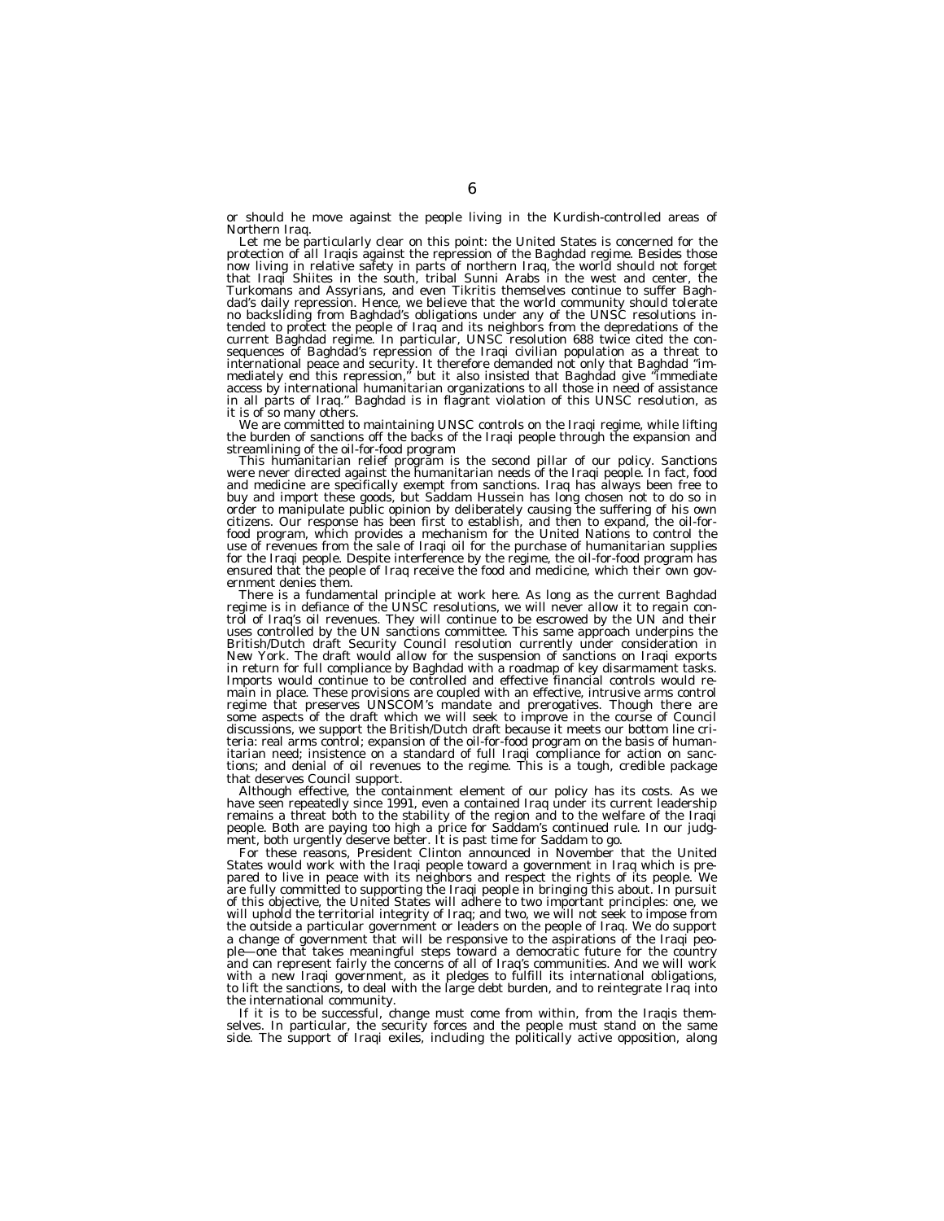or should he move against the people living in the Kurdish-controlled areas of Northern Iraq.

Let me be particularly clear on this point: the United States is concerned for the protection of all Iraqis against the repression of the Baghdad regime. Besides those now living in relative safety in parts of northern Iraq, the world should not forget that Iraqi Shiites in the south, tribal Sunni Arabs in the west and center, the Turkomans and Assyrians, and even Tikritis themselves continue to suffer Baghdad's daily repression. Hence, we believe that the world community should tolerate no backsliding from Baghdad's obligations under any of the UNSC resolutions intended to protect the people of Iraq and its neighbors from the depredations of the current Baghdad regime. In particular, UNSC resolution 688 twice cited the consequences of Baghdad's repression of the Iraqi civilian population as a threat to international peace and security. It therefore demanded not only that Baghdad "immediately end this repression," but it also insisted that Baghdad give "immediate access by international humanitarian organizations to all those in need of assistance in all parts of Iraq." Baghdad is in flagrant violation of this UNSC resolution, as it is of so many others.

We are committed to maintaining UNSC controls on the Iraqi regime, while lifting the burden of sanctions off the backs of the Iraqi people through the expansion and streamlining of the oil-for-food program

This humanitarian relief program is the second pillar of our policy. Sanctions were never directed against the humanitarian needs of the Iraqi people. In fact, food and medicine are specifically exempt from sanctions. Iraq has always been free to buy and import these goods, but Saddam Hussein has long chosen not to do so in order to manipulate public opinion by deliberately causing the suffering of his own citizens. Our response has been first to establish, and then to expand, the oil-for-food program, which provides a mechanism for the United Nations to control the use of revenues from the sale of Iraqi oil for the purchase of humanitarian supplies for the Iraqi people. Despite interference by the regime, the oil-for-food program has ensured that the people of Iraq receive the food and medicine, which their own government denies them.

There is a fundamental principle at work here. As long as the current Baghdad regime is in defiance of the UNSC resolutions, we will never allow it to regain control of Iraq's oil revenues. They will continue to be escrowed by the UN and their uses controlled by the UN sanctions committee. This same approach underpins the British/Dutch draft Security Council resolution currently under consideration in New York. The draft would allow for the suspension of sanctions on Iraqi exports in return for full compliance by Baghdad with a roadmap of key disarmament tasks. Imports would continue to be controlled and effective financial controls would remain in place. These provisions are coupled with an effective, intrusive arms control regime that preserves UNSCOM's mandate and prerogatives. Though there are some aspects of the draft which we will seek to improve in the course of Council discussions, we support the British/Dutch draft because it meets our bottom line criteria: real arms control; expansion of the oil-for-food program on the basis of humanitarian need; insistence on a standard of full Iraqi compliance for action on sanctions; and denial of oil revenues to the regime. This is a tough, credible package that deserves Council support.

Although effective, the containment element of our policy has its costs. As we have seen repeatedly since 1991, even a contained Iraq under its current leadership remains a threat both to the stability of the region and to the welfare of the Iraqi people. Both are paying too high a price for Saddam's continued rule. In our judgment, both urgently deserve better. It is past time for Saddam to go.

For these reasons, President Clinton announced in November that the United States would work with the Iraqi people toward a government in Iraq which is prepared to live in peace with its neighbors and respect the rights of its people. We are fully committed to supporting the Iraqi people in bringing this about. In pursuit of this objective, the United States will adhere to two important principles: one, we will uphold the territorial integrity of Iraq; and two, we will not seek to impose from the outside a particular government or leaders on the people of Iraq. We do support a change of government that will be responsive to the aspirations of the Iraqi people—one that takes meaningful steps toward a democratic future for the country and can represent fairly the concerns of all of Iraq's communities. And we will work with a new Iraqi government, as it pledges to fulfill its international obligations, to lift the sanctions, to deal with the large debt burden, and to reintegrate Iraq into the international community.

If it is to be successful, change must come from within, from the Iraqis themselves. In particular, the security forces and the people must stand on the same side. The support of Iraqi exiles, including the politically active opposition, along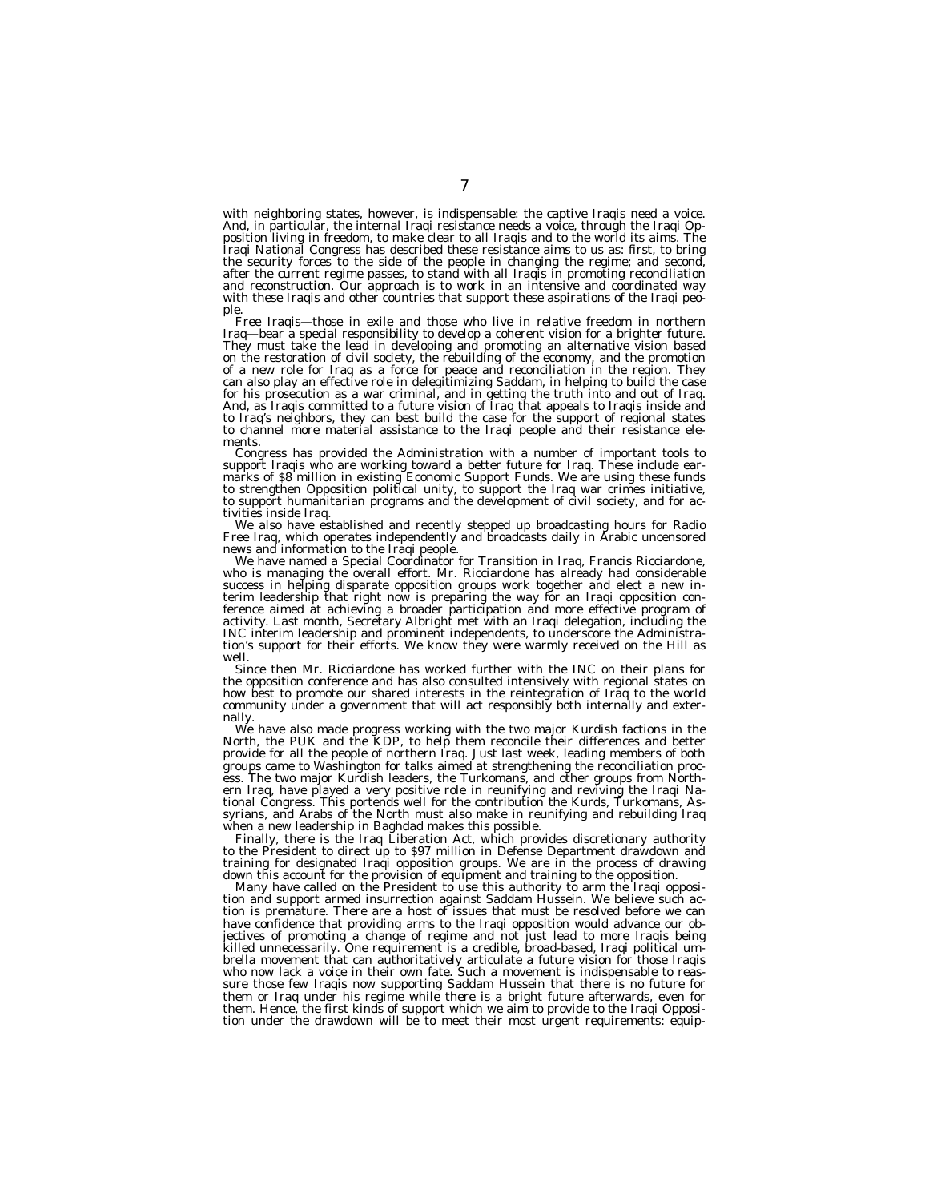with neighboring states, however, is indispensable: the captive Iraqis need a voice. And, in particular, the internal Iraqi resistance needs a voice, through the Iraqi Opposition living in freedom, to make clear to all Iraqis and to the world its aims. The Iraqi National Congress has described these resistance aims to us as: first, to bring the security forces to the side of the people in changing the regime; and second, after the current regime passes, to stand with all Iraqis in promoting reconciliation and reconstruction. Our approach is to work in an intensive and coordinated way with these Iraqis and other countries that support these aspirations of the Iraqi people.

Free Iraqis—those in exile and those who live in relative freedom in northern Iraq—bear a special responsibility to develop a coherent vision for a brighter future. They must take the lead in developing and promoting an alternative vision based on the restoration of civil society, the rebuilding of the economy, and the promotion of a new role for Iraq as a force for peace and reconciliation in the region. They can also play an effective role in delegitimizing Saddam, in helping to build the case for his prosecution as a war criminal, and in getting the truth into and out of Iraq. And, as Iraqis committed to a future vision of Iraq that appeals to Iraqis inside and to Iraq's neighbors, they can best build the case for the support of regional states to channel more material assistance to the Iraqi people and their resistance elements.

Congress has provided the Administration with a number of important tools to support Iraqis who are working toward a better future for Iraq. These include earmarks of $8 million in existing Economic Support Funds. We are using these funds to strengthen Opposition political unity, to support the Iraq war crimes initiative, to support humanitarian programs and the development of civil society, and for activities inside Iraq.

We also have established and recently stepped up broadcasting hours for Radio Free Iraq, which operates independently and broadcasts daily in Arabic uncensored news and information to the Iraqi people.

We have named a Special Coordinator for Transition in Iraq, Francis Ricciardone, who is managing the overall effort. Mr. Ricciardone has already had considerable success in helping disparate opposition groups work together and elect a new interim leadership that right now is preparing the way for an Iraqi opposition conference aimed at achieving a broader participation and more effective program of activity. Last month, Secretary Albright met with an Iraqi delegation, including the INC interim leadership and prominent independents, to underscore the Administration's support for their efforts. We know they were warmly received on the Hill as well.

Since then Mr. Ricciardone has worked further with the INC on their plans for the opposition conference and has also consulted intensively with regional states on how best to promote our shared interests in the reintegration of Iraq to the world community under a government that will act responsibly both internally and externally.

We have also made progress working with the two major Kurdish factions in the North, the PUK and the KDP, to help them reconcile their differences and better provide for all the people of northern Iraq. Just last week, leading members of both groups came to Washington for talks aimed at strengthening the reconciliation process. The two major Kurdish leaders, the Turkomans, and other groups from Northern Iraq, have played a very positive role in reunifying and reviving the Iraqi National Congress. This portends well for the contribution the Kurds, Turkomans, Assyrians, and Arabs of the North must also make in reunifying and rebuilding Iraq when a new leadership in Baghdad makes this possible.

Finally, there is the Iraq Liberation Act, which provides discretionary authority to the President to direct up to $97 million in Defense Department drawdown and training for designated Iraqi opposition groups. We are in the process of drawing down this account for the provision of equipment and training to the opposition.

Many have called on the President to use this authority to arm the Iraqi opposition and support armed insurrection against Saddam Hussein. We believe such action is premature. There are a host of issues that must be resolved before we can have confidence that providing arms to the Iraqi opposition would advance our objectives of promoting a change of regime and not just lead to more Iraqis being killed unnecessarily. One requirement is a credible, broad-based, Iraqi political umbrella movement that can authoritatively articulate a future vision for those Iraqis who now lack a voice in their own fate. Such a movement is indispensable to reassure those few Iraqis now supporting Saddam Hussein that there is no future for them or Iraq under his regime while there is a bright future afterwards, even for them. Hence, the first kinds of support which we aim to provide to the Iraqi Opposition under the drawdown will be to meet their most urgent requirements: equip-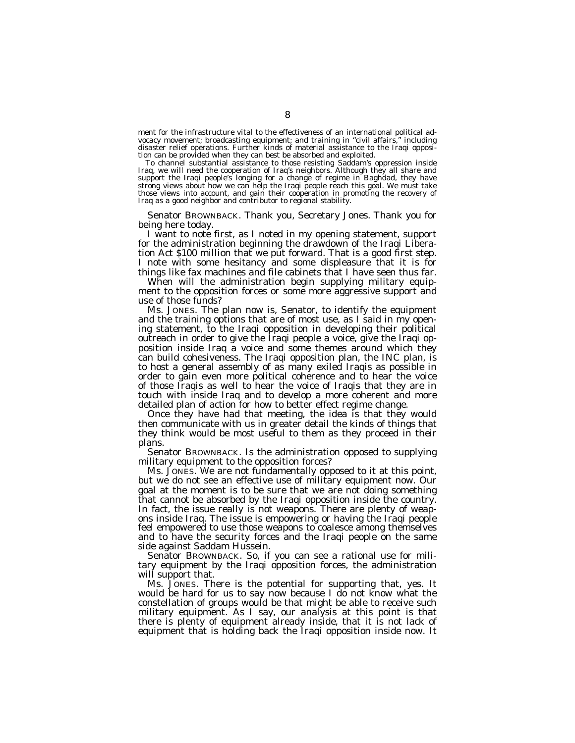ment for the infrastructure vital to the effectiveness of an international political advocacy movement; broadcasting equipment; and training in "civil affairs," including disaster relief operations. Further kinds of material assistance to the Iraqi opposition can be provided when they can best be absorbed and exploited.

To channel substantial assistance to those resisting Saddam's oppression inside Iraq, we will need the cooperation of Iraq's neighbors. Although they all share and support the Iraqi people's longing for a change of regime in Baghdad, they have strong views about how we can help the Iraqi people reach this goal. We must take those views into account, and gain their cooperation in promoting the recovery of Iraq as a good neighbor and contributor to regional stability.

Senator BROWNBACK. Thank you, Secretary Jones. Thank you for being here today.

I want to note first, as I noted in my opening statement, support for the administration beginning the drawdown of the Iraqi Liberation Act $100 million that we put forward. That is a good first step. I note with some hesitancy and some displeasure that it is for things like fax machines and file cabinets that I have seen thus far.

When will the administration begin supplying military equipment to the opposition forces or some more aggressive support and use of those funds?

Ms. JONES. The plan now is, Senator, to identify the equipment and the training options that are of most use, as I said in my opening statement, to the Iraqi opposition in developing their political outreach in order to give the Iraqi people a voice, give the Iraqi opposition inside Iraq a voice and some themes around which they can build cohesiveness. The Iraqi opposition plan, the INC plan, is to host a general assembly of as many exiled Iraqis as possible in order to gain even more political coherence and to hear the voice of those Iraqis as well to hear the voice of Iraqis that they are in touch with inside Iraq and to develop a more coherent and more detailed plan of action for how to better effect regime change.

Once they have had that meeting, the idea is that they would then communicate with us in greater detail the kinds of things that they think would be most useful to them as they proceed in their plans.

Senator BROWNBACK. Is the administration opposed to supplying military equipment to the opposition forces?

Ms. JONES. We are not fundamentally opposed to it at this point, but we do not see an effective use of military equipment now. Our goal at the moment is to be sure that we are not doing something that cannot be absorbed by the Iraqi opposition inside the country. In fact, the issue really is not weapons. There are plenty of weapons inside Iraq. The issue is empowering or having the Iraqi people feel empowered to use those weapons to coalesce among themselves and to have the security forces and the Iraqi people on the same side against Saddam Hussein.

Senator BROWNBACK. So, if you can see a rational use for military equipment by the Iraqi opposition forces, the administration will support that.

Ms. JONES. There is the potential for supporting that, yes. It would be hard for us to say now because I do not know what the constellation of groups would be that might be able to receive such military equipment. As I say, our analysis at this point is that there is plenty of equipment already inside, that it is not lack of equipment that is holding back the Iraqi opposition inside now. It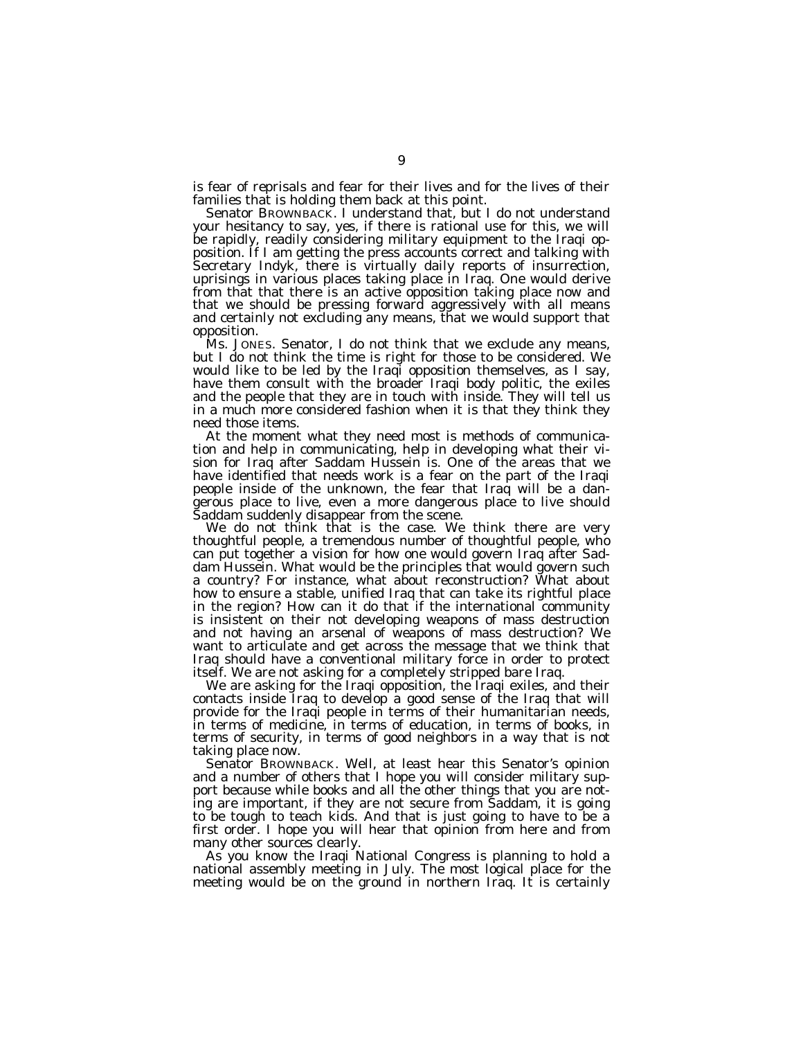is fear of reprisals and fear for their lives and for the lives of their families that is holding them back at this point.

Senator BROWNBACK. I understand that, but I do not understand your hesitancy to say, yes, if there is rational use for this, we will be rapidly, readily considering military equipment to the Iraqi opposition. If I am getting the press accounts correct and talking with Secretary Indyk, there is virtually daily reports of insurrection, uprisings in various places taking place in Iraq. One would derive from that that there is an active opposition taking place now and that we should be pressing forward aggressively with all means and certainly not excluding any means, that we would support that opposition.

Ms. JONES. Senator, I do not think that we exclude any means, but I do not think the time is right for those to be considered. We would like to be led by the Iraqi opposition themselves, as I say, have them consult with the broader Iraqi body politic, the exiles and the people that they are in touch with inside. They will tell us in a much more considered fashion when it is that they think they need those items.

At the moment what they need most is methods of communication and help in communicating, help in developing what their vision for Iraq after Saddam Hussein is. One of the areas that we have identified that needs work is a fear on the part of the Iraqi people inside of the unknown, the fear that Iraq will be a dangerous place to live, even a more dangerous place to live should Saddam suddenly disappear from the scene.

We do not think that is the case. We think there are very thoughtful people, a tremendous number of thoughtful people, who can put together a vision for how one would govern Iraq after Saddam Hussein. What would be the principles that would govern such a country? For instance, what about reconstruction? What about how to ensure a stable, unified Iraq that can take its rightful place in the region? How can it do that if the international community is insistent on their not developing weapons of mass destruction and not having an arsenal of weapons of mass destruction? We want to articulate and get across the message that we think that Iraq should have a conventional military force in order to protect itself. We are not asking for a completely stripped bare Iraq.

We are asking for the Iraqi opposition, the Iraqi exiles, and their contacts inside Iraq to develop a good sense of the Iraq that will provide for the Iraqi people in terms of their humanitarian needs, in terms of medicine, in terms of education, in terms of books, in terms of security, in terms of good neighbors in a way that is not taking place now.

Senator BROWNBACK. Well, at least hear this Senator's opinion and a number of others that I hope you will consider military support because while books and all the other things that you are noting are important, if they are not secure from Saddam, it is going to be tough to teach kids. And that is just going to have to be a first order. I hope you will hear that opinion from here and from many other sources clearly.

As you know the Iraqi National Congress is planning to hold a national assembly meeting in July. The most logical place for the meeting would be on the ground in northern Iraq. It is certainly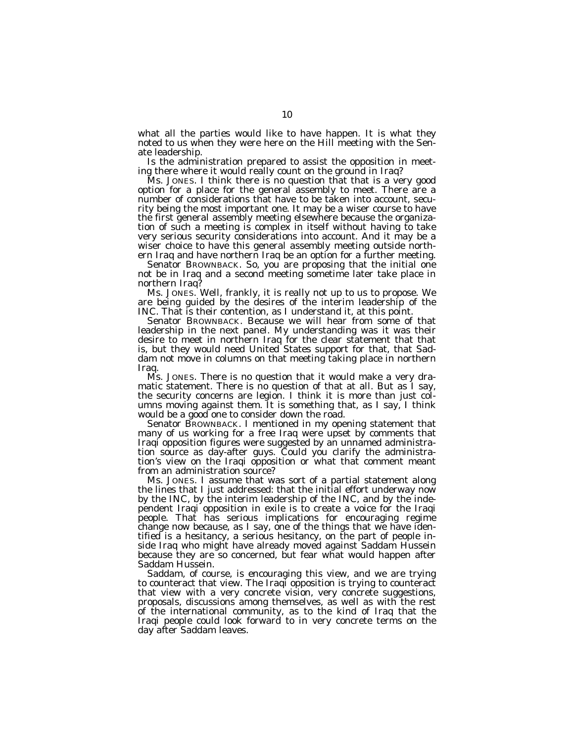what all the parties would like to have happen. It is what they noted to us when they were here on the Hill meeting with the Senate leadership.

Is the administration prepared to assist the opposition in meeting there where it would really count on the ground in Iraq?

Ms. JONES. I think there is no question that that is a very good option for a place for the general assembly to meet. There are a number of considerations that have to be taken into account, security being the most important one. It may be a wiser course to have the first general assembly meeting elsewhere because the organization of such a meeting is complex in itself without having to take very serious security considerations into account. And it may be a wiser choice to have this general assembly meeting outside northern Iraq and have northern Iraq be an option for a further meeting.

Senator BROWNBACK. So, you are proposing that the initial one not be in Iraq and a second meeting sometime later take place in northern Iraq?

Ms. JONES. Well, frankly, it is really not up to us to propose. We are being guided by the desires of the interim leadership of the INC. That is their contention, as I understand it, at this point.

Senator BROWNBACK. Because we will hear from some of that leadership in the next panel. My understanding was it was their desire to meet in northern Iraq for the clear statement that that is, but they would need United States support for that, that Saddam not move in columns on that meeting taking place in northern Iraq.

Ms. JONES. There is no question that it would make a very dramatic statement. There is no question of that at all. But as I say, the security concerns are legion. I think it is more than just columns moving against them. It is something that, as I say, I think would be a good one to consider down the road.

Senator BROWNBACK. I mentioned in my opening statement that many of us working for a free Iraq were upset by comments that Iraqi opposition figures were suggested by an unnamed administration source as day-after guys. Could you clarify the administration's view on the Iraqi opposition or what that comment meant from an administration source?

Ms. JONES. I assume that was sort of a partial statement along the lines that I just addressed: that the initial effort underway now by the INC, by the interim leadership of the INC, and by the independent Iraqi opposition in exile is to create a voice for the Iraqi people. That has serious implications for encouraging regime change now because, as I say, one of the things that we have identified is a hesitancy, a serious hesitancy, on the part of people inside Iraq who might have already moved against Saddam Hussein because they are so concerned, but fear what would happen after Saddam Hussein.

Saddam, of course, is encouraging this view, and we are trying to counteract that view. The Iraqi opposition is trying to counteract that view with a very concrete vision, very concrete suggestions, proposals, discussions among themselves, as well as with the rest of the international community, as to the kind of Iraq that the Iraqi people could look forward to in very concrete terms on the day after Saddam leaves.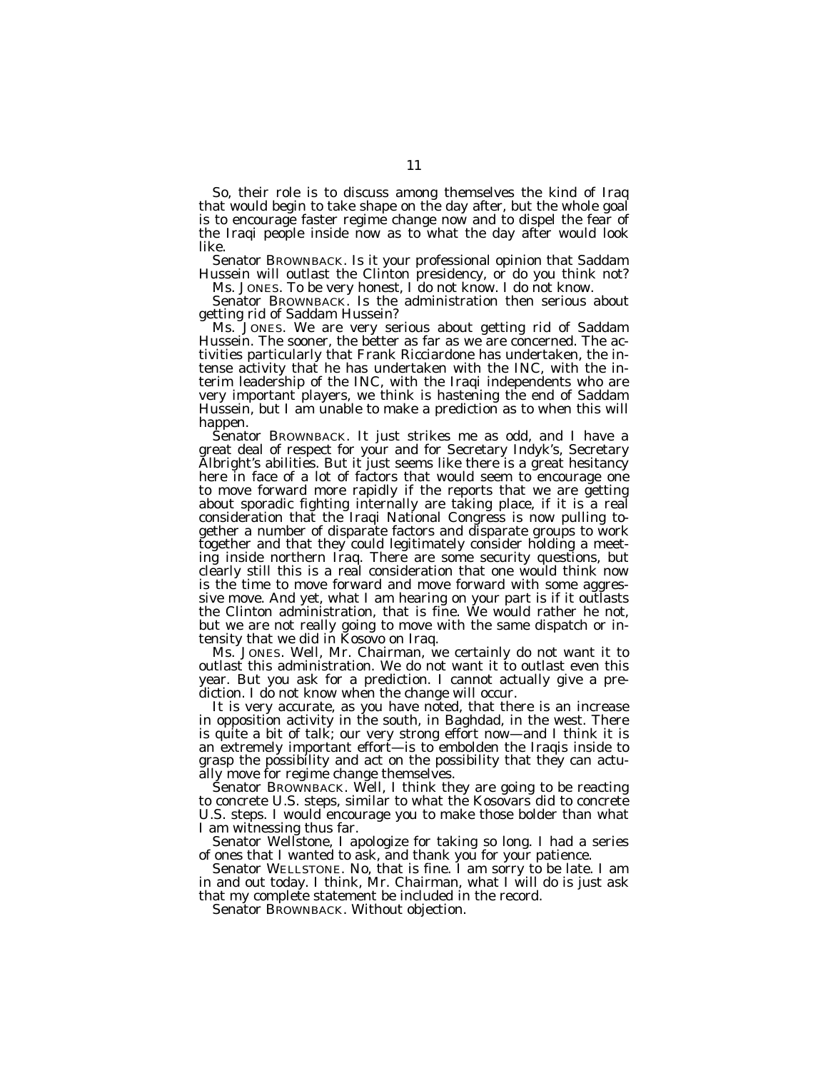So, their role is to discuss among themselves the kind of Iraq that would begin to take shape on the day after, but the whole goal is to encourage faster regime change now and to dispel the fear of the Iraqi people inside now as to what the day after would look like.

Senator BROWNBACK. Is it your professional opinion that Saddam Hussein will outlast the Clinton presidency, or do you think not?

Ms. JONES. To be very honest, I do not know. I do not know.

Senator BROWNBACK. Is the administration then serious about getting rid of Saddam Hussein?

Ms. JONES. We are very serious about getting rid of Saddam Hussein. The sooner, the better as far as we are concerned. The activities particularly that Frank Ricciardone has undertaken, the intense activity that he has undertaken with the INC, with the interim leadership of the INC, with the Iraqi independents who are very important players, we think is hastening the end of Saddam Hussein, but I am unable to make a prediction as to when this will happen.

Senator BROWNBACK. It just strikes me as odd, and I have a great deal of respect for your and for Secretary Indyk's, Secretary Albright's abilities. But it just seems like there is a great hesitancy here in face of a lot of factors that would seem to encourage one to move forward more rapidly if the reports that we are getting about sporadic fighting internally are taking place, if it is a real consideration that the Iraqi National Congress is now pulling together a number of disparate factors and disparate groups to work together and that they could legitimately consider holding a meeting inside northern Iraq. There are some security questions, but clearly still this is a real consideration that one would think now is the time to move forward and move forward with some aggressive move. And yet, what I am hearing on your part is if it outlasts the Clinton administration, that is fine. We would rather he not, but we are not really going to move with the same dispatch or intensity that we did in Kosovo on Iraq.

Ms. JONES. Well, Mr. Chairman, we certainly do not want it to outlast this administration. We do not want it to outlast even this year. But you ask for a prediction. I cannot actually give a prediction. I do not know when the change will occur.

It is very accurate, as you have noted, that there is an increase in opposition activity in the south, in Baghdad, in the west. There is quite a bit of talk; our very strong effort now—and I think it is an extremely important effort—is to embolden the Iraqis inside to grasp the possibility and act on the possibility that they can actually move for regime change themselves.

Senator BROWNBACK. Well, I think they are going to be reacting to concrete U.S. steps, similar to what the Kosovars did to concrete U.S. steps. I would encourage you to make those bolder than what I am witnessing thus far.

Senator Wellstone, I apologize for taking so long. I had a series of ones that I wanted to ask, and thank you for your patience.

Senator WELLSTONE. No, that is fine. I am sorry to be late. I am in and out today. I think, Mr. Chairman, what I will do is just ask that my complete statement be included in the record.

Senator BROWNBACK. Without objection.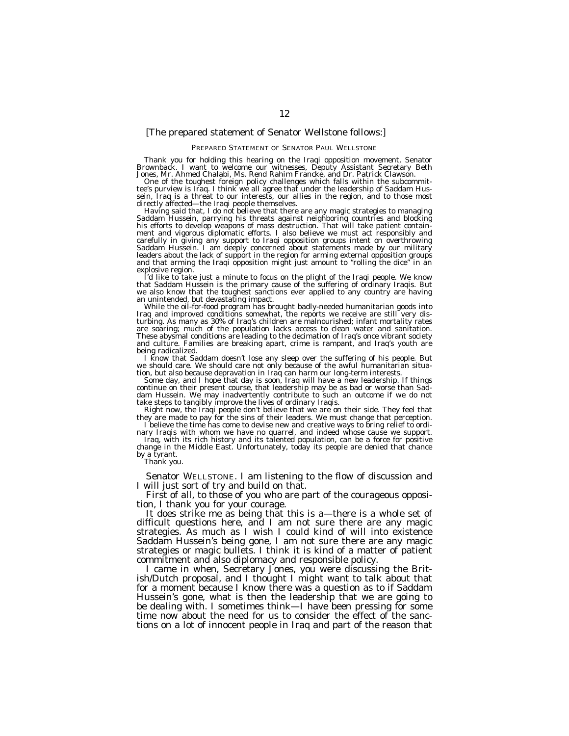[The prepared statement of Senator Wellstone follows:]

PREPARED STATEMENT OF SENATOR PAUL WELLSTONE

Thank you for holding this hearing on the Iraqi opposition movement, Senator Brownback. I want to welcome our witnesses, Deputy Assistant Secretary Beth Jones, Mr. Ahmed Chalabi, Ms. Rend Rahim Francke, and Dr. Patrick Clawson.

One of the toughest foreign policy challenges which falls within the subcommittee's purview is Iraq. I think we all agree that under the leadership of Saddam Hussein, Iraq is a threat to our interests, our allies in the region, and to those most directly affected—the Iraqi people themselves.

Having said that, I do not believe that there are any magic strategies to managing Saddam Hussein, parrying his threats against neighboring countries and blocking his efforts to develop weapons of mass destruction. That will take patient containment and vigorous diplomatic efforts. I also believe we must act responsibly and carefully in giving any support to Iraqi opposition groups intent on overthrowing Saddam Hussein. I am deeply concerned about statements made by our military leaders about the lack of support in the region for arming external opposition groups and that arming the Iraqi opposition might just amount to "rolling the dice" in an explosive region.

I'd like to take just a minute to focus on the plight of the Iraqi people. We know that Saddam Hussein is the primary cause of the suffering of ordinary Iraqis. But we also know that the toughest sanctions ever applied to any country are having an unintended, but devastating impact.

While the oil-for-food program has brought badly-needed humanitarian goods into Iraq and improved conditions somewhat, the reports we receive are still very disturbing. As many as 30% of Iraq's children are malnourished; infant mortality rates are soaring; much of the population lacks access to clean water and sanitation. These abysmal conditions are leading to the decimation of Iraq's once vibrant society and culture. Families are breaking apart, crime is rampant, and Iraq's youth are being radicalized.

I know that Saddam doesn't lose any sleep over the suffering of his people. But we should care. We should care not only because of the awful humanitarian situation, but also because depravation in Iraq can harm our long-term interests.

Some day, and I hope that day is soon, Iraq will have a new leadership. If things continue on their present course, that leadership may be as bad or worse than Saddam Hussein. We may inadvertently contribute to such an outcome if we do not take steps to tangibly improve the lives of ordinary Iraqis.

Right now, the Iraqi people don't believe that we are on their side. They feel that they are made to pay for the sins of their leaders. We must change that perception.

I believe the time has come to devise new and creative ways to bring relief to ordinary Iraqis with whom we have no quarrel, and indeed whose cause we support.

Iraq, with its rich history and its talented population, can be a force for positive change in the Middle East. Unfortunately, today its people are denied that chance by a tyrant.

Thank you.

Senator WELLSTONE. I am listening to the flow of discussion and I will just sort of try and build on that.

First of all, to those of you who are part of the courageous opposition, I thank you for your courage.

It does strike me as being that this is a—there is a whole set of difficult questions here, and I am not sure there are any magic strategies. As much as I wish I could kind of will into existence Saddam Hussein's being gone, I am not sure there are any magic strategies or magic bullets. I think it is kind of a matter of patient commitment and also diplomacy and responsible policy.

I came in when, Secretary Jones, you were discussing the British/Dutch proposal, and I thought I might want to talk about that for a moment because I know there was a question as to if Saddam Hussein's gone, what is then the leadership that we are going to be dealing with. I sometimes think—I have been pressing for some time now about the need for us to consider the effect of the sanctions on a lot of innocent people in Iraq and part of the reason that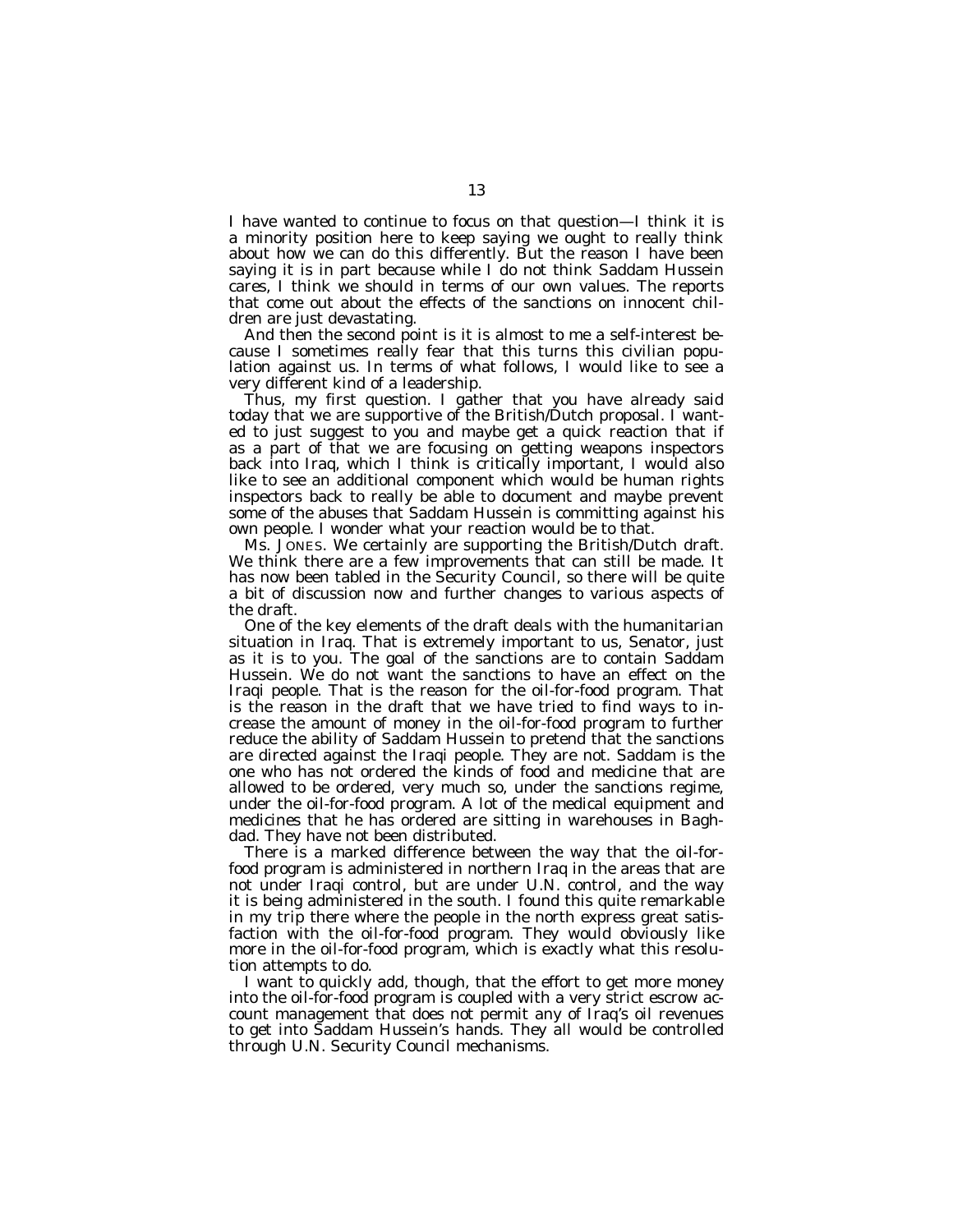I have wanted to continue to focus on that question—I think it is a minority position here to keep saying we ought to really think about how we can do this differently. But the reason I have been saying it is in part because while I do not think Saddam Hussein cares, I think we should in terms of our own values. The reports that come out about the effects of the sanctions on innocent children are just devastating.

And then the second point is it is almost to me a self-interest because I sometimes really fear that this turns this civilian population against us. In terms of what follows, I would like to see a very different kind of a leadership.

Thus, my first question. I gather that you have already said today that we are supportive of the British/Dutch proposal. I wanted to just suggest to you and maybe get a quick reaction that if as a part of that we are focusing on getting weapons inspectors back into Iraq, which I think is critically important, I would also like to see an additional component which would be human rights inspectors back to really be able to document and maybe prevent some of the abuses that Saddam Hussein is committing against his own people. I wonder what your reaction would be to that.

Ms. JONES. We certainly are supporting the British/Dutch draft. We think there are a few improvements that can still be made. It has now been tabled in the Security Council, so there will be quite a bit of discussion now and further changes to various aspects of the draft.

One of the key elements of the draft deals with the humanitarian situation in Iraq. That is extremely important to us, Senator, just as it is to you. The goal of the sanctions are to contain Saddam Hussein. We do not want the sanctions to have an effect on the Iraqi people. That is the reason for the oil-for-food program. That is the reason in the draft that we have tried to find ways to increase the amount of money in the oil-for-food program to further reduce the ability of Saddam Hussein to pretend that the sanctions are directed against the Iraqi people. They are not. Saddam is the one who has not ordered the kinds of food and medicine that are allowed to be ordered, very much so, under the sanctions regime, under the oil-for-food program. A lot of the medical equipment and medicines that he has ordered are sitting in warehouses in Baghdad. They have not been distributed.

There is a marked difference between the way that the oil-for-food program is administered in northern Iraq in the areas that are not under Iraqi control, but are under U.N. control, and the way it is being administered in the south. I found this quite remarkable in my trip there where the people in the north express great satisfaction with the oil-for-food program. They would obviously like more in the oil-for-food program, which is exactly what this resolution attempts to do.

I want to quickly add, though, that the effort to get more money into the oil-for-food program is coupled with a very strict escrow account management that does not permit any of Iraq's oil revenues to get into Saddam Hussein's hands. They all would be controlled through U.N. Security Council mechanisms.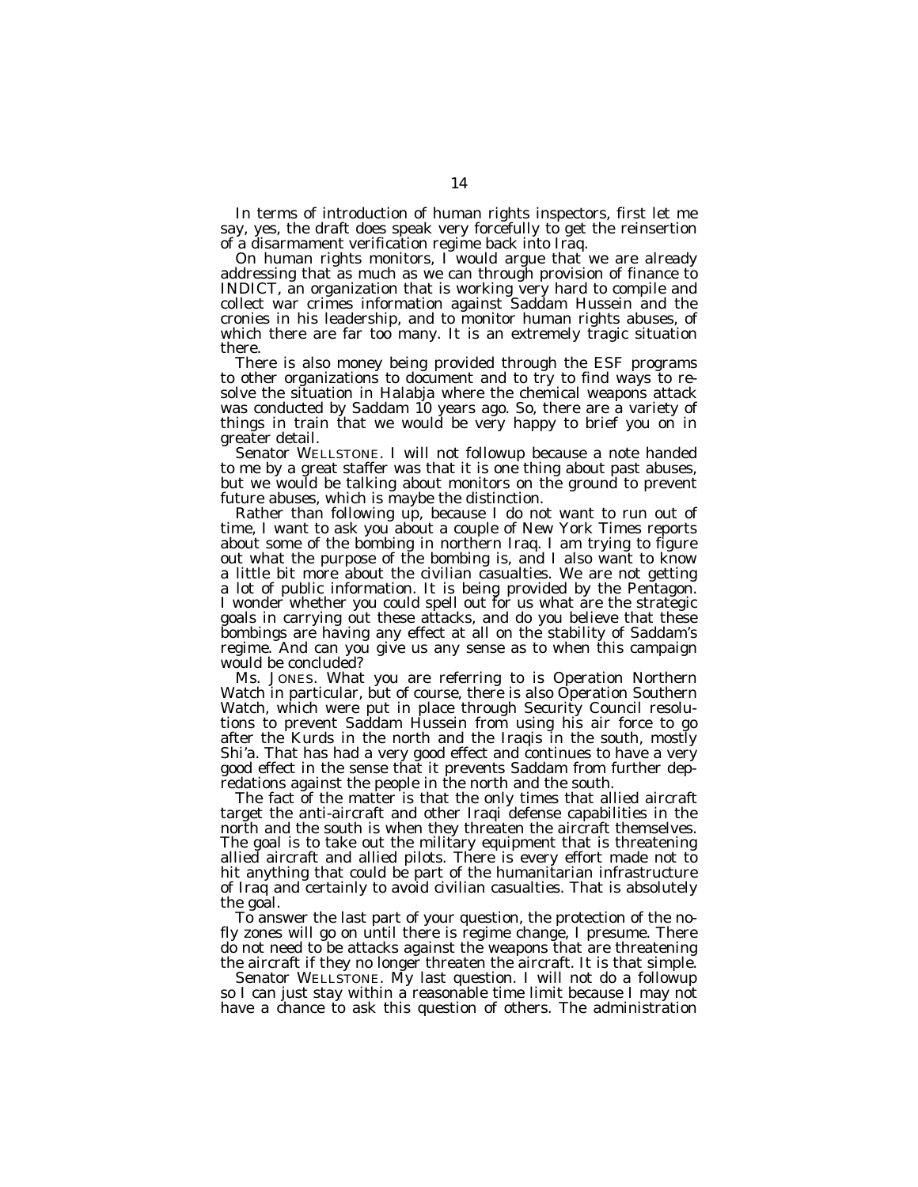In terms of introduction of human rights inspectors, first let me say, yes, the draft does speak very forcefully to get the reinsertion of a disarmament verification regime back into Iraq.

On human rights monitors, I would argue that we are already addressing that as much as we can through provision of finance to INDICT, an organization that is working very hard to compile and collect war crimes information against Saddam Hussein and the cronies in his leadership, and to monitor human rights abuses, of which there are far too many. It is an extremely tragic situation there.

There is also money being provided through the ESF programs to other organizations to document and to try to find ways to resolve the situation in Halabja where the chemical weapons attack was conducted by Saddam 10 years ago. So, there are a variety of things in train that we would be very happy to brief you on in greater detail.

Senator WELLSTONE. I will not followup because a note handed to me by a great staffer was that it is one thing about past abuses, but we would be talking about monitors on the ground to prevent future abuses, which is maybe the distinction.

Rather than following up, because I do not want to run out of time, I want to ask you about a couple of New York Times reports about some of the bombing in northern Iraq. I am trying to figure out what the purpose of the bombing is, and I also want to know a little bit more about the civilian casualties. We are not getting a lot of public information. It is being provided by the Pentagon. I wonder whether you could spell out for us what are the strategic goals in carrying out these attacks, and do you believe that these bombings are having any effect at all on the stability of Saddam's regime. And can you give us any sense as to when this campaign would be concluded?

Ms. JONES. What you are referring to is Operation Northern Watch in particular, but of course, there is also Operation Southern Watch, which were put in place through Security Council resolutions to prevent Saddam Hussein from using his air force to go after the Kurds in the north and the Iraqis in the south, mostly Shi'a. That has had a very good effect and continues to have a very good effect in the sense that it prevents Saddam from further depredations against the people in the north and the south.

The fact of the matter is that the only times that allied aircraft target the anti-aircraft and other Iraqi defense capabilities in the north and the south is when they threaten the aircraft themselves. The goal is to take out the military equipment that is threatening allied aircraft and allied pilots. There is every effort made not to hit anything that could be part of the humanitarian infrastructure of Iraq and certainly to avoid civilian casualties. That is absolutely the goal.

To answer the last part of your question, the protection of the no-fly zones will go on until there is regime change, I presume. There do not need to be attacks against the weapons that are threatening the aircraft if they no longer threaten the aircraft. It is that simple.

Senator WELLSTONE. My last question. I will not do a followup so I can just stay within a reasonable time limit because I may not have a chance to ask this question of others. The administration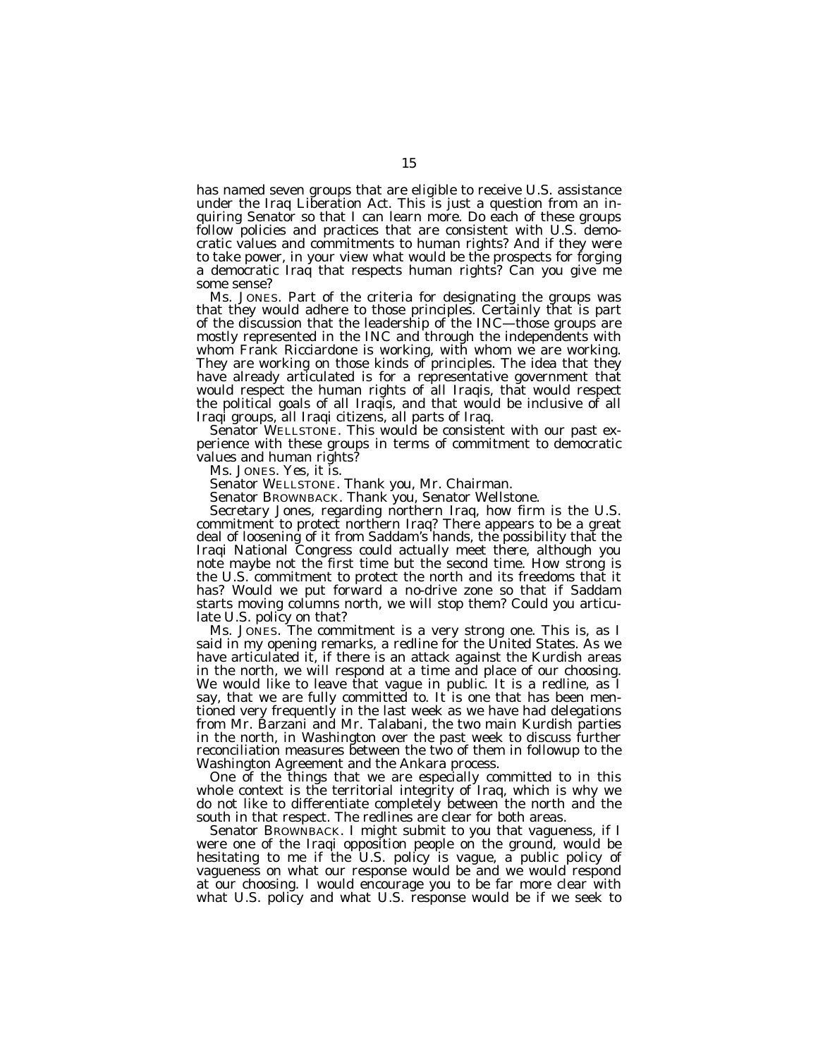has named seven groups that are eligible to receive U.S. assistance under the Iraq Liberation Act. This is just a question from an inquiring Senator so that I can learn more. Do each of these groups follow policies and practices that are consistent with U.S. democratic values and commitments to human rights? And if they were to take power, in your view what would be the prospects for forging a democratic Iraq that respects human rights? Can you give me some sense?

Ms. JONES. Part of the criteria for designating the groups was that they would adhere to those principles. Certainly that is part of the discussion that the leadership of the INC—those groups are mostly represented in the INC and through the independents with whom Frank Ricciardone is working, with whom we are working. They are working on those kinds of principles. The idea that they have already articulated is for a representative government that would respect the human rights of all Iraqis, that would respect the political goals of all Iraqis, and that would be inclusive of all Iraqi groups, all Iraqi citizens, all parts of Iraq.

Senator WELLSTONE. This would be consistent with our past experience with these groups in terms of commitment to democratic values and human rights?

Ms. JONES. Yes, it is.

Senator WELLSTONE. Thank you, Mr. Chairman.

Senator BROWNBACK. Thank you, Senator Wellstone.

Secretary Jones, regarding northern Iraq, how firm is the U.S. commitment to protect northern Iraq? There appears to be a great deal of loosening of it from Saddam's hands, the possibility that the Iraqi National Congress could actually meet there, although you note maybe not the first time but the second time. How strong is the U.S. commitment to protect the north and its freedoms that it has? Would we put forward a no-drive zone so that if Saddam starts moving columns north, we will stop them? Could you articulate U.S. policy on that?

Ms. JONES. The commitment is a very strong one. This is, as I said in my opening remarks, a redline for the United States. As we have articulated it, if there is an attack against the Kurdish areas in the north, we will respond at a time and place of our choosing. We would like to leave that vague in public. It is a redline, as I say, that we are fully committed to. It is one that has been mentioned very frequently in the last week as we have had delegations from Mr. Barzani and Mr. Talabani, the two main Kurdish parties in the north, in Washington over the past week to discuss further reconciliation measures between the two of them in followup to the Washington Agreement and the Ankara process.

One of the things that we are especially committed to in this whole context is the territorial integrity of Iraq, which is why we do not like to differentiate completely between the north and the south in that respect. The redlines are clear for both areas.

Senator BROWNBACK. I might submit to you that vagueness, if I were one of the Iraqi opposition people on the ground, would be hesitating to me if the U.S. policy is vague, a public policy of vagueness on what our response would be and we would respond at our choosing. I would encourage you to be far more clear with what U.S. policy and what U.S. response would be if we seek to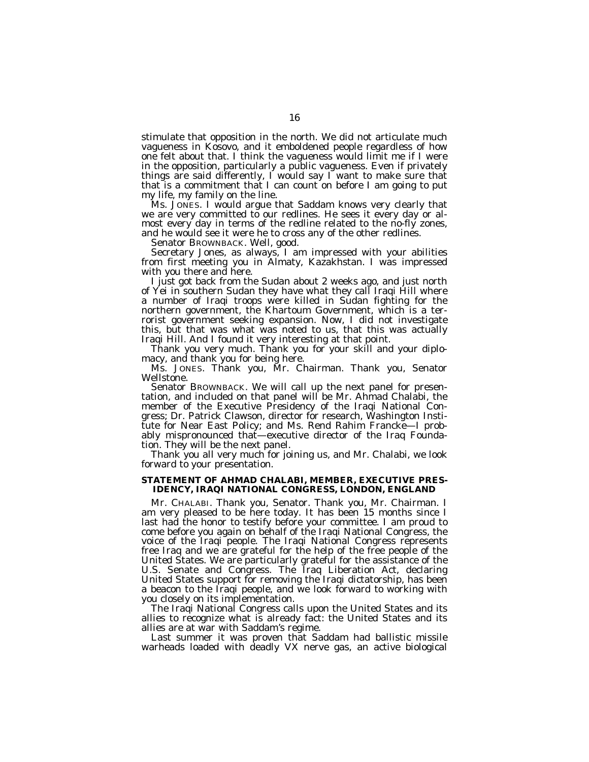stimulate that opposition in the north. We did not articulate much vagueness in Kosovo, and it emboldened people regardless of how one felt about that. I think the vagueness would limit me if I were in the opposition, particularly a public vagueness. Even if privately things are said differently, I would say I want to make sure that that is a commitment that I can count on before I am going to put my life, my family on the line.

Ms. JONES. I would argue that Saddam knows very clearly that we are very committed to our redlines. He sees it every day or almost every day in terms of the redline related to the no-fly zones, and he would see it were he to cross any of the other redlines.

Senator BROWNBACK. Well, good.

Secretary Jones, as always, I am impressed with your abilities from first meeting you in Almaty, Kazakhstan. I was impressed with you there and here.

I just got back from the Sudan about 2 weeks ago, and just north of Yei in southern Sudan they have what they call Iraqi Hill where a number of Iraqi troops were killed in Sudan fighting for the northern government, the Khartoum Government, which is a terrorist government seeking expansion. Now, I did not investigate this, but that was what was noted to us, that this was actually Iraqi Hill. And I found it very interesting at that point.

Thank you very much. Thank you for your skill and your diplomacy, and thank you for being here.

Ms. JONES. Thank you, Mr. Chairman. Thank you, Senator Wellstone.

Senator BROWNBACK. We will call up the next panel for presentation, and included on that panel will be Mr. Ahmad Chalabi, the member of the Executive Presidency of the Iraqi National Congress; Dr. Patrick Clawson, director for research, Washington Institute for Near East Policy; and Ms. Rend Rahim Francke—I probably mispronounced that—executive director of the Iraq Foundation. They will be the next panel.

Thank you all very much for joining us, and Mr. Chalabi, we look forward to your presentation.

## STATEMENT OF AHMAD CHALABI, MEMBER, EXECUTIVE PRESIDENCY, IRAQI NATIONAL CONGRESS, LONDON, ENGLAND

Mr. CHALABI. Thank you, Senator. Thank you, Mr. Chairman. I am very pleased to be here today. It has been 15 months since I last had the honor to testify before your committee. I am proud to come before you again on behalf of the Iraqi National Congress, the voice of the Iraqi people. The Iraqi National Congress represents free Iraq and we are grateful for the help of the free people of the United States. We are particularly grateful for the assistance of the U.S. Senate and Congress. The Iraq Liberation Act, declaring United States support for removing the Iraqi dictatorship, has been a beacon to the Iraqi people, and we look forward to working with you closely on its implementation.

The Iraqi National Congress calls upon the United States and its allies to recognize what is already fact: the United States and its allies are at war with Saddam's regime.

Last summer it was proven that Saddam had ballistic missile warheads loaded with deadly VX nerve gas, an active biological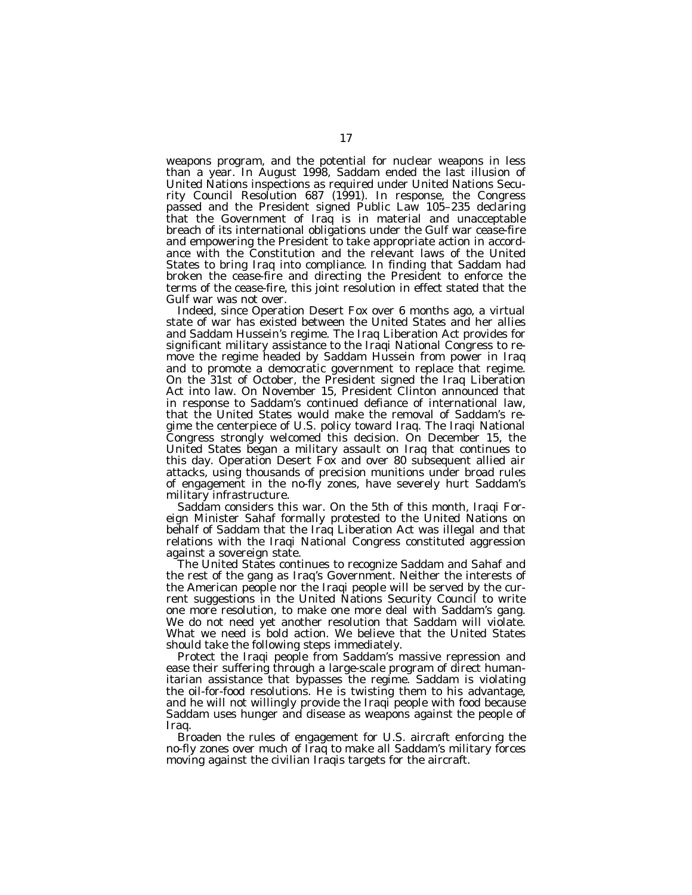weapons program, and the potential for nuclear weapons in less than a year. In August 1998, Saddam ended the last illusion of United Nations inspections as required under United Nations Security Council Resolution 687 (1991). In response, the Congress passed and the President signed Public Law 105–235 declaring that the Government of Iraq is in material and unacceptable breach of its international obligations under the Gulf war cease-fire and empowering the President to take appropriate action in accordance with the Constitution and the relevant laws of the United States to bring Iraq into compliance. In finding that Saddam had broken the cease-fire and directing the President to enforce the terms of the cease-fire, this joint resolution in effect stated that the Gulf war was not over.

Indeed, since Operation Desert Fox over 6 months ago, a virtual state of war has existed between the United States and her allies and Saddam Hussein's regime. The Iraq Liberation Act provides for significant military assistance to the Iraqi National Congress to remove the regime headed by Saddam Hussein from power in Iraq and to promote a democratic government to replace that regime. On the 31st of October, the President signed the Iraq Liberation Act into law. On November 15, President Clinton announced that in response to Saddam's continued defiance of international law, that the United States would make the removal of Saddam's regime the centerpiece of U.S. policy toward Iraq. The Iraqi National Congress strongly welcomed this decision. On December 15, the United States began a military assault on Iraq that continues to this day. Operation Desert Fox and over 80 subsequent allied air attacks, using thousands of precision munitions under broad rules of engagement in the no-fly zones, have severely hurt Saddam's military infrastructure.

Saddam considers this war. On the 5th of this month, Iraqi Foreign Minister Sahaf formally protested to the United Nations on behalf of Saddam that the Iraq Liberation Act was illegal and that relations with the Iraqi National Congress constituted aggression against a sovereign state.

The United States continues to recognize Saddam and Sahaf and the rest of the gang as Iraq's Government. Neither the interests of the American people nor the Iraqi people will be served by the current suggestions in the United Nations Security Council to write one more resolution, to make one more deal with Saddam's gang. We do not need yet another resolution that Saddam will violate. What we need is bold action. We believe that the United States should take the following steps immediately.

Protect the Iraqi people from Saddam's massive repression and ease their suffering through a large-scale program of direct humanitarian assistance that bypasses the regime. Saddam is violating the oil-for-food resolutions. He is twisting them to his advantage, and he will not willingly provide the Iraqi people with food because Saddam uses hunger and disease as weapons against the people of Iraq.

Broaden the rules of engagement for U.S. aircraft enforcing the no-fly zones over much of Iraq to make all Saddam's military forces moving against the civilian Iraqis targets for the aircraft.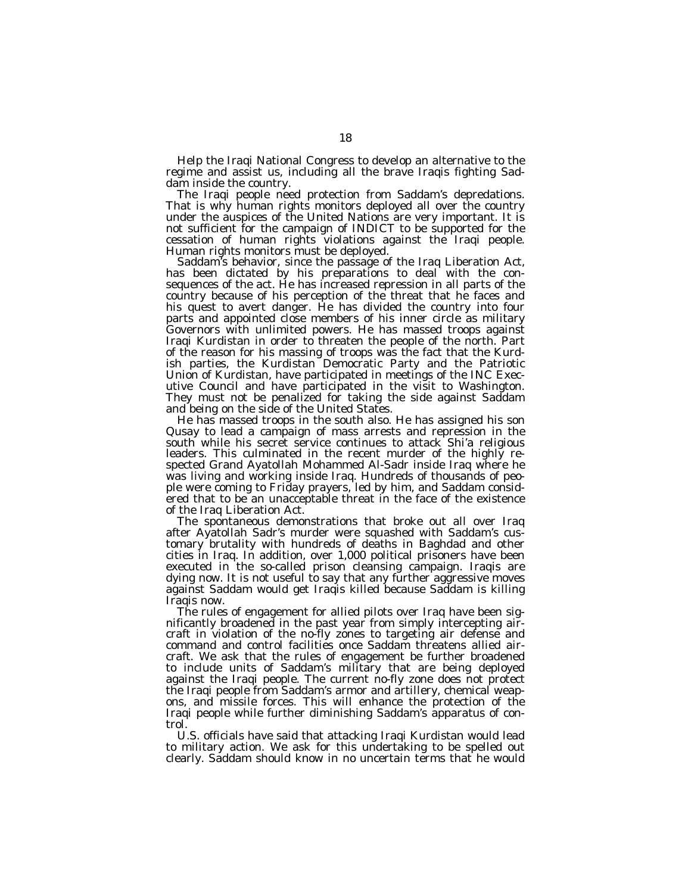Help the Iraqi National Congress to develop an alternative to the regime and assist us, including all the brave Iraqis fighting Saddam inside the country.

The Iraqi people need protection from Saddam's depredations. That is why human rights monitors deployed all over the country under the auspices of the United Nations are very important. It is not sufficient for the campaign of INDICT to be supported for the cessation of human rights violations against the Iraqi people. Human rights monitors must be deployed.

Saddam's behavior, since the passage of the Iraq Liberation Act, has been dictated by his preparations to deal with the consequences of the act. He has increased repression in all parts of the country because of his perception of the threat that he faces and his quest to avert danger. He has divided the country into four parts and appointed close members of his inner circle as military Governors with unlimited powers. He has massed troops against Iraqi Kurdistan in order to threaten the people of the north. Part of the reason for his massing of troops was the fact that the Kurdish parties, the Kurdistan Democratic Party and the Patriotic Union of Kurdistan, have participated in meetings of the INC Executive Council and have participated in the visit to Washington. They must not be penalized for taking the side against Saddam and being on the side of the United States.

He has massed troops in the south also. He has assigned his son Qusay to lead a campaign of mass arrests and repression in the south while his secret service continues to attack Shi'a religious leaders. This culminated in the recent murder of the highly respected Grand Ayatollah Mohammed Al-Sadr inside Iraq where he was living and working inside Iraq. Hundreds of thousands of people were coming to Friday prayers, led by him, and Saddam considered that to be an unacceptable threat in the face of the existence of the Iraq Liberation Act.

The spontaneous demonstrations that broke out all over Iraq after Ayatollah Sadr's murder were squashed with Saddam's customary brutality with hundreds of deaths in Baghdad and other cities in Iraq. In addition, over 1,000 political prisoners have been executed in the so-called prison cleansing campaign. Iraqis are dying now. It is not useful to say that any further aggressive moves against Saddam would get Iraqis killed because Saddam is killing Iraqis now.

The rules of engagement for allied pilots over Iraq have been significantly broadened in the past year from simply intercepting aircraft in violation of the no-fly zones to targeting air defense and command and control facilities once Saddam threatens allied aircraft. We ask that the rules of engagement be further broadened to include units of Saddam's military that are being deployed against the Iraqi people. The current no-fly zone does not protect the Iraqi people from Saddam's armor and artillery, chemical weapons, and missile forces. This will enhance the protection of the Iraqi people while further diminishing Saddam's apparatus of control.

U.S. officials have said that attacking Iraqi Kurdistan would lead to military action. We ask for this undertaking to be spelled out clearly. Saddam should know in no uncertain terms that he would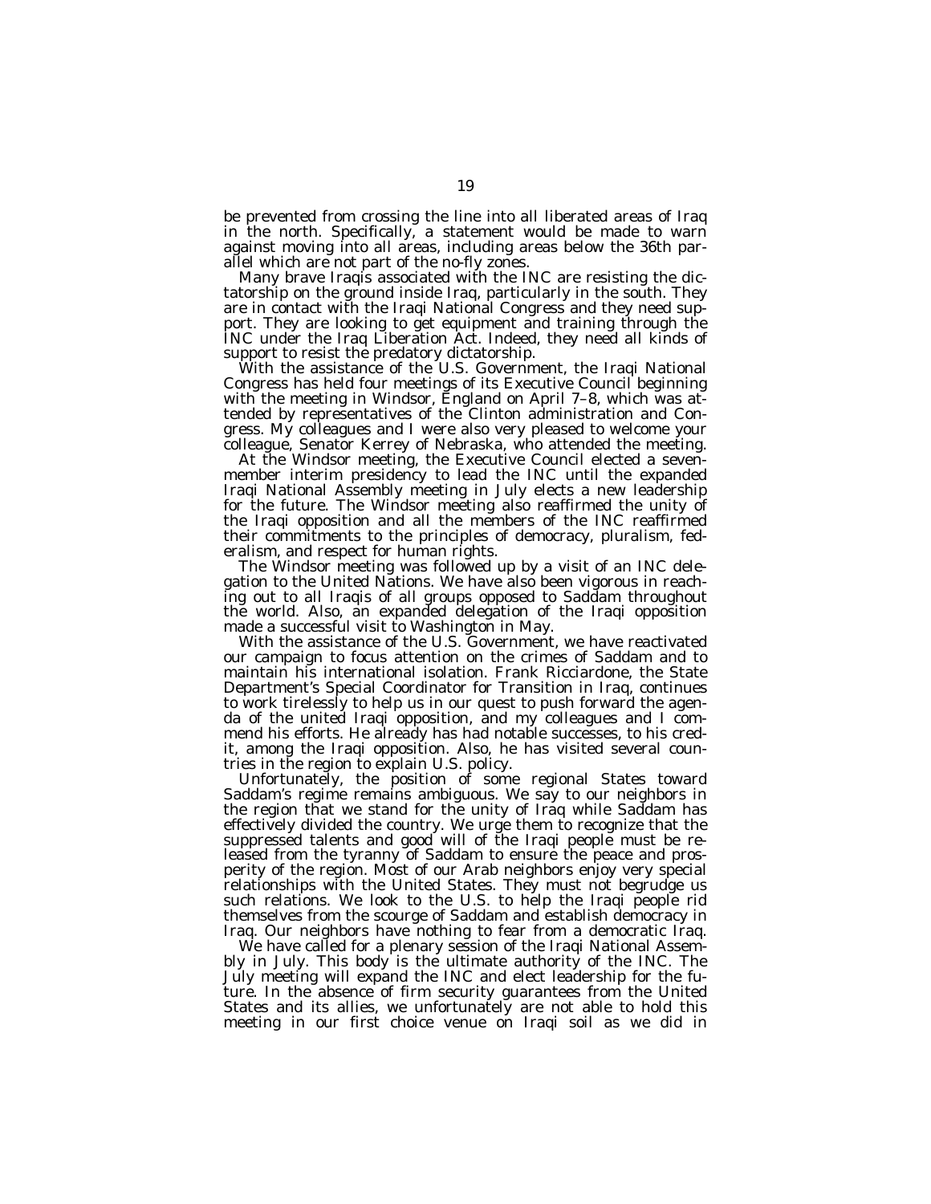be prevented from crossing the line into all liberated areas of Iraq in the north. Specifically, a statement would be made to warn against moving into all areas, including areas below the 36th parallel which are not part of the no-fly zones.

Many brave Iraqis associated with the INC are resisting the dictatorship on the ground inside Iraq, particularly in the south. They are in contact with the Iraqi National Congress and they need support. They are looking to get equipment and training through the INC under the Iraq Liberation Act. Indeed, they need all kinds of support to resist the predatory dictatorship.

With the assistance of the U.S. Government, the Iraqi National Congress has held four meetings of its Executive Council beginning with the meeting in Windsor, England on April 7–8, which was attended by representatives of the Clinton administration and Congress. My colleagues and I were also very pleased to welcome your colleague, Senator Kerrey of Nebraska, who attended the meeting.

At the Windsor meeting, the Executive Council elected a seven-member interim presidency to lead the INC until the expanded Iraqi National Assembly meeting in July elects a new leadership for the future. The Windsor meeting also reaffirmed the unity of the Iraqi opposition and all the members of the INC reaffirmed their commitments to the principles of democracy, pluralism, federalism, and respect for human rights.

The Windsor meeting was followed up by a visit of an INC delegation to the United Nations. We have also been vigorous in reaching out to all Iraqis of all groups opposed to Saddam throughout the world. Also, an expanded delegation of the Iraqi opposition made a successful visit to Washington in May.

With the assistance of the U.S. Government, we have reactivated our campaign to focus attention on the crimes of Saddam and to maintain his international isolation. Frank Ricciardone, the State Department's Special Coordinator for Transition in Iraq, continues to work tirelessly to help us in our quest to push forward the agenda of the united Iraqi opposition, and my colleagues and I commend his efforts. He already has had notable successes, to his credit, among the Iraqi opposition. Also, he has visited several countries in the region to explain U.S. policy.

Unfortunately, the position of some regional States toward Saddam's regime remains ambiguous. We say to our neighbors in the region that we stand for the unity of Iraq while Saddam has effectively divided the country. We urge them to recognize that the suppressed talents and good will of the Iraqi people must be released from the tyranny of Saddam to ensure the peace and prosperity of the region. Most of our Arab neighbors enjoy very special relationships with the United States. They must not begrudge us such relations. We look to the U.S. to help the Iraqi people rid themselves from the scourge of Saddam and establish democracy in Iraq. Our neighbors have nothing to fear from a democratic Iraq.

We have called for a plenary session of the Iraqi National Assembly in July. This body is the ultimate authority of the INC. The July meeting will expand the INC and elect leadership for the future. In the absence of firm security guarantees from the United States and its allies, we unfortunately are not able to hold this meeting in our first choice venue on Iraqi soil as we did in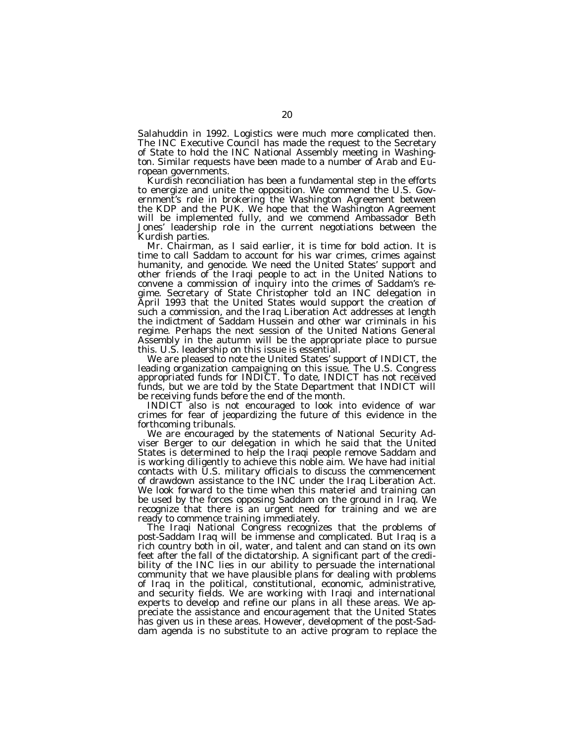Salahuddin in 1992. Logistics were much more complicated then. The INC Executive Council has made the request to the Secretary of State to hold the INC National Assembly meeting in Washington. Similar requests have been made to a number of Arab and European governments.

Kurdish reconciliation has been a fundamental step in the efforts to energize and unite the opposition. We commend the U.S. Government's role in brokering the Washington Agreement between the KDP and the PUK. We hope that the Washington Agreement will be implemented fully, and we commend Ambassador Beth Jones' leadership role in the current negotiations between the Kurdish parties.

Mr. Chairman, as I said earlier, it is time for bold action. It is time to call Saddam to account for his war crimes, crimes against humanity, and genocide. We need the United States' support and other friends of the Iraqi people to act in the United Nations to convene a commission of inquiry into the crimes of Saddam's regime. Secretary of State Christopher told an INC delegation in April 1993 that the United States would support the creation of such a commission, and the Iraq Liberation Act addresses at length the indictment of Saddam Hussein and other war criminals in his regime. Perhaps the next session of the United Nations General Assembly in the autumn will be the appropriate place to pursue this. U.S. leadership on this issue is essential.

We are pleased to note the United States' support of INDICT, the leading organization campaigning on this issue. The U.S. Congress appropriated funds for INDICT. To date, INDICT has not received funds, but we are told by the State Department that INDICT will be receiving funds before the end of the month.

INDICT also is not encouraged to look into evidence of war crimes for fear of jeopardizing the future of this evidence in the forthcoming tribunals.

We are encouraged by the statements of National Security Adviser Berger to our delegation in which he said that the United States is determined to help the Iraqi people remove Saddam and is working diligently to achieve this noble aim. We have had initial contacts with U.S. military officials to discuss the commencement of drawdown assistance to the INC under the Iraq Liberation Act. We look forward to the time when this materiel and training can be used by the forces opposing Saddam on the ground in Iraq. We recognize that there is an urgent need for training and we are ready to commence training immediately.

The Iraqi National Congress recognizes that the problems of post-Saddam Iraq will be immense and complicated. But Iraq is a rich country both in oil, water, and talent and can stand on its own feet after the fall of the dictatorship. A significant part of the credibility of the INC lies in our ability to persuade the international community that we have plausible plans for dealing with problems of Iraq in the political, constitutional, economic, administrative, and security fields. We are working with Iraqi and international experts to develop and refine our plans in all these areas. We appreciate the assistance and encouragement that the United States has given us in these areas. However, development of the post-Saddam agenda is no substitute to an active program to replace the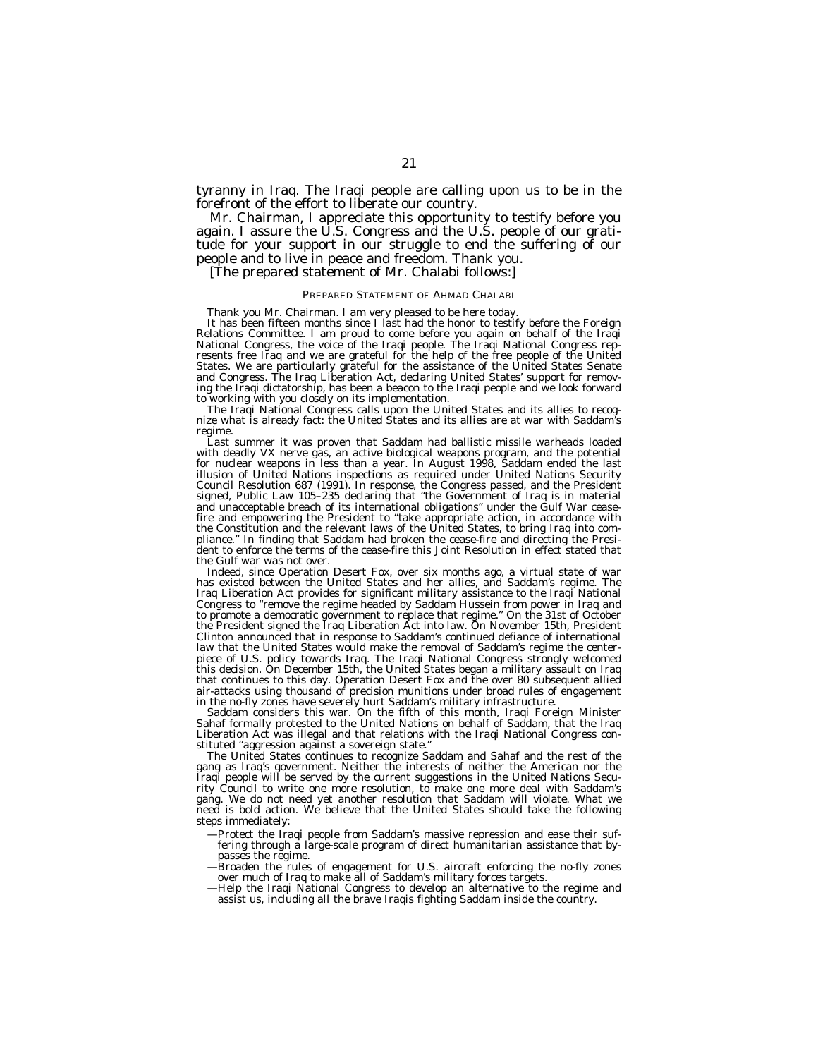tyranny in Iraq. The Iraqi people are calling upon us to be in the forefront of the effort to liberate our country.

Mr. Chairman, I appreciate this opportunity to testify before you again. I assure the U.S. Congress and the U.S. people of our gratitude for your support in our struggle to end the suffering of our people and to live in peace and freedom. Thank you.

[The prepared statement of Mr. Chalabi follows:]

### PREPARED STATEMENT OF AHMAD CHALABI

Thank you Mr. Chairman. I am very pleased to be here today.

It has been fifteen months since I last had the honor to testify before the Foreign Relations Committee. I am proud to come before you again on behalf of the Iraqi National Congress, the voice of the Iraqi people. The Iraqi National Congress represents free Iraq and we are grateful for the help of the free people of the United States. We are particularly grateful for the assistance of the United States Senate and Congress. The Iraq Liberation Act, declaring United States' support for removing the Iraqi dictatorship, has been a beacon to the Iraqi people and we look forward to working with you closely on its implementation.

The Iraqi National Congress calls upon the United States and its allies to recognize what is already fact: the United States and its allies are at war with Saddam's regime.

Last summer it was proven that Saddam had ballistic missile warheads loaded with deadly VX nerve gas, an active biological weapons program, and the potential for nuclear weapons in less than a year. In August 1998, Saddam ended the last illusion of United Nations inspections as required under United Nations Security Council Resolution 687 (1991). In response, the Congress passed, and the President signed, Public Law 105–235 declaring that "the Government of Iraq is in material and unacceptable breach of its international obligations" under the Gulf War cease-fire and empowering the President to "take appropriate action, in accordance with the Constitution and the relevant laws of the United States, to bring Iraq into compliance." In finding that Saddam had broken the cease-fire and directing the President to enforce the terms of the cease-fire this Joint Resolution in effect stated that the Gulf war was not over.

Indeed, since Operation Desert Fox, over six months ago, a virtual state of war has existed between the United States and her allies, and Saddam's regime. The Iraq Liberation Act provides for significant military assistance to the Iraqi National Congress to "remove the regime headed by Saddam Hussein from power in Iraq and to promote a democratic government to replace that regime." On the 31st of October the President signed the Iraq Liberation Act into law. On November 15th, President Clinton announced that in response to Saddam's continued defiance of international law that the United States would make the removal of Saddam's regime the centerpiece of U.S. policy towards Iraq. The Iraqi National Congress strongly welcomed this decision. On December 15th, the United States began a military assault on Iraq that continues to this day. Operation Desert Fox and the over 80 subsequent allied air-attacks using thousand of precision munitions under broad rules of engagement in the no-fly zones have severely hurt Saddam's military infrastructure.

Saddam considers this war. On the fifth of this month, Iraqi Foreign Minister Sahaf formally protested to the United Nations on behalf of Saddam, that the Iraq Liberation Act was illegal and that relations with the Iraqi National Congress constituted "aggression against a sovereign state."

The United States continues to recognize Saddam and Sahaf and the rest of the gang as Iraq's government. Neither the interests of neither the American nor the Iraqi people will be served by the current suggestions in the United Nations Security Council to write one more resolution, to make one more deal with Saddam's gang. We do not need yet another resolution that Saddam will violate. What we need is bold action. We believe that the United States should take the following steps immediately:

—Protect the Iraqi people from Saddam's massive repression and ease their suffering through a large-scale program of direct humanitarian assistance that bypasses the regime.

—Broaden the rules of engagement for U.S. aircraft enforcing the no-fly zones over much of Iraq to make all of Saddam's military forces targets.

—Help the Iraqi National Congress to develop an alternative to the regime and assist us, including all the brave Iraqis fighting Saddam inside the country.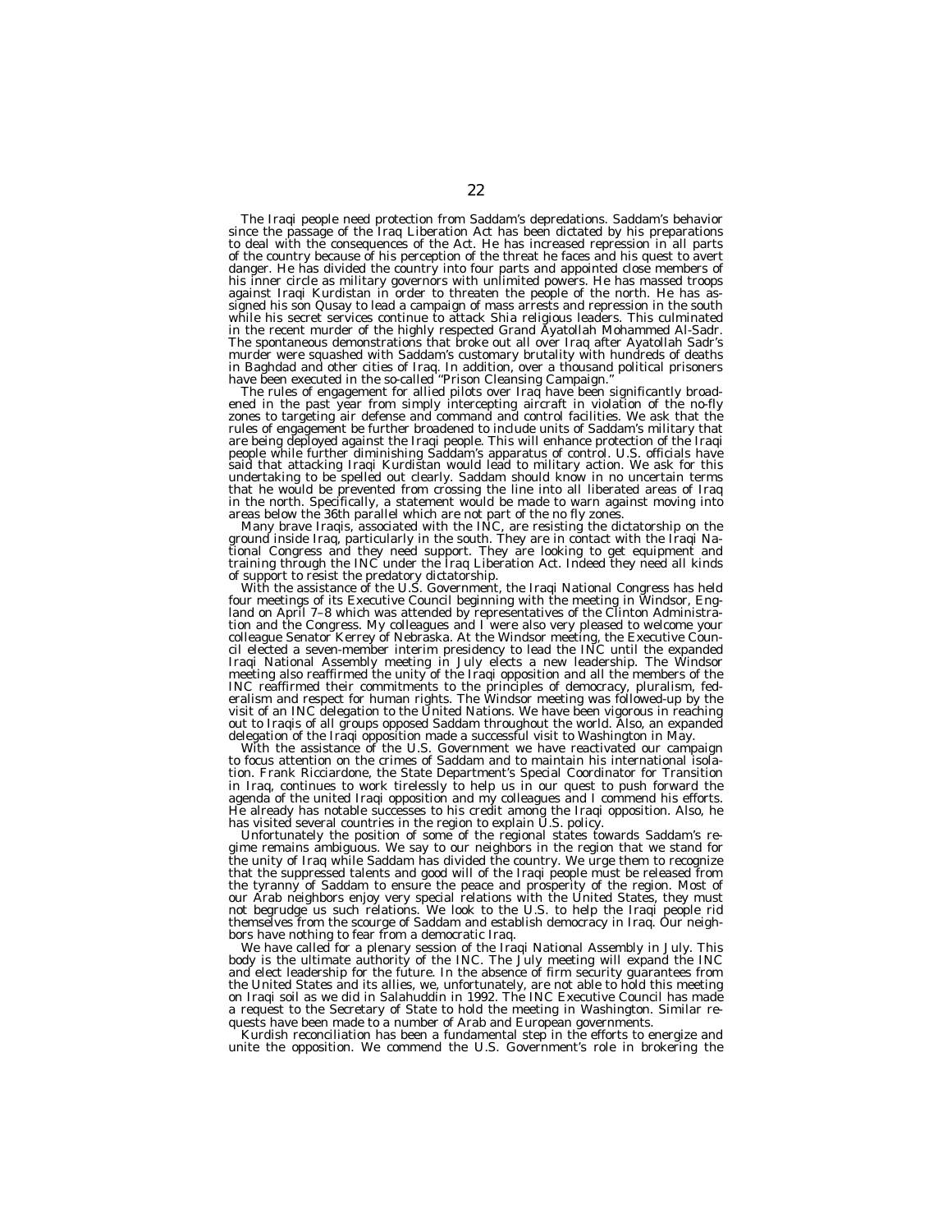The Iraqi people need protection from Saddam's depredations. Saddam's behavior since the passage of the Iraq Liberation Act has been dictated by his preparations to deal with the consequences of the Act. He has increased repression in all parts of the country because of his perception of the threat he faces and his quest to avert danger. He has divided the country into four parts and appointed close members of his inner circle as military governors with unlimited powers. He has massed troops against Iraqi Kurdistan in order to threaten the people of the north. He has assigned his son Qusay to lead a campaign of mass arrests and repression in the south while his secret services continue to attack Shia religious leaders. This culminated in the recent murder of the highly respected Grand Ayatollah Mohammed Al-Sadr. The spontaneous demonstrations that broke out all over Iraq after Ayatollah Sadr's murder were squashed with Saddam's customary brutality with hundreds of deaths in Baghdad and other cities of Iraq. In addition, over a thousand political prisoners have been executed in the so-called "Prison Cleansing Campaign."

The rules of engagement for allied pilots over Iraq have been significantly broadened in the past year from simply intercepting aircraft in violation of the no-fly zones to targeting air defense and command and control facilities. We ask that the rules of engagement be further broadened to include units of Saddam's military that are being deployed against the Iraqi people. This will enhance protection of the Iraqi people while further diminishing Saddam's apparatus of control. U.S. officials have said that attacking Iraqi Kurdistan would lead to military action. We ask for this undertaking to be spelled out clearly. Saddam should know in no uncertain terms that he would be prevented from crossing the line into all liberated areas of Iraq in the north. Specifically, a statement would be made to warn against moving into areas below the 36th parallel which are not part of the no fly zones.

Many brave Iraqis, associated with the INC, are resisting the dictatorship on the ground inside Iraq, particularly in the south. They are in contact with the Iraqi National Congress and they need support. They are looking to get equipment and training through the INC under the Iraq Liberation Act. Indeed they need all kinds of support to resist the predatory dictatorship.

With the assistance of the U.S. Government, the Iraqi National Congress has held four meetings of its Executive Council beginning with the meeting in Windsor, England on April 7–8 which was attended by representatives of the Clinton Administration and the Congress. My colleagues and I were also very pleased to welcome your colleague Senator Kerrey of Nebraska. At the Windsor meeting, the Executive Council elected a seven-member interim presidency to lead the INC until the expanded Iraqi National Assembly meeting in July elects a new leadership. The Windsor meeting also reaffirmed the unity of the Iraqi opposition and all the members of the INC reaffirmed their commitments to the principles of democracy, pluralism, federalism and respect for human rights. The Windsor meeting was followed-up by the visit of an INC delegation to the United Nations. We have been vigorous in reaching out to Iraqis of all groups opposed Saddam throughout the world. Also, an expanded delegation of the Iraqi opposition made a successful visit to Washington in May.

With the assistance of the U.S. Government we have reactivated our campaign to focus attention on the crimes of Saddam and to maintain his international isolation. Frank Ricciardone, the State Department's Special Coordinator for Transition in Iraq, continues to work tirelessly to help us in our quest to push forward the agenda of the united Iraqi opposition and my colleagues and I commend his efforts. He already has notable successes to his credit among the Iraqi opposition. Also, he has visited several countries in the region to explain U.S. policy.

Unfortunately the position of some of the regional states towards Saddam's regime remains ambiguous. We say to our neighbors in the region that we stand for the unity of Iraq while Saddam has divided the country. We urge them to recognize that the suppressed talents and good will of the Iraqi people must be released from the tyranny of Saddam to ensure the peace and prosperity of the region. Most of our Arab neighbors enjoy very special relations with the United States, they must not begrudge us such relations. We look to the U.S. to help the Iraqi people rid themselves from the scourge of Saddam and establish democracy in Iraq. Our neighbors have nothing to fear from a democratic Iraq.

We have called for a plenary session of the Iraqi National Assembly in July. This body is the ultimate authority of the INC. The July meeting will expand the INC and elect leadership for the future. In the absence of firm security guarantees from the United States and its allies, we, unfortunately, are not able to hold this meeting on Iraqi soil as we did in Salahuddin in 1992. The INC Executive Council has made a request to the Secretary of State to hold the meeting in Washington. Similar requests have been made to a number of Arab and European governments.

Kurdish reconciliation has been a fundamental step in the efforts to energize and unite the opposition. We commend the U.S. Government's role in brokering the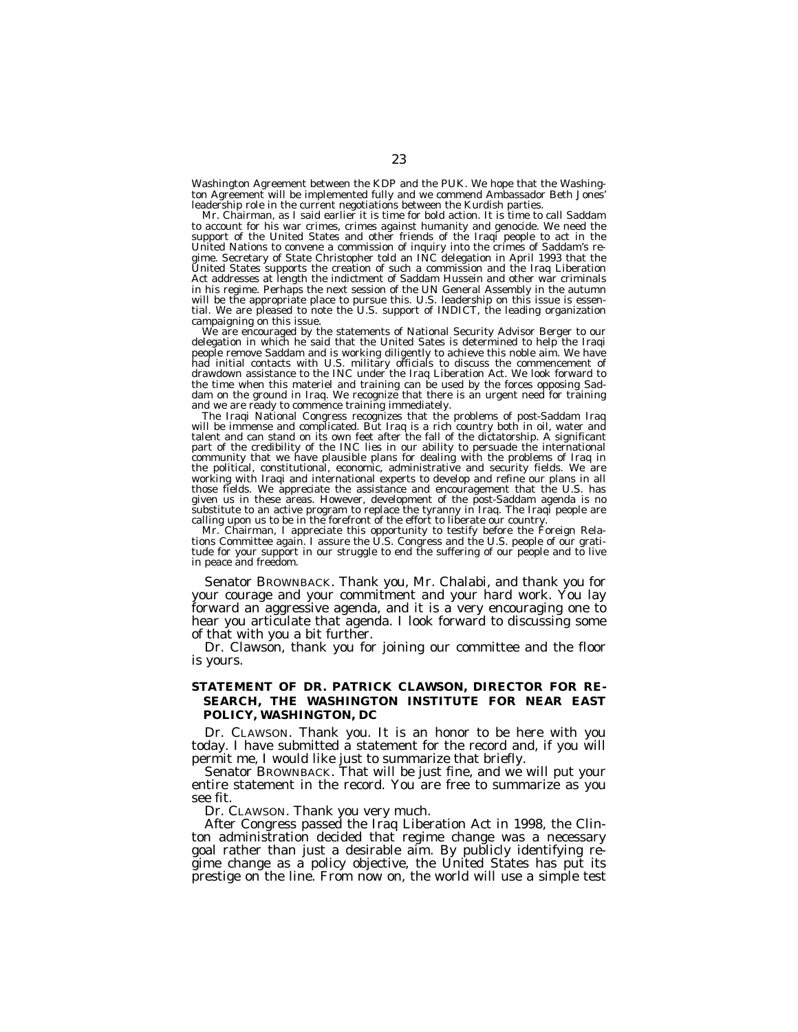Washington Agreement between the KDP and the PUK. We hope that the Washington Agreement will be implemented fully and we commend Ambassador Beth Jones' leadership role in the current negotiations between the Kurdish parties.

Mr. Chairman, as I said earlier it is time for bold action. It is time to call Saddam to account for his war crimes, crimes against humanity and genocide. We need the support of the United States and other friends of the Iraqi people to act in the United Nations to convene a commission of inquiry into the crimes of Saddam's regime. Secretary of State Christopher told an INC delegation in April 1993 that the United States supports the creation of such a commission and the Iraq Liberation Act addresses at length the indictment of Saddam Hussein and other war criminals in his regime. Perhaps the next session of the UN General Assembly in the autumn will be the appropriate place to pursue this. U.S. leadership on this issue is essential. We are pleased to note the U.S. support of INDICT, the leading organization campaigning on this issue.

We are encouraged by the statements of National Security Advisor Berger to our delegation in which he said that the United Sates is determined to help the Iraqi people remove Saddam and is working diligently to achieve this noble aim. We have had initial contacts with U.S. military officials to discuss the commencement of drawdown assistance to the INC under the Iraq Liberation Act. We look forward to the time when this materiel and training can be used by the forces opposing Saddam on the ground in Iraq. We recognize that there is an urgent need for training and we are ready to commence training immediately.

The Iraqi National Congress recognizes that the problems of post-Saddam Iraq will be immense and complicated. But Iraq is a rich country both in oil, water and talent and can stand on its own feet after the fall of the dictatorship. A significant part of the credibility of the INC lies in our ability to persuade the international community that we have plausible plans for dealing with the problems of Iraq in the political, constitutional, economic, administrative and security fields. We are working with Iraqi and international experts to develop and refine our plans in all those fields. We appreciate the assistance and encouragement that the U.S. has given us in these areas. However, development of the post-Saddam agenda is no substitute to an active program to replace the tyranny in Iraq. The Iraqi people are calling upon us to be in the forefront of the effort to liberate our country.

Mr. Chairman, I appreciate this opportunity to testify before the Foreign Relations Committee again. I assure the U.S. Congress and the U.S. people of our gratitude for your support in our struggle to end the suffering of our people and to live in peace and freedom.

Senator BROWNBACK. Thank you, Mr. Chalabi, and thank you for your courage and your commitment and your hard work. You lay forward an aggressive agenda, and it is a very encouraging one to hear you articulate that agenda. I look forward to discussing some of that with you a bit further.

Dr. Clawson, thank you for joining our committee and the floor is yours.

## STATEMENT OF DR. PATRICK CLAWSON, DIRECTOR FOR RESEARCH, THE WASHINGTON INSTITUTE FOR NEAR EAST POLICY, WASHINGTON, DC

Dr. CLAWSON. Thank you. It is an honor to be here with you today. I have submitted a statement for the record and, if you will permit me, I would like just to summarize that briefly.

Senator BROWNBACK. That will be just fine, and we will put your entire statement in the record. You are free to summarize as you see fit.

Dr. CLAWSON. Thank you very much.

After Congress passed the Iraq Liberation Act in 1998, the Clinton administration decided that regime change was a necessary goal rather than just a desirable aim. By publicly identifying regime change as a policy objective, the United States has put its prestige on the line. From now on, the world will use a simple test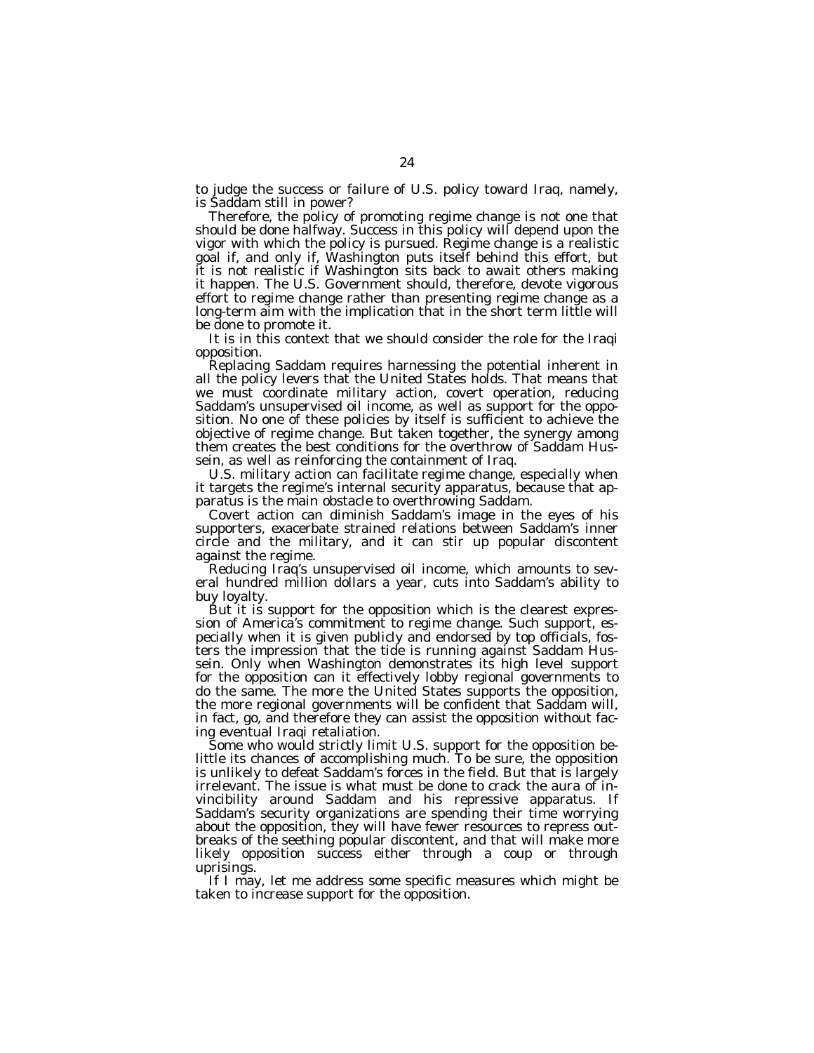to judge the success or failure of U.S. policy toward Iraq, namely, is Saddam still in power?

Therefore, the policy of promoting regime change is not one that should be done halfway. Success in this policy will depend upon the vigor with which the policy is pursued. Regime change is a realistic goal if, and only if, Washington puts itself behind this effort, but it is not realistic if Washington sits back to await others making it happen. The U.S. Government should, therefore, devote vigorous effort to regime change rather than presenting regime change as a long-term aim with the implication that in the short term little will be done to promote it.

It is in this context that we should consider the role for the Iraqi opposition.

Replacing Saddam requires harnessing the potential inherent in all the policy levers that the United States holds. That means that we must coordinate military action, covert operation, reducing Saddam's unsupervised oil income, as well as support for the opposition. No one of these policies by itself is sufficient to achieve the objective of regime change. But taken together, the synergy among them creates the best conditions for the overthrow of Saddam Hussein, as well as reinforcing the containment of Iraq.

U.S. military action can facilitate regime change, especially when it targets the regime's internal security apparatus, because that apparatus is the main obstacle to overthrowing Saddam.

Covert action can diminish Saddam's image in the eyes of his supporters, exacerbate strained relations between Saddam's inner circle and the military, and it can stir up popular discontent against the regime.

Reducing Iraq's unsupervised oil income, which amounts to several hundred million dollars a year, cuts into Saddam's ability to buy loyalty.

But it is support for the opposition which is the clearest expression of America's commitment to regime change. Such support, especially when it is given publicly and endorsed by top officials, fosters the impression that the tide is running against Saddam Hussein. Only when Washington demonstrates its high level support for the opposition can it effectively lobby regional governments to do the same. The more the United States supports the opposition, the more regional governments will be confident that Saddam will, in fact, go, and therefore they can assist the opposition without facing eventual Iraqi retaliation.

Some who would strictly limit U.S. support for the opposition belittle its chances of accomplishing much. To be sure, the opposition is unlikely to defeat Saddam's forces in the field. But that is largely irrelevant. The issue is what must be done to crack the aura of invincibility around Saddam and his repressive apparatus. If Saddam's security organizations are spending their time worrying about the opposition, they will have fewer resources to repress outbreaks of the seething popular discontent, and that will make more likely opposition success either through a coup or through uprisings.

If I may, let me address some specific measures which might be taken to increase support for the opposition.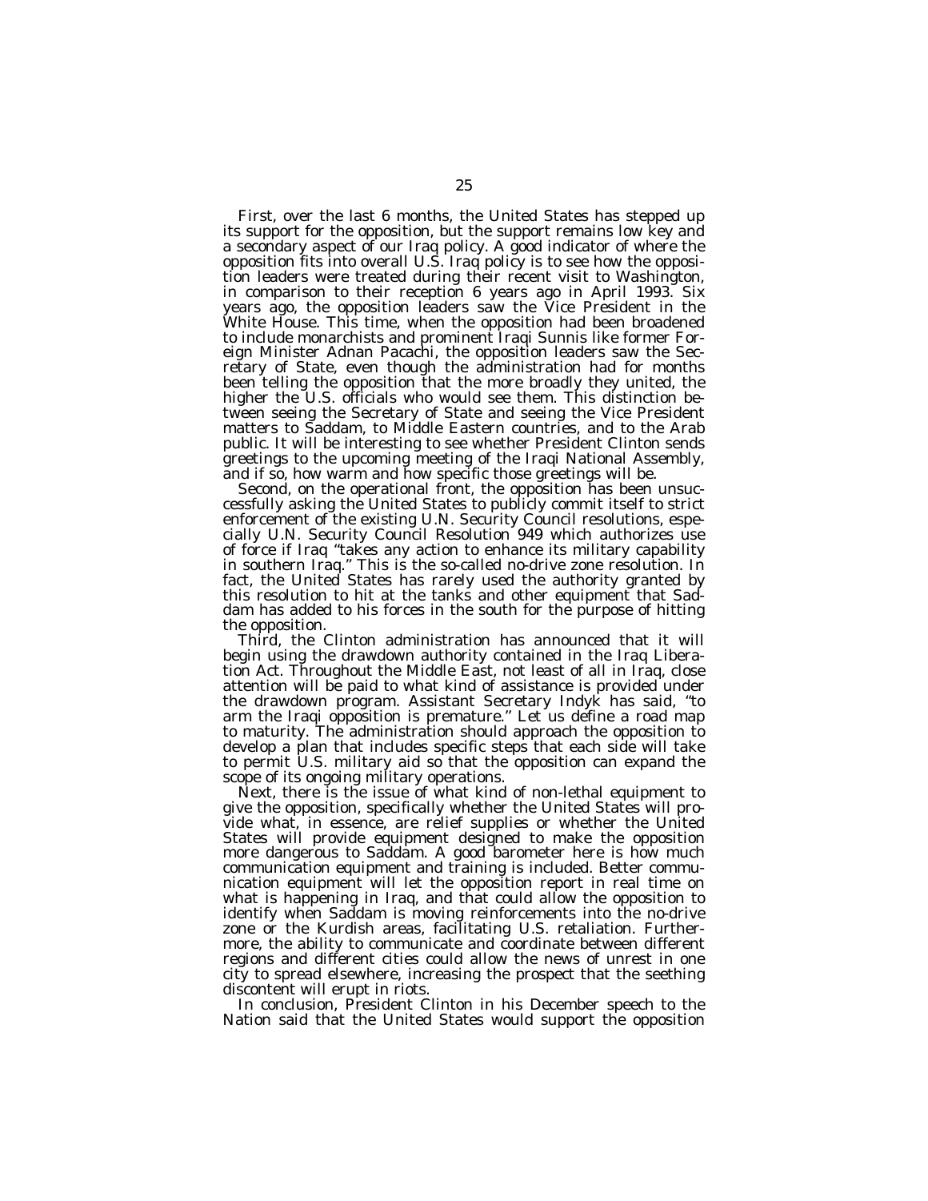First, over the last 6 months, the United States has stepped up its support for the opposition, but the support remains low key and a secondary aspect of our Iraq policy. A good indicator of where the opposition fits into overall U.S. Iraq policy is to see how the opposition leaders were treated during their recent visit to Washington, in comparison to their reception 6 years ago in April 1993. Six years ago, the opposition leaders saw the Vice President in the White House. This time, when the opposition had been broadened to include monarchists and prominent Iraqi Sunnis like former Foreign Minister Adnan Pacachi, the opposition leaders saw the Secretary of State, even though the administration had for months been telling the opposition that the more broadly they united, the higher the U.S. officials who would see them. This distinction between seeing the Secretary of State and seeing the Vice President matters to Saddam, to Middle Eastern countries, and to the Arab public. It will be interesting to see whether President Clinton sends greetings to the upcoming meeting of the Iraqi National Assembly, and if so, how warm and how specific those greetings will be.

Second, on the operational front, the opposition has been unsuccessfully asking the United States to publicly commit itself to strict enforcement of the existing U.N. Security Council resolutions, especially U.N. Security Council Resolution 949 which authorizes use of force if Iraq "takes any action to enhance its military capability in southern Iraq." This is the so-called no-drive zone resolution. In fact, the United States has rarely used the authority granted by this resolution to hit at the tanks and other equipment that Saddam has added to his forces in the south for the purpose of hitting the opposition.

Third, the Clinton administration has announced that it will begin using the drawdown authority contained in the Iraq Liberation Act. Throughout the Middle East, not least of all in Iraq, close attention will be paid to what kind of assistance is provided under the drawdown program. Assistant Secretary Indyk has said, "to arm the Iraqi opposition is premature." Let us define a road map to maturity. The administration should approach the opposition to develop a plan that includes specific steps that each side will take to permit U.S. military aid so that the opposition can expand the scope of its ongoing military operations.

Next, there is the issue of what kind of non-lethal equipment to give the opposition, specifically whether the United States will provide what, in essence, are relief supplies or whether the United States will provide equipment designed to make the opposition more dangerous to Saddam. A good barometer here is how much communication equipment and training is included. Better communication equipment will let the opposition report in real time on what is happening in Iraq, and that could allow the opposition to identify when Saddam is moving reinforcements into the no-drive zone or the Kurdish areas, facilitating U.S. retaliation. Furthermore, the ability to communicate and coordinate between different regions and different cities could allow the news of unrest in one city to spread elsewhere, increasing the prospect that the seething discontent will erupt in riots.

In conclusion, President Clinton in his December speech to the Nation said that the United States would support the opposition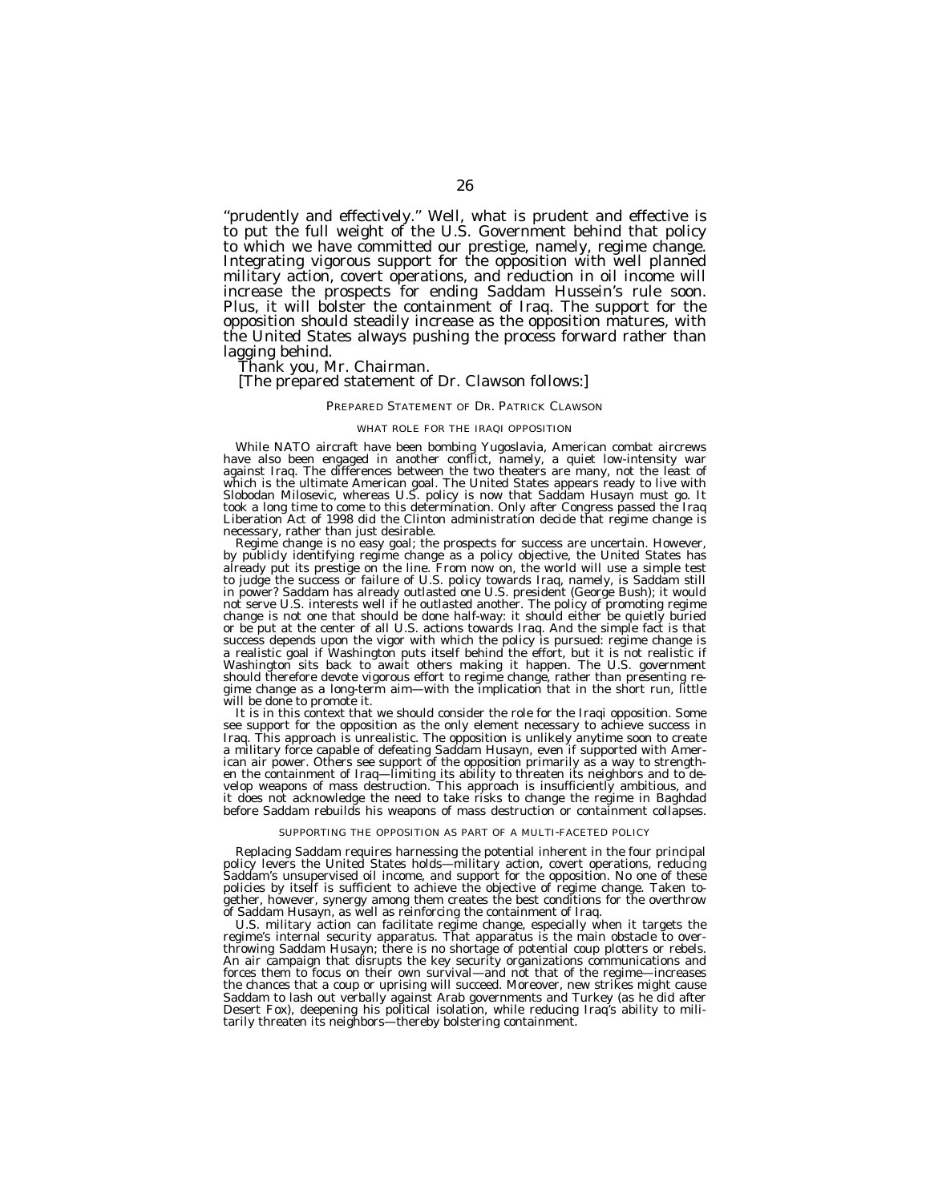"prudently and effectively." Well, what is prudent and effective is to put the full weight of the U.S. Government behind that policy to which we have committed our prestige, namely, regime change. Integrating vigorous support for the opposition with well planned military action, covert operations, and reduction in oil income will increase the prospects for ending Saddam Hussein's rule soon. Plus, it will bolster the containment of Iraq. The support for the opposition should steadily increase as the opposition matures, with the United States always pushing the process forward rather than lagging behind.

Thank you, Mr. Chairman.

[The prepared statement of Dr. Clawson follows:]

PREPARED STATEMENT OF DR. PATRICK CLAWSON

WHAT ROLE FOR THE IRAQI OPPOSITION

While NATO aircraft have been bombing Yugoslavia, American combat aircrews have also been engaged in another conflict, namely, a quiet low-intensity war against Iraq. The differences between the two theaters are many, not the least of which is the ultimate American goal. The United States appears ready to live with Slobodan Milosevic, whereas U.S. policy is now that Saddam Husayn must go. It took a long time to come to this determination. Only after Congress passed the Iraq Liberation Act of 1998 did the Clinton administration decide that regime change is necessary, rather than just desirable.

Regime change is no easy goal; the prospects for success are uncertain. However, by publicly identifying regime change as a policy objective, the United States has already put its prestige on the line. From now on, the world will use a simple test to judge the success or failure of U.S. policy towards Iraq, namely, is Saddam still in power? Saddam has already outlasted one U.S. president (George Bush); it would not serve U.S. interests well if he outlasted another. The policy of promoting regime change is not one that should be done half-way: it should either be quietly buried or be put at the center of all U.S. actions towards Iraq. And the simple fact is that success depends upon the vigor with which the policy is pursued: regime change is a realistic goal if Washington puts itself behind the effort, but it is not realistic if Washington sits back to await others making it happen. The U.S. government should therefore devote vigorous effort to regime change, rather than presenting regime change as a long-term aim—with the implication that in the short run, little will be done to promote it.

It is in this context that we should consider the role for the Iraqi opposition. Some see support for the opposition as the only element necessary to achieve success in Iraq. This approach is unrealistic. The opposition is unlikely anytime soon to create a military force capable of defeating Saddam Husayn, even if supported with American air power. Others see support of the opposition primarily as a way to strengthen the containment of Iraq—limiting its ability to threaten its neighbors and to develop weapons of mass destruction. This approach is insufficiently ambitious, and it does not acknowledge the need to take risks to change the regime in Baghdad before Saddam rebuilds his weapons of mass destruction or containment collapses.

SUPPORTING THE OPPOSITION AS PART OF A MULTI-FACETED POLICY

Replacing Saddam requires harnessing the potential inherent in the four principal policy levers the United States holds—military action, covert operations, reducing Saddam's unsupervised oil income, and support for the opposition. No one of these policies by itself is sufficient to achieve the objective of regime change. Taken together, however, synergy among them creates the best conditions for the overthrow of Saddam Husayn, as well as reinforcing the containment of Iraq.

U.S. military action can facilitate regime change, especially when it targets the regime's internal security apparatus. That apparatus is the main obstacle to overthrowing Saddam Husayn; there is no shortage of potential coup plotters or rebels. An air campaign that disrupts the key security organizations communications and forces them to focus on their own survival—and not that of the regime—increases the chances that a coup or uprising will succeed. Moreover, new strikes might cause Saddam to lash out verbally against Arab governments and Turkey (as he did after Desert Fox), deepening his political isolation, while reducing Iraq's ability to militarily threaten its neighbors—thereby bolstering containment.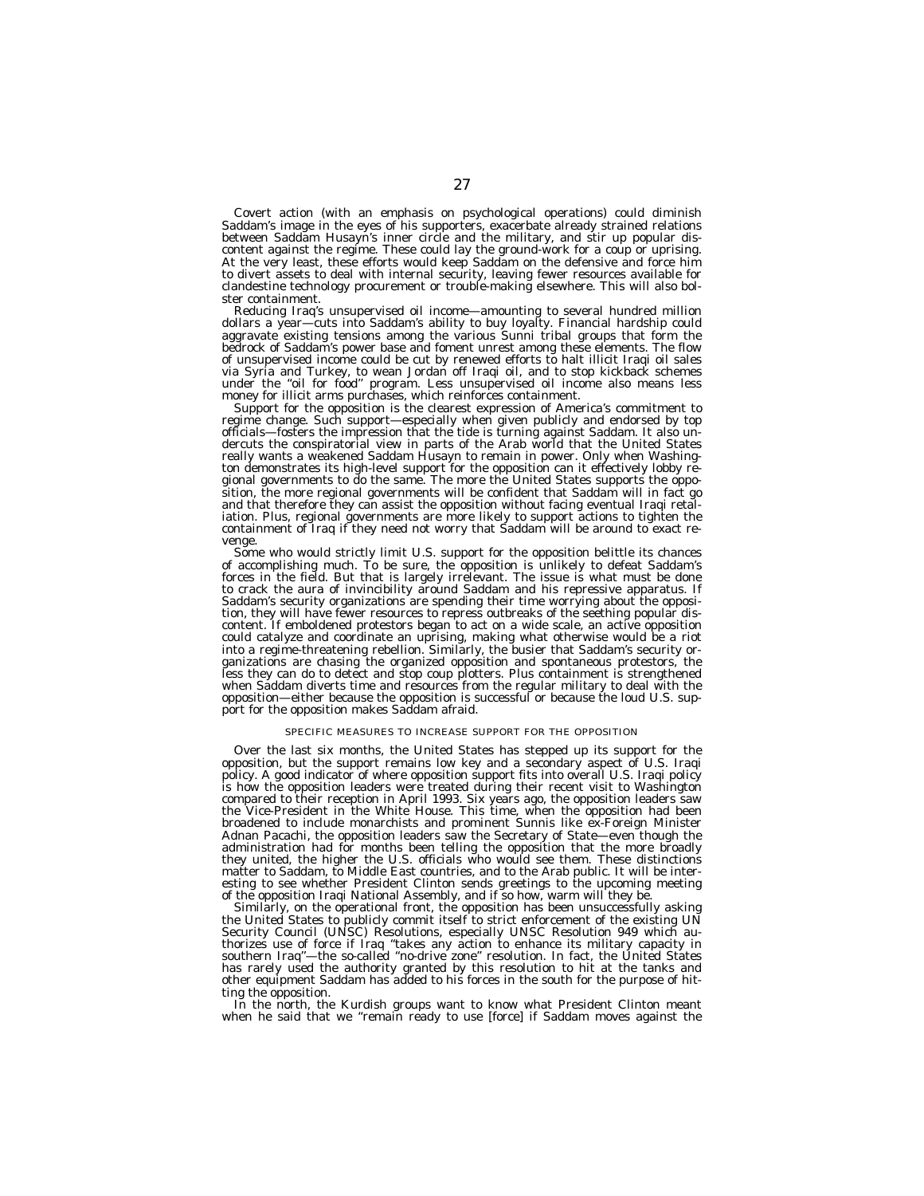Covert action (with an emphasis on psychological operations) could diminish Saddam's image in the eyes of his supporters, exacerbate already strained relations between Saddam Husayn's inner circle and the military, and stir up popular discontent against the regime. These could lay the ground-work for a coup or uprising. At the very least, these efforts would keep Saddam on the defensive and force him to divert assets to deal with internal security, leaving fewer resources available for clandestine technology procurement or trouble-making elsewhere. This will also bolster containment.

Reducing Iraq's unsupervised oil income—amounting to several hundred million dollars a year—cuts into Saddam's ability to buy loyalty. Financial hardship could aggravate existing tensions among the various Sunni tribal groups that form the bedrock of Saddam's power base and foment unrest among these elements. The flow of unsupervised income could be cut by renewed efforts to halt illicit Iraqi oil sales via Syria and Turkey, to wean Jordan off Iraqi oil, and to stop kickback schemes under the "oil for food" program. Less unsupervised oil income also means less money for illicit arms purchases, which reinforces containment.

Support for the opposition is the clearest expression of America's commitment to regime change. Such support—especially when given publicly and endorsed by top officials—fosters the impression that the tide is turning against Saddam. It also undercuts the conspiratorial view in parts of the Arab world that the United States really wants a weakened Saddam Husayn to remain in power. Only when Washington demonstrates its high-level support for the opposition can it effectively lobby regional governments to do the same. The more the United States supports the opposition, the more regional governments will be confident that Saddam will in fact go and that therefore they can assist the opposition without facing eventual Iraqi retaliation. Plus, regional governments are more likely to support actions to tighten the containment of Iraq if they need not worry that Saddam will be around to exact revenge.

Some who would strictly limit U.S. support for the opposition belittle its chances of accomplishing much. To be sure, the opposition is unlikely to defeat Saddam's forces in the field. But that is largely irrelevant. The issue is what must be done to crack the aura of invincibility around Saddam and his repressive apparatus. If Saddam's security organizations are spending their time worrying about the opposition, they will have fewer resources to repress outbreaks of the seething popular discontent. If emboldened protestors began to act on a wide scale, an active opposition could catalyze and coordinate an uprising, making what otherwise would be a riot into a regime-threatening rebellion. Similarly, the busier that Saddam's security organizations are chasing the organized opposition and spontaneous protestors, the less they can do to detect and stop coup plotters. Plus containment is strengthened when Saddam diverts time and resources from the regular military to deal with the opposition—either because the opposition is successful or because the loud U.S. support for the opposition makes Saddam afraid.

### SPECIFIC MEASURES TO INCREASE SUPPORT FOR THE OPPOSITION

Over the last six months, the United States has stepped up its support for the opposition, but the support remains low key and a secondary aspect of U.S. Iraqi policy. A good indicator of where opposition support fits into overall U.S. Iraqi policy is how the opposition leaders were treated during their recent visit to Washington compared to their reception in April 1993. Six years ago, the opposition leaders saw the Vice-President in the White House. This time, when the opposition had been broadened to include monarchists and prominent Sunnis like ex-Foreign Minister Adnan Pacachi, the opposition leaders saw the Secretary of State—even though the administration had for months been telling the opposition that the more broadly they united, the higher the U.S. officials who would see them. These distinctions matter to Saddam, to Middle East countries, and to the Arab public. It will be interesting to see whether President Clinton sends greetings to the upcoming meeting of the opposition Iraqi National Assembly, and if so how, warm will they be.

Similarly, on the operational front, the opposition has been unsuccessfully asking the United States to publicly commit itself to strict enforcement of the existing UN Security Council (UNSC) Resolutions, especially UNSC Resolution 949 which authorizes use of force if Iraq "takes any action to enhance its military capacity in southern Iraq"—the so-called "no-drive zone" resolution. In fact, the United States has rarely used the authority granted by this resolution to hit at the tanks and other equipment Saddam has added to his forces in the south for the purpose of hitting the opposition.

In the north, the Kurdish groups want to know what President Clinton meant when he said that we "remain ready to use [force] if Saddam moves against the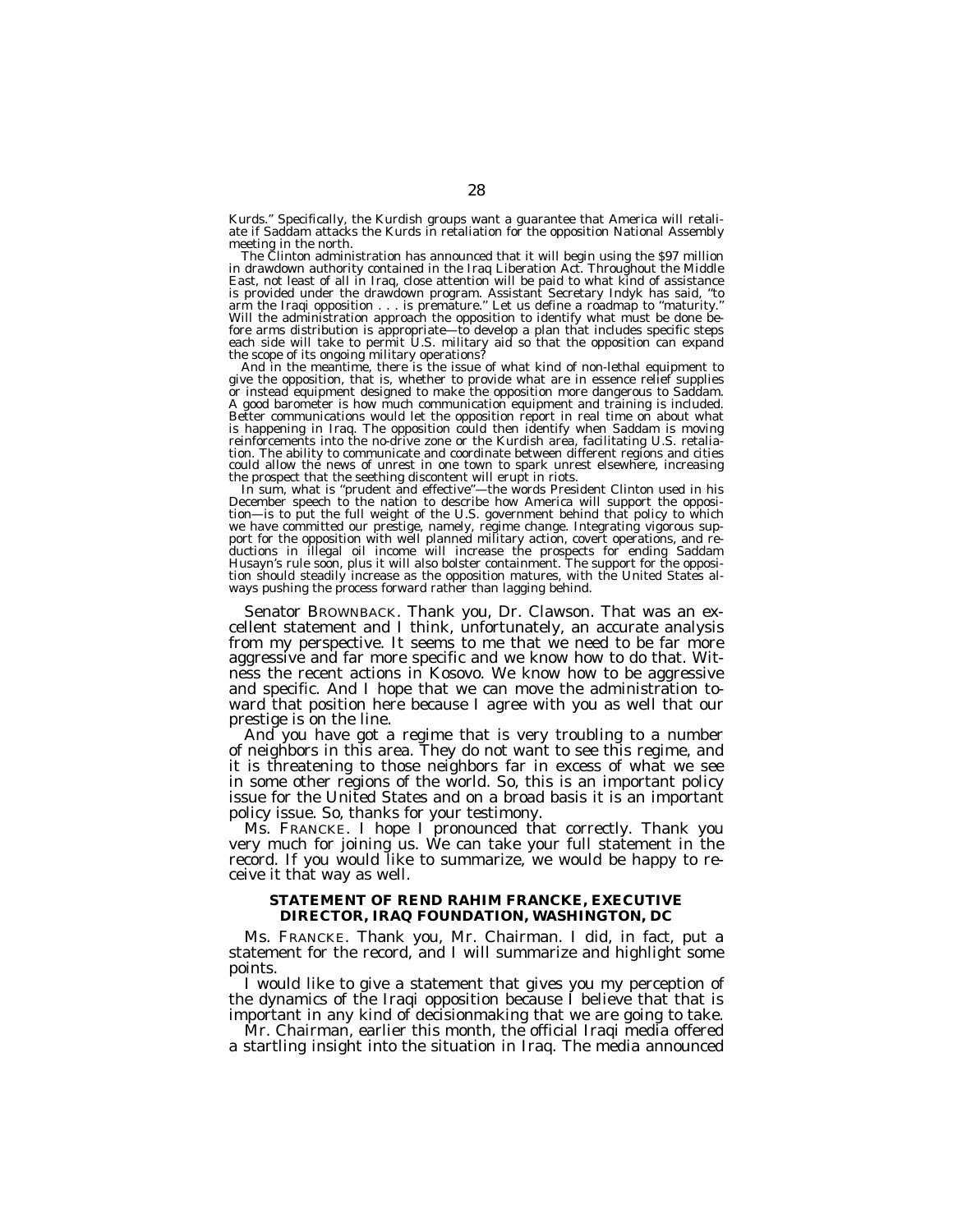Kurds." Specifically, the Kurdish groups want a guarantee that America will retaliate if Saddam attacks the Kurds in retaliation for the opposition National Assembly meeting in the north.

The Clinton administration has announced that it will begin using the $97 million in drawdown authority contained in the Iraq Liberation Act. Throughout the Middle East, not least of all in Iraq, close attention will be paid to what kind of assistance is provided under the drawdown program. Assistant Secretary Indyk has said, "to arm the Iraqi opposition . . . is premature." Let us define a roadmap to "maturity." Will the administration approach the opposition to identify what must be done before arms distribution is appropriate—to develop a plan that includes specific steps each side will take to permit U.S. military aid so that the opposition can expand the scope of its ongoing military operations?

And in the meantime, there is the issue of what kind of non-lethal equipment to give the opposition, that is, whether to provide what are in essence relief supplies or instead equipment designed to make the opposition more dangerous to Saddam. A good barometer is how much communication equipment and training is included. Better communications would let the opposition report in real time on about what is happening in Iraq. The opposition could then identify when Saddam is moving reinforcements into the no-drive zone or the Kurdish area, facilitating U.S. retaliation. The ability to communicate and coordinate between different regions and cities could allow the news of unrest in one town to spark unrest elsewhere, increasing the prospect that the seething discontent will erupt in riots.

In sum, what is "prudent and effective"—the words President Clinton used in his December speech to the nation to describe how America will support the opposition—is to put the full weight of the U.S. government behind that policy to which we have committed our prestige, namely, regime change. Integrating vigorous support for the opposition with well planned military action, covert operations, and reductions in illegal oil income will increase the prospects for ending Saddam Husayn's rule soon, plus it will also bolster containment. The support for the opposition should steadily increase as the opposition matures, with the United States always pushing the process forward rather than lagging behind.

Senator BROWNBACK. Thank you, Dr. Clawson. That was an excellent statement and I think, unfortunately, an accurate analysis from my perspective. It seems to me that we need to be far more aggressive and far more specific and we know how to do that. Witness the recent actions in Kosovo. We know how to be aggressive and specific. And I hope that we can move the administration toward that position here because I agree with you as well that our prestige is on the line.

And you have got a regime that is very troubling to a number of neighbors in this area. They do not want to see this regime, and it is threatening to those neighbors far in excess of what we see in some other regions of the world. So, this is an important policy issue for the United States and on a broad basis it is an important policy issue. So, thanks for your testimony.

Ms. FRANCKE. I hope I pronounced that correctly. Thank you very much for joining us. We can take your full statement in the record. If you would like to summarize, we would be happy to receive it that way as well.

### STATEMENT OF REND RAHIM FRANCKE, EXECUTIVE DIRECTOR, IRAQ FOUNDATION, WASHINGTON, DC

Ms. FRANCKE. Thank you, Mr. Chairman. I did, in fact, put a statement for the record, and I will summarize and highlight some points.

I would like to give a statement that gives you my perception of the dynamics of the Iraqi opposition because I believe that that is important in any kind of decisionmaking that we are going to take.

Mr. Chairman, earlier this month, the official Iraqi media offered a startling insight into the situation in Iraq. The media announced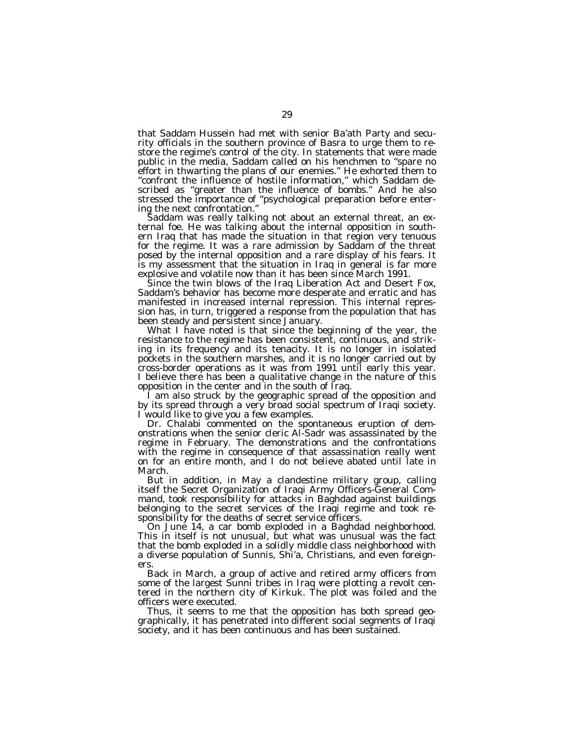that Saddam Hussein had met with senior Ba'ath Party and security officials in the southern province of Basra to urge them to restore the regime's control of the city. In statements that were made public in the media, Saddam called on his henchmen to "spare no effort in thwarting the plans of our enemies." He exhorted them to "confront the influence of hostile information," which Saddam described as "greater than the influence of bombs." And he also stressed the importance of "psychological preparation before entering the next confrontation."

Saddam was really talking not about an external threat, an external foe. He was talking about the internal opposition in southern Iraq that has made the situation in that region very tenuous for the regime. It was a rare admission by Saddam of the threat posed by the internal opposition and a rare display of his fears. It is my assessment that the situation in Iraq in general is far more explosive and volatile now than it has been since March 1991.

Since the twin blows of the Iraq Liberation Act and Desert Fox, Saddam's behavior has become more desperate and erratic and has manifested in increased internal repression. This internal repression has, in turn, triggered a response from the population that has been steady and persistent since January.

What I have noted is that since the beginning of the year, the resistance to the regime has been consistent, continuous, and striking in its frequency and its tenacity. It is no longer in isolated pockets in the southern marshes, and it is no longer carried out by cross-border operations as it was from 1991 until early this year. I believe there has been a qualitative change in the nature of this opposition in the center and in the south of Iraq.

I am also struck by the geographic spread of the opposition and by its spread through a very broad social spectrum of Iraqi society. I would like to give you a few examples.

Dr. Chalabi commented on the spontaneous eruption of demonstrations when the senior cleric Al-Sadr was assassinated by the regime in February. The demonstrations and the confrontations with the regime in consequence of that assassination really went on for an entire month, and I do not believe abated until late in March.

But in addition, in May a clandestine military group, calling itself the Secret Organization of Iraqi Army Officers-General Command, took responsibility for attacks in Baghdad against buildings belonging to the secret services of the Iraqi regime and took responsibility for the deaths of secret service officers.

On June 14, a car bomb exploded in a Baghdad neighborhood. This in itself is not unusual, but what was unusual was the fact that the bomb exploded in a solidly middle class neighborhood with a diverse population of Sunnis, Shi'a, Christians, and even foreigners.

Back in March, a group of active and retired army officers from some of the largest Sunni tribes in Iraq were plotting a revolt centered in the northern city of Kirkuk. The plot was foiled and the officers were executed.

Thus, it seems to me that the opposition has both spread geographically, it has penetrated into different social segments of Iraqi society, and it has been continuous and has been sustained.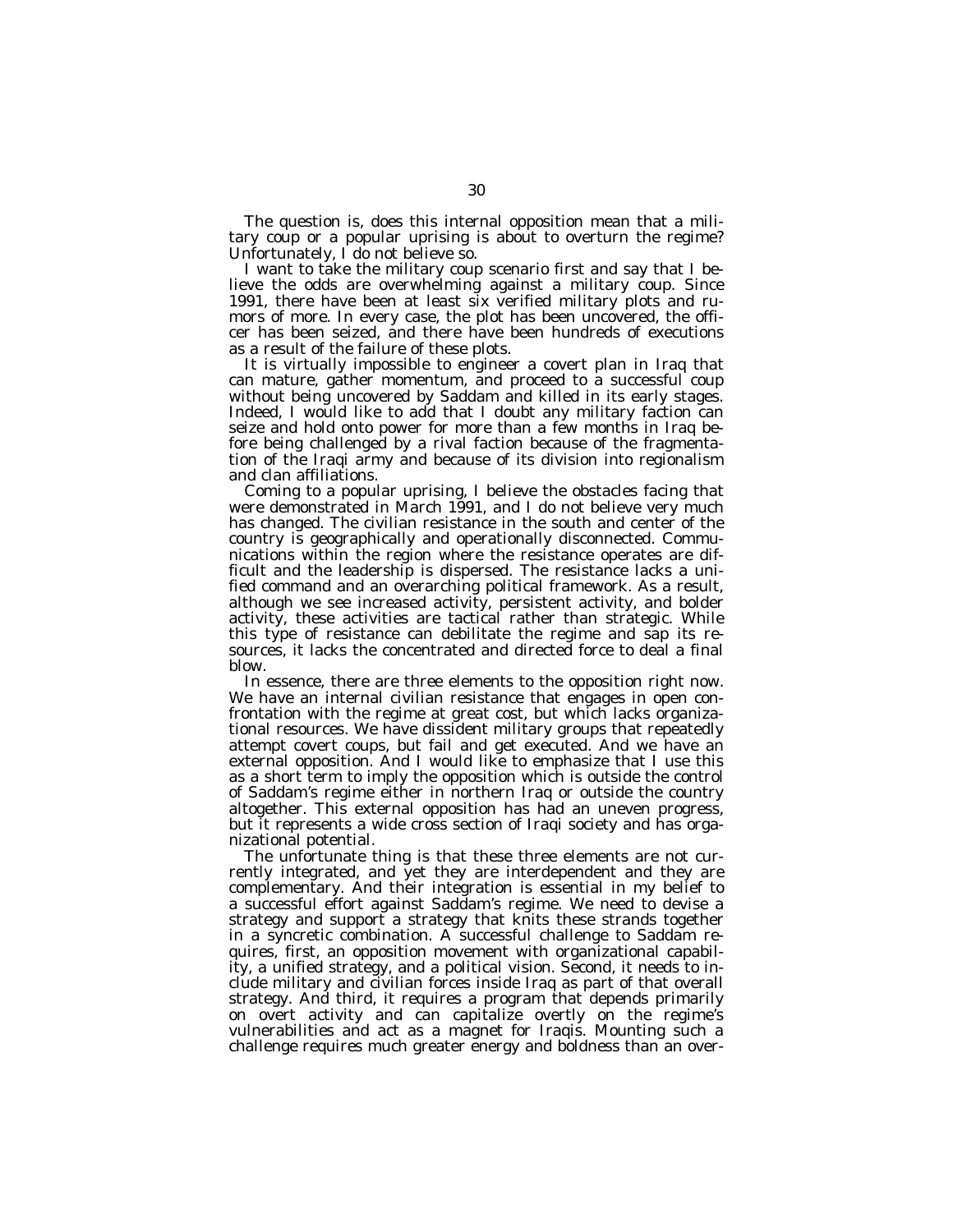The question is, does this internal opposition mean that a military coup or a popular uprising is about to overturn the regime? Unfortunately, I do not believe so.

I want to take the military coup scenario first and say that I believe the odds are overwhelming against a military coup. Since 1991, there have been at least six verified military plots and rumors of more. In every case, the plot has been uncovered, the officer has been seized, and there have been hundreds of executions as a result of the failure of these plots.

It is virtually impossible to engineer a covert plan in Iraq that can mature, gather momentum, and proceed to a successful coup without being uncovered by Saddam and killed in its early stages. Indeed, I would like to add that I doubt any military faction can seize and hold onto power for more than a few months in Iraq before being challenged by a rival faction because of the fragmentation of the Iraqi army and because of its division into regionalism and clan affiliations.

Coming to a popular uprising, I believe the obstacles facing that were demonstrated in March 1991, and I do not believe very much has changed. The civilian resistance in the south and center of the country is geographically and operationally disconnected. Communications within the region where the resistance operates are difficult and the leadership is dispersed. The resistance lacks a unified command and an overarching political framework. As a result, although we see increased activity, persistent activity, and bolder activity, these activities are tactical rather than strategic. While this type of resistance can debilitate the regime and sap its resources, it lacks the concentrated and directed force to deal a final blow.

In essence, there are three elements to the opposition right now. We have an internal civilian resistance that engages in open confrontation with the regime at great cost, but which lacks organizational resources. We have dissident military groups that repeatedly attempt covert coups, but fail and get executed. And we have an external opposition. And I would like to emphasize that I use this as a short term to imply the opposition which is outside the control of Saddam's regime either in northern Iraq or outside the country altogether. This external opposition has had an uneven progress, but it represents a wide cross section of Iraqi society and has organizational potential.

The unfortunate thing is that these three elements are not currently integrated, and yet they are interdependent and they are complementary. And their integration is essential in my belief to a successful effort against Saddam's regime. We need to devise a strategy and support a strategy that knits these strands together in a syncretic combination. A successful challenge to Saddam requires, first, an opposition movement with organizational capability, a unified strategy, and a political vision. Second, it needs to include military and civilian forces inside Iraq as part of that overall strategy. And third, it requires a program that depends primarily on overt activity and can capitalize overtly on the regime's vulnerabilities and act as a magnet for Iraqis. Mounting such a challenge requires much greater energy and boldness than an over-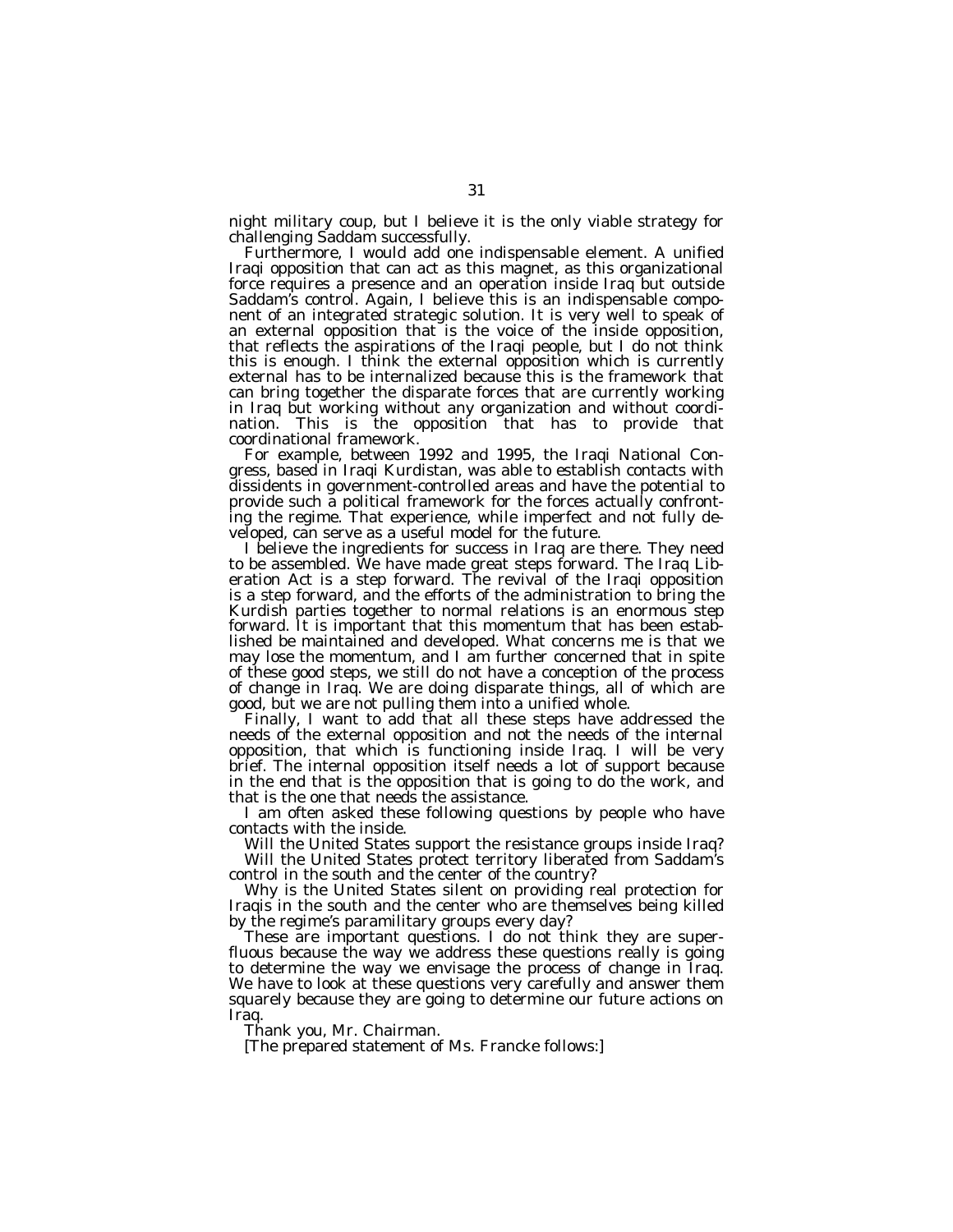night military coup, but I believe it is the only viable strategy for challenging Saddam successfully.

Furthermore, I would add one indispensable element. A unified Iraqi opposition that can act as this magnet, as this organizational force requires a presence and an operation inside Iraq but outside Saddam's control. Again, I believe this is an indispensable component of an integrated strategic solution. It is very well to speak of an external opposition that is the voice of the inside opposition, that reflects the aspirations of the Iraqi people, but I do not think this is enough. I think the external opposition which is currently external has to be internalized because this is the framework that can bring together the disparate forces that are currently working in Iraq but working without any organization and without coordination. This is the opposition that has to provide that coordinational framework.

For example, between 1992 and 1995, the Iraqi National Congress, based in Iraqi Kurdistan, was able to establish contacts with dissidents in government-controlled areas and have the potential to provide such a political framework for the forces actually confronting the regime. That experience, while imperfect and not fully developed, can serve as a useful model for the future.

I believe the ingredients for success in Iraq are there. They need to be assembled. We have made great steps forward. The Iraq Liberation Act is a step forward. The revival of the Iraqi opposition is a step forward, and the efforts of the administration to bring the Kurdish parties together to normal relations is an enormous step forward. It is important that this momentum that has been established be maintained and developed. What concerns me is that we may lose the momentum, and I am further concerned that in spite of these good steps, we still do not have a conception of the process of change in Iraq. We are doing disparate things, all of which are good, but we are not pulling them into a unified whole.

Finally, I want to add that all these steps have addressed the needs of the external opposition and not the needs of the internal opposition, that which is functioning inside Iraq. I will be very brief. The internal opposition itself needs a lot of support because in the end that is the opposition that is going to do the work, and that is the one that needs the assistance.

I am often asked these following questions by people who have contacts with the inside.

Will the United States support the resistance groups inside Iraq?

Will the United States protect territory liberated from Saddam's control in the south and the center of the country?

Why is the United States silent on providing real protection for Iraqis in the south and the center who are themselves being killed by the regime's paramilitary groups every day?

These are important questions. I do not think they are superfluous because the way we address these questions really is going to determine the way we envisage the process of change in Iraq. We have to look at these questions very carefully and answer them squarely because they are going to determine our future actions on Iraq.

Thank you, Mr. Chairman.

[The prepared statement of Ms. Francke follows:]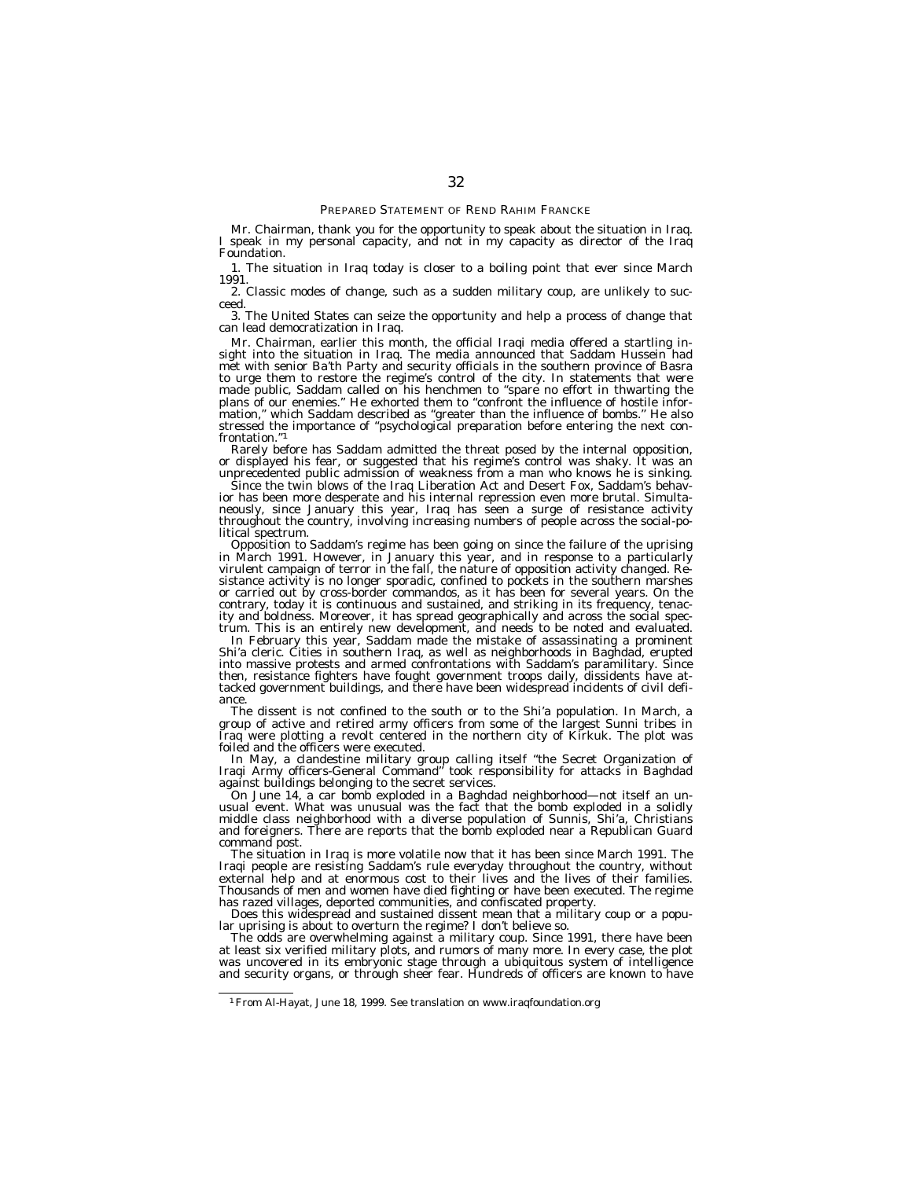## PREPARED STATEMENT OF REND RAHIM FRANCKE

Mr. Chairman, thank you for the opportunity to speak about the situation in Iraq. I speak in my personal capacity, and not in my capacity as director of the Iraq Foundation.

1. The situation in Iraq today is closer to a boiling point that ever since March 1991.
2. Classic modes of change, such as a sudden military coup, are unlikely to succeed.
3. The United States can seize the opportunity and help a process of change that can lead democratization in Iraq.

Mr. Chairman, earlier this month, the official Iraqi media offered a startling insight into the situation in Iraq. The media announced that Saddam Hussein had met with senior Ba'th Party and security officials in the southern province of Basra to urge them to restore the regime's control of the city. In statements that were made public, Saddam called on his henchmen to "spare no effort in thwarting the plans of our enemies." He exhorted them to "confront the influence of hostile information," which Saddam described as "greater than the influence of bombs." He also stressed the importance of "psychological preparation before entering the next confrontation."[1]

Rarely before has Saddam admitted the threat posed by the internal opposition, or displayed his fear, or suggested that his regime's control was shaky. It was an unprecedented public admission of weakness from a man who knows he is sinking.

Since the twin blows of the Iraq Liberation Act and Desert Fox, Saddam's behavior has been more desperate and his internal repression even more brutal. Simultaneously, since January this year, Iraq has seen a surge of resistance activity throughout the country, involving increasing numbers of people across the social-political spectrum.

Opposition to Saddam's regime has been going on since the failure of the uprising in March 1991. However, in January this year, and in response to a particularly virulent campaign of terror in the fall, the nature of opposition activity changed. Resistance activity is no longer sporadic, confined to pockets in the southern marshes or carried out by cross-border commandos, as it has been for several years. On the contrary, today it is continuous and sustained, and striking in its frequency, tenacity and boldness. Moreover, it has spread geographically and across the social spectrum. This is an entirely new development, and needs to be noted and evaluated.

In February this year, Saddam made the mistake of assassinating a prominent Shi'a cleric. Cities in southern Iraq, as well as neighborhoods in Baghdad, erupted into massive protests and armed confrontations with Saddam's paramilitary. Since then, resistance fighters have fought government troops daily, dissidents have attacked government buildings, and there have been widespread incidents of civil defiance.

The dissent is not confined to the south or to the Shi'a population. In March, a group of active and retired army officers from some of the largest Sunni tribes in Iraq were plotting a revolt centered in the northern city of Kirkuk. The plot was foiled and the officers were executed.

In May, a clandestine military group calling itself "the Secret Organization of Iraqi Army officers-General Command" took responsibility for attacks in Baghdad against buildings belonging to the secret services.

On June 14, a car bomb exploded in a Baghdad neighborhood—not itself an unusual event. What was unusual was the fact that the bomb exploded in a solidly middle class neighborhood with a diverse population of Sunnis, Shi'a, Christians and foreigners. There are reports that the bomb exploded near a Republican Guard command post.

The situation in Iraq is more volatile now that it has been since March 1991. The Iraqi people are resisting Saddam's rule everyday throughout the country, without external help and at enormous cost to their lives and the lives of their families. Thousands of men and women have died fighting or have been executed. The regime has razed villages, deported communities, and confiscated property.

Does this widespread and sustained dissent mean that a military coup or a popular uprising is about to overturn the regime? I don't believe so.

The odds are overwhelming against a military coup. Since 1991, there have been at least six verified military plots, and rumors of many more. In every case, the plot was uncovered in its embryonic stage through a ubiquitous system of intelligence and security organs, or through sheer fear. Hundreds of officers are known to have

---

[1] From Al-Hayat, June 18, 1999. See translation on www.iraqfoundation.org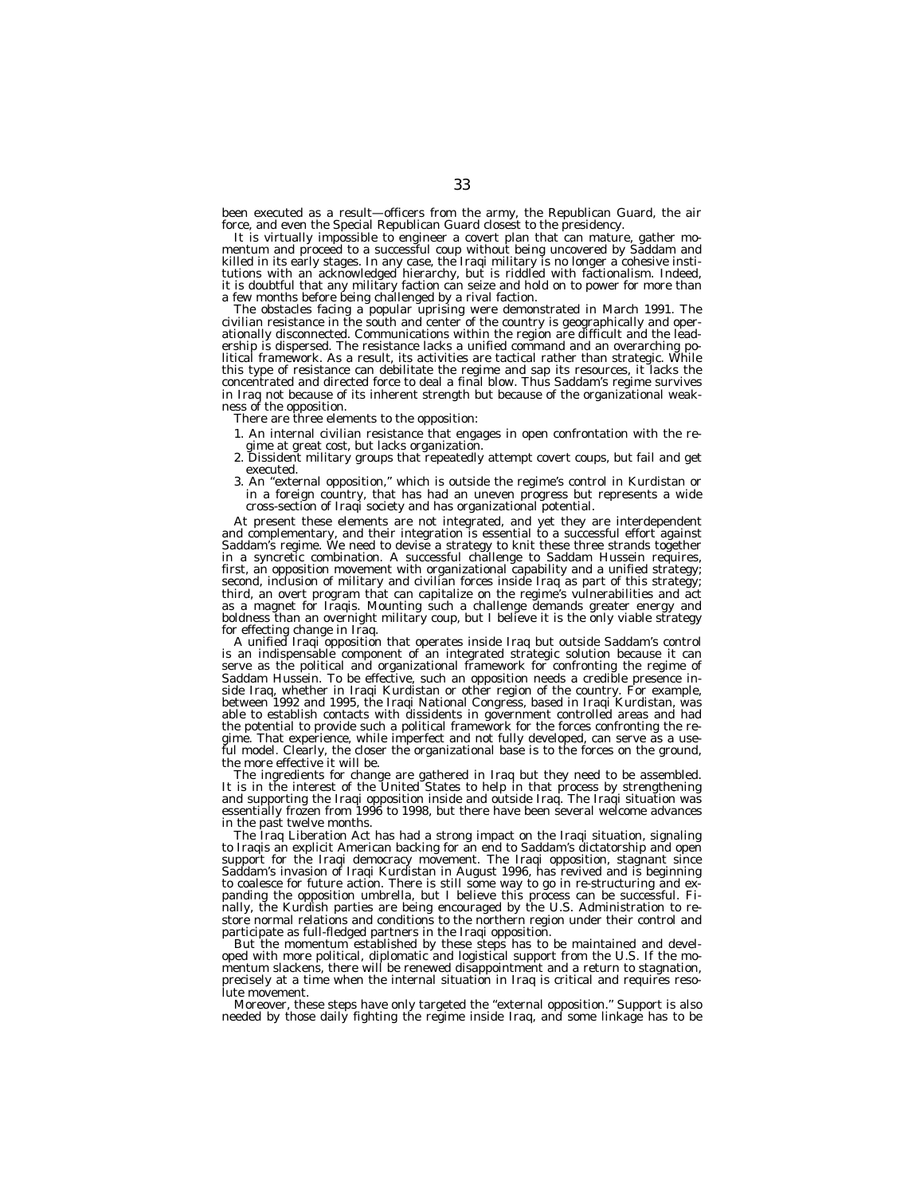been executed as a result—officers from the army, the Republican Guard, the air force, and even the Special Republican Guard closest to the presidency.

It is virtually impossible to engineer a covert plan that can mature, gather momentum and proceed to a successful coup without being uncovered by Saddam and killed in its early stages. In any case, the Iraqi military is no longer a cohesive institutions with an acknowledged hierarchy, but is riddled with factionalism. Indeed, it is doubtful that any military faction can seize and hold on to power for more than a few months before being challenged by a rival faction.

The obstacles facing a popular uprising were demonstrated in March 1991. The civilian resistance in the south and center of the country is geographically and operationally disconnected. Communications within the region are difficult and the leadership is dispersed. The resistance lacks a unified command and an overarching political framework. As a result, its activities are tactical rather than strategic. While this type of resistance can debilitate the regime and sap its resources, it lacks the concentrated and directed force to deal a final blow. Thus Saddam's regime survives in Iraq not because of its inherent strength but because of the organizational weakness of the opposition.

There are three elements to the opposition:

1. An internal civilian resistance that engages in open confrontation with the regime at great cost, but lacks organization.
2. Dissident military groups that repeatedly attempt covert coups, but fail and get executed.
3. An "external opposition," which is outside the regime's control in Kurdistan or in a foreign country, that has had an uneven progress but represents a wide cross-section of Iraqi society and has organizational potential.

At present these elements are not integrated, and yet they are interdependent and complementary, and their integration is essential to a successful effort against Saddam's regime. We need to devise a strategy to knit these three strands together in a syncretic combination. A successful challenge to Saddam Hussein requires, first, an opposition movement with organizational capability and a unified strategy; second, inclusion of military and civilian forces inside Iraq as part of this strategy; third, an overt program that can capitalize on the regime's vulnerabilities and act as a magnet for Iraqis. Mounting such a challenge demands greater energy and boldness than an overnight military coup, but I believe it is the only viable strategy for effecting change in Iraq.

A unified Iraqi opposition that operates inside Iraq but outside Saddam's control is an indispensable component of an integrated strategic solution because it can serve as the political and organizational framework for confronting the regime of Saddam Hussein. To be effective, such an opposition needs a credible presence inside Iraq, whether in Iraqi Kurdistan or other region of the country. For example, between 1992 and 1995, the Iraqi National Congress, based in Iraqi Kurdistan, was able to establish contacts with dissidents in government controlled areas and had the potential to provide such a political framework for the forces confronting the regime. That experience, while imperfect and not fully developed, can serve as a useful model. Clearly, the closer the organizational base is to the forces on the ground, the more effective it will be.

The ingredients for change are gathered in Iraq but they need to be assembled. It is in the interest of the United States to help in that process by strengthening and supporting the Iraqi opposition inside and outside Iraq. The Iraqi situation was essentially frozen from 1996 to 1998, but there have been several welcome advances in the past twelve months.

The Iraq Liberation Act has had a strong impact on the Iraqi situation, signaling to Iraqis an explicit American backing for an end to Saddam's dictatorship and open support for the Iraqi democracy movement. The Iraqi opposition, stagnant since Saddam's invasion of Iraqi Kurdistan in August 1996, has revived and is beginning to coalesce for future action. There is still some way to go in re-structuring and expanding the opposition umbrella, but I believe this process can be successful. Finally, the Kurdish parties are being encouraged by the U.S. Administration to restore normal relations and conditions to the northern region under their control and participate as full-fledged partners in the Iraqi opposition.

But the momentum established by these steps has to be maintained and developed with more political, diplomatic and logistical support from the U.S. If the momentum slackens, there will be renewed disappointment and a return to stagnation, precisely at a time when the internal situation in Iraq is critical and requires resolute movement.

Moreover, these steps have only targeted the "external opposition." Support is also needed by those daily fighting the regime inside Iraq, and some linkage has to be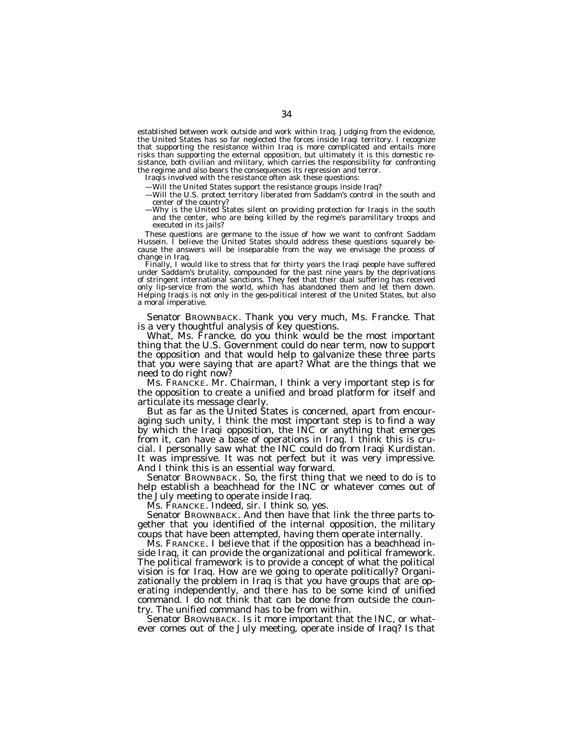established between work outside and work within Iraq. Judging from the evidence, the United States has so far neglected the forces inside Iraqi territory. I recognize that supporting the resistance within Iraq is more complicated and entails more risks than supporting the external opposition, but ultimately it is this domestic resistance, both civilian and military, which carries the responsibility for confronting the regime and also bears the consequences its repression and terror.

Iraqis involved with the resistance often ask these questions:

—Will the United States support the resistance groups inside Iraq?

—Will the U.S. protect territory liberated from Saddam's control in the south and center of the country?

—Why is the United States silent on providing protection for Iraqis in the south and the center, who are being killed by the regime's paramilitary troops and executed in its jails?

These questions are germane to the issue of how we want to confront Saddam Hussein. I believe the United States should address these questions squarely because the answers will be inseparable from the way we envisage the process of change in Iraq.

Finally, I would like to stress that for thirty years the Iraqi people have suffered under Saddam's brutality, compounded for the past nine years by the deprivations of stringent international sanctions. They feel that their dual suffering has received only lip-service from the world, which has abandoned them and let them down. Helping Iraqis is not only in the geo-political interest of the United States, but also a moral imperative.

Senator BROWNBACK. Thank you very much, Ms. Francke. That is a very thoughtful analysis of key questions.

What, Ms. Francke, do you think would be the most important thing that the U.S. Government could do near term, now to support the opposition and that would help to galvanize these three parts that you were saying that are apart? What are the things that we need to do right now?

Ms. FRANCKE. Mr. Chairman, I think a very important step is for the opposition to create a unified and broad platform for itself and articulate its message clearly.

But as far as the United States is concerned, apart from encouraging such unity, I think the most important step is to find a way by which the Iraqi opposition, the INC or anything that emerges from it, can have a base of operations in Iraq. I think this is crucial. I personally saw what the INC could do from Iraqi Kurdistan. It was impressive. It was not perfect but it was very impressive. And I think this is an essential way forward.

Senator BROWNBACK. So, the first thing that we need to do is to help establish a beachhead for the INC or whatever comes out of the July meeting to operate inside Iraq.

Ms. FRANCKE. Indeed, sir. I think so, yes.

Senator BROWNBACK. And then have that link the three parts together that you identified of the internal opposition, the military coups that have been attempted, having them operate internally.

Ms. FRANCKE. I believe that if the opposition has a beachhead inside Iraq, it can provide the organizational and political framework. The political framework is to provide a concept of what the political vision is for Iraq. How are we going to operate politically? Organizationally the problem in Iraq is that you have groups that are operating independently, and there has to be some kind of unified command. I do not think that can be done from outside the country. The unified command has to be from within.

Senator BROWNBACK. Is it more important that the INC, or whatever comes out of the July meeting, operate inside of Iraq? Is that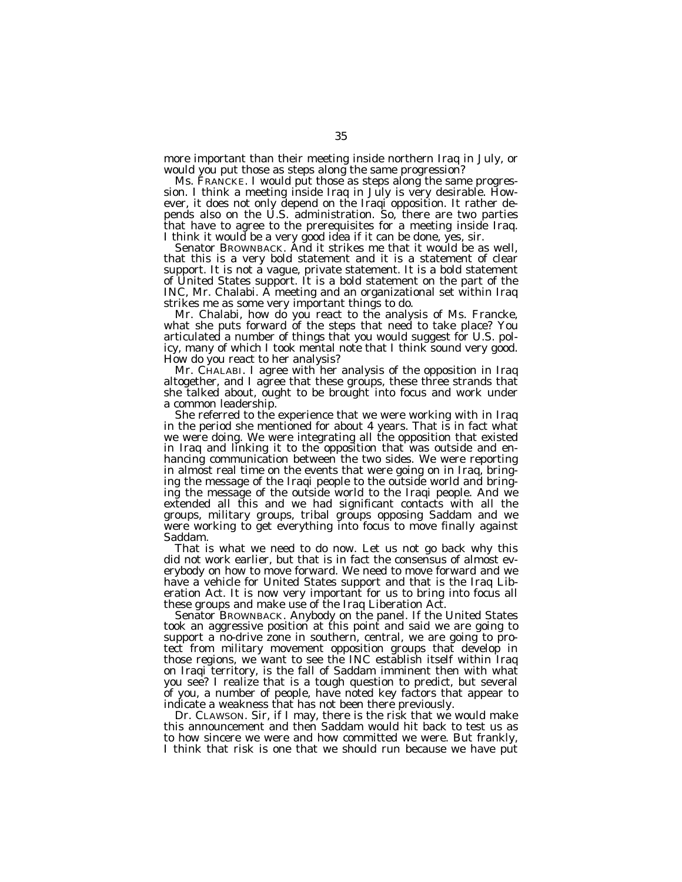more important than their meeting inside northern Iraq in July, or would you put those as steps along the same progression?

Ms. FRANCKE. I would put those as steps along the same progression. I think a meeting inside Iraq in July is very desirable. However, it does not only depend on the Iraqi opposition. It rather depends also on the U.S. administration. So, there are two parties that have to agree to the prerequisites for a meeting inside Iraq. I think it would be a very good idea if it can be done, yes, sir.

Senator BROWNBACK. And it strikes me that it would be as well, that this is a very bold statement and it is a statement of clear support. It is not a vague, private statement. It is a bold statement of United States support. It is a bold statement on the part of the INC, Mr. Chalabi. A meeting and an organizational set within Iraq strikes me as some very important things to do.

Mr. Chalabi, how do you react to the analysis of Ms. Francke, what she puts forward of the steps that need to take place? You articulated a number of things that you would suggest for U.S. policy, many of which I took mental note that I think sound very good. How do you react to her analysis?

Mr. CHALABI. I agree with her analysis of the opposition in Iraq altogether, and I agree that these groups, these three strands that she talked about, ought to be brought into focus and work under a common leadership.

She referred to the experience that we were working with in Iraq in the period she mentioned for about 4 years. That is in fact what we were doing. We were integrating all the opposition that existed in Iraq and linking it to the opposition that was outside and enhancing communication between the two sides. We were reporting in almost real time on the events that were going on in Iraq, bringing the message of the Iraqi people to the outside world and bringing the message of the outside world to the Iraqi people. And we extended all this and we had significant contacts with all the groups, military groups, tribal groups opposing Saddam and we were working to get everything into focus to move finally against Saddam.

That is what we need to do now. Let us not go back why this did not work earlier, but that is in fact the consensus of almost everybody on how to move forward. We need to move forward and we have a vehicle for United States support and that is the Iraq Liberation Act. It is now very important for us to bring into focus all these groups and make use of the Iraq Liberation Act.

Senator BROWNBACK. Anybody on the panel. If the United States took an aggressive position at this point and said we are going to support a no-drive zone in southern, central, we are going to protect from military movement opposition groups that develop in those regions, we want to see the INC establish itself within Iraq on Iraqi territory, is the fall of Saddam imminent then with what you see? I realize that is a tough question to predict, but several of you, a number of people, have noted key factors that appear to indicate a weakness that has not been there previously.

Dr. CLAWSON. Sir, if I may, there is the risk that we would make this announcement and then Saddam would hit back to test us as to how sincere we were and how committed we were. But frankly, I think that risk is one that we should run because we have put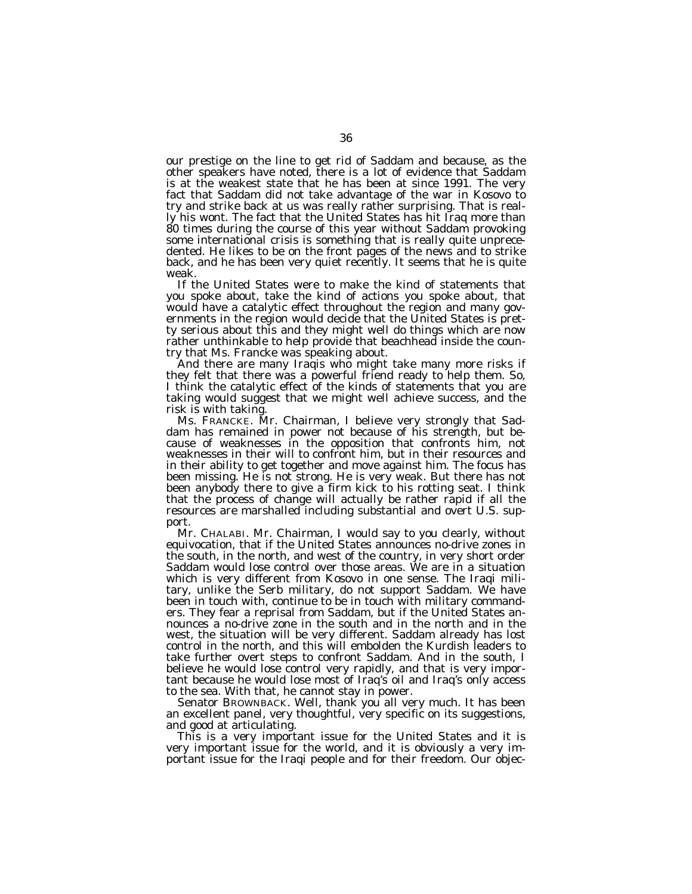our prestige on the line to get rid of Saddam and because, as the other speakers have noted, there is a lot of evidence that Saddam is at the weakest state that he has been at since 1991. The very fact that Saddam did not take advantage of the war in Kosovo to try and strike back at us was really rather surprising. That is really his wont. The fact that the United States has hit Iraq more than 80 times during the course of this year without Saddam provoking some international crisis is something that is really quite unprecedented. He likes to be on the front pages of the news and to strike back, and he has been very quiet recently. It seems that he is quite weak.

If the United States were to make the kind of statements that you spoke about, take the kind of actions you spoke about, that would have a catalytic effect throughout the region and many governments in the region would decide that the United States is pretty serious about this and they might well do things which are now rather unthinkable to help provide that beachhead inside the country that Ms. Francke was speaking about.

And there are many Iraqis who might take many more risks if they felt that there was a powerful friend ready to help them. So, I think the catalytic effect of the kinds of statements that you are taking would suggest that we might well achieve success, and the risk is with taking.

Ms. FRANCKE. Mr. Chairman, I believe very strongly that Saddam has remained in power not because of his strength, but because of weaknesses in the opposition that confronts him, not weaknesses in their will to confront him, but in their resources and in their ability to get together and move against him. The focus has been missing. He is not strong. He is very weak. But there has not been anybody there to give a firm kick to his rotting seat. I think that the process of change will actually be rather rapid if all the resources are marshalled including substantial and overt U.S. support.

Mr. CHALABI. Mr. Chairman, I would say to you clearly, without equivocation, that if the United States announces no-drive zones in the south, in the north, and west of the country, in very short order Saddam would lose control over those areas. We are in a situation which is very different from Kosovo in one sense. The Iraqi military, unlike the Serb military, do not support Saddam. We have been in touch with, continue to be in touch with military commanders. They fear a reprisal from Saddam, but if the United States announces a no-drive zone in the south and in the north and in the west, the situation will be very different. Saddam already has lost control in the north, and this will embolden the Kurdish leaders to take further overt steps to confront Saddam. And in the south, I believe he would lose control very rapidly, and that is very important because he would lose most of Iraq's oil and Iraq's only access to the sea. With that, he cannot stay in power.

Senator BROWNBACK. Well, thank you all very much. It has been an excellent panel, very thoughtful, very specific on its suggestions, and good at articulating.

This is a very important issue for the United States and it is very important issue for the world, and it is obviously a very important issue for the Iraqi people and for their freedom. Our objec-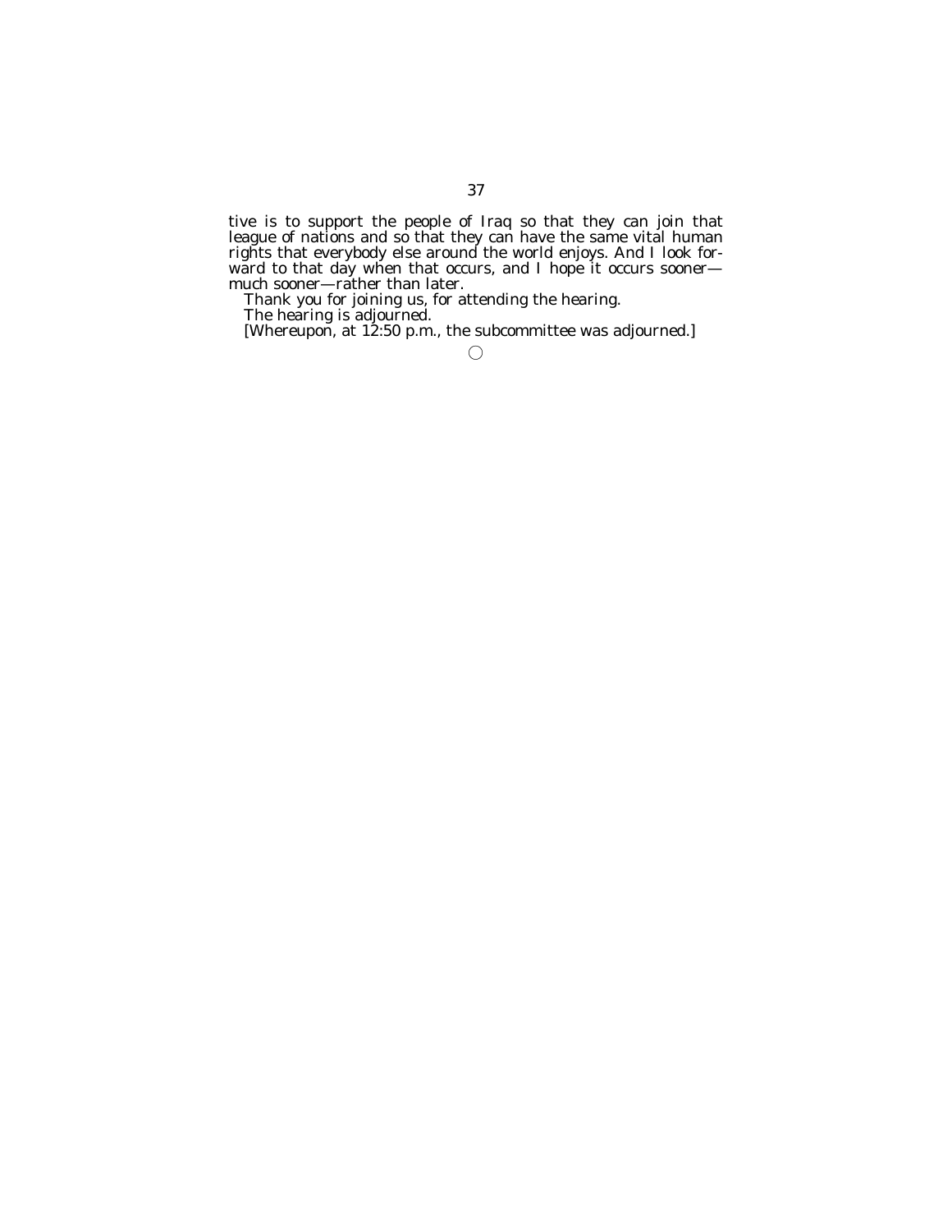tive is to support the people of Iraq so that they can join that league of nations and so that they can have the same vital human rights that everybody else around the world enjoys. And I look forward to that day when that occurs, and I hope it occurs sooner—much sooner—rather than later.

Thank you for joining us, for attending the hearing.

The hearing is adjourned.

[Whereupon, at 12:50 p.m., the subcommittee was adjourned.]

○